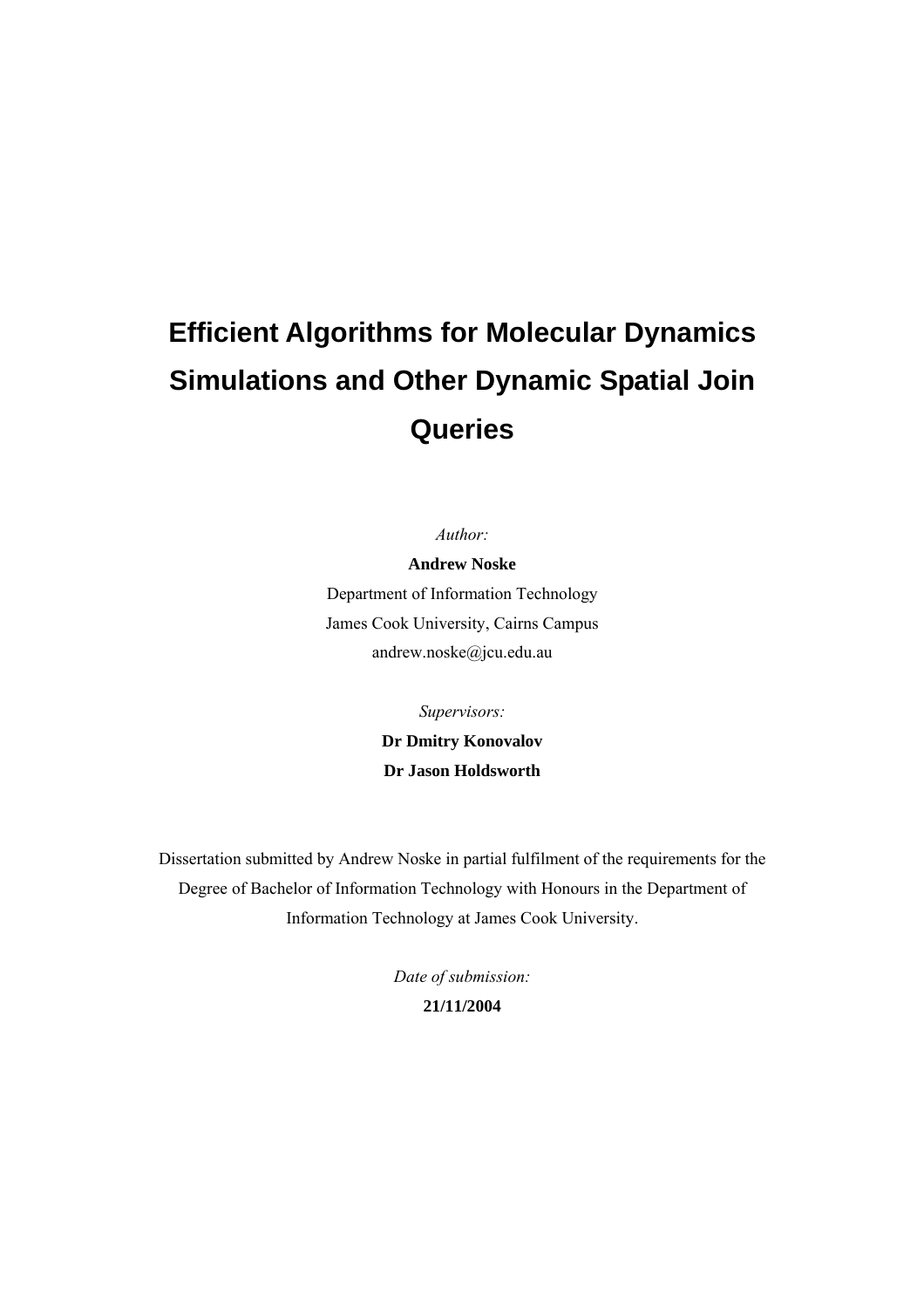# Efficient Algorithms for Molecular Dynamics Simulations and Other Dynamic Spatial Join Queries

*Author:*

**Andrew Noske**

Department of Information Technology

James Cook University, Cairns Campus

andrew.noske@jcu.edu.au

*Supervisors:*

**Dr Dmitry Konovalov**

**Dr Jason Holdsworth**

Dissertation submitted by Andrew Noske in partial fulfilment of the requirements for the Degree of Bachelor of Information Technology with Honours in the Department of Information Technology at James Cook University.

*Date of submission:*

**21/11/2004**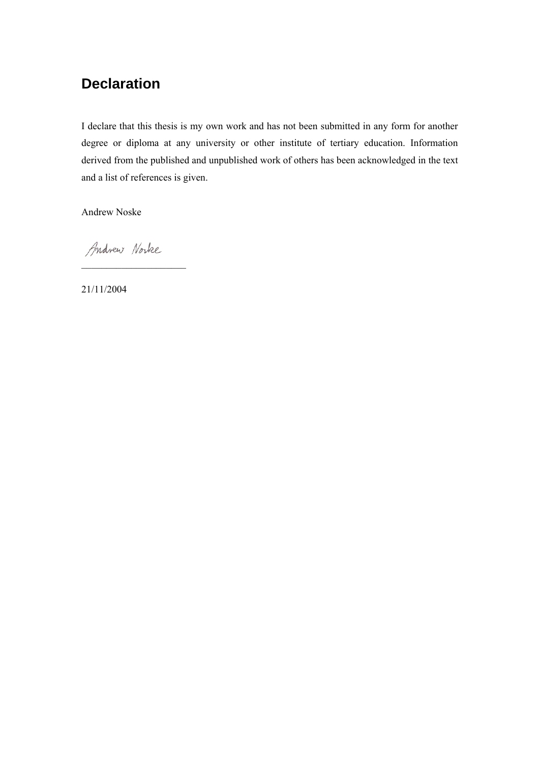# Declaration

I declare that this thesis is my own work and has not been submitted in any form for another degree or diploma at any university or other institute of tertiary education. Information derived from the published and unpublished work of others has been acknowledged in the text and a list of references is given.

Andrew Noske

Andrew Noske
_____________________

21/11/2004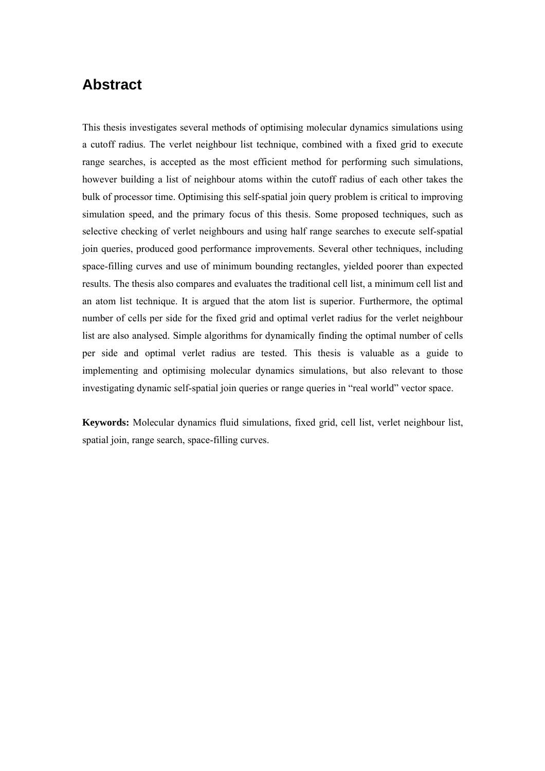# Abstract

This thesis investigates several methods of optimising molecular dynamics simulations using a cutoff radius. The verlet neighbour list technique, combined with a fixed grid to execute range searches, is accepted as the most efficient method for performing such simulations, however building a list of neighbour atoms within the cutoff radius of each other takes the bulk of processor time. Optimising this self-spatial join query problem is critical to improving simulation speed, and the primary focus of this thesis. Some proposed techniques, such as selective checking of verlet neighbours and using half range searches to execute self-spatial join queries, produced good performance improvements. Several other techniques, including space-filling curves and use of minimum bounding rectangles, yielded poorer than expected results. The thesis also compares and evaluates the traditional cell list, a minimum cell list and an atom list technique. It is argued that the atom list is superior. Furthermore, the optimal number of cells per side for the fixed grid and optimal verlet radius for the verlet neighbour list are also analysed. Simple algorithms for dynamically finding the optimal number of cells per side and optimal verlet radius are tested. This thesis is valuable as a guide to implementing and optimising molecular dynamics simulations, but also relevant to those investigating dynamic self-spatial join queries or range queries in "real world" vector space.

**Keywords:** Molecular dynamics fluid simulations, fixed grid, cell list, verlet neighbour list, spatial join, range search, space-filling curves.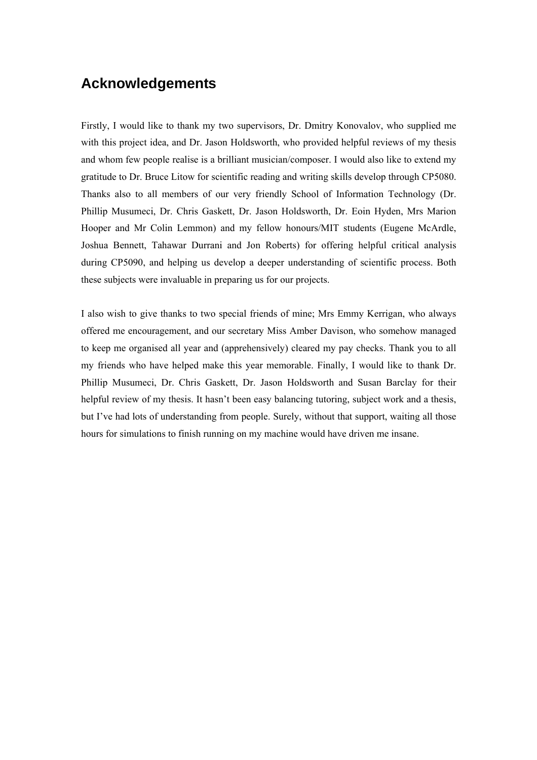# Acknowledgements

Firstly, I would like to thank my two supervisors, Dr. Dmitry Konovalov, who supplied me with this project idea, and Dr. Jason Holdsworth, who provided helpful reviews of my thesis and whom few people realise is a brilliant musician/composer. I would also like to extend my gratitude to Dr. Bruce Litow for scientific reading and writing skills develop through CP5080. Thanks also to all members of our very friendly School of Information Technology (Dr. Phillip Musumeci, Dr. Chris Gaskett, Dr. Jason Holdsworth, Dr. Eoin Hyden, Mrs Marion Hooper and Mr Colin Lemmon) and my fellow honours/MIT students (Eugene McArdle, Joshua Bennett, Tahawar Durrani and Jon Roberts) for offering helpful critical analysis during CP5090, and helping us develop a deeper understanding of scientific process. Both these subjects were invaluable in preparing us for our projects.

I also wish to give thanks to two special friends of mine; Mrs Emmy Kerrigan, who always offered me encouragement, and our secretary Miss Amber Davison, who somehow managed to keep me organised all year and (apprehensively) cleared my pay checks. Thank you to all my friends who have helped make this year memorable. Finally, I would like to thank Dr. Phillip Musumeci, Dr. Chris Gaskett, Dr. Jason Holdsworth and Susan Barclay for their helpful review of my thesis. It hasn't been easy balancing tutoring, subject work and a thesis, but I've had lots of understanding from people. Surely, without that support, waiting all those hours for simulations to finish running on my machine would have driven me insane.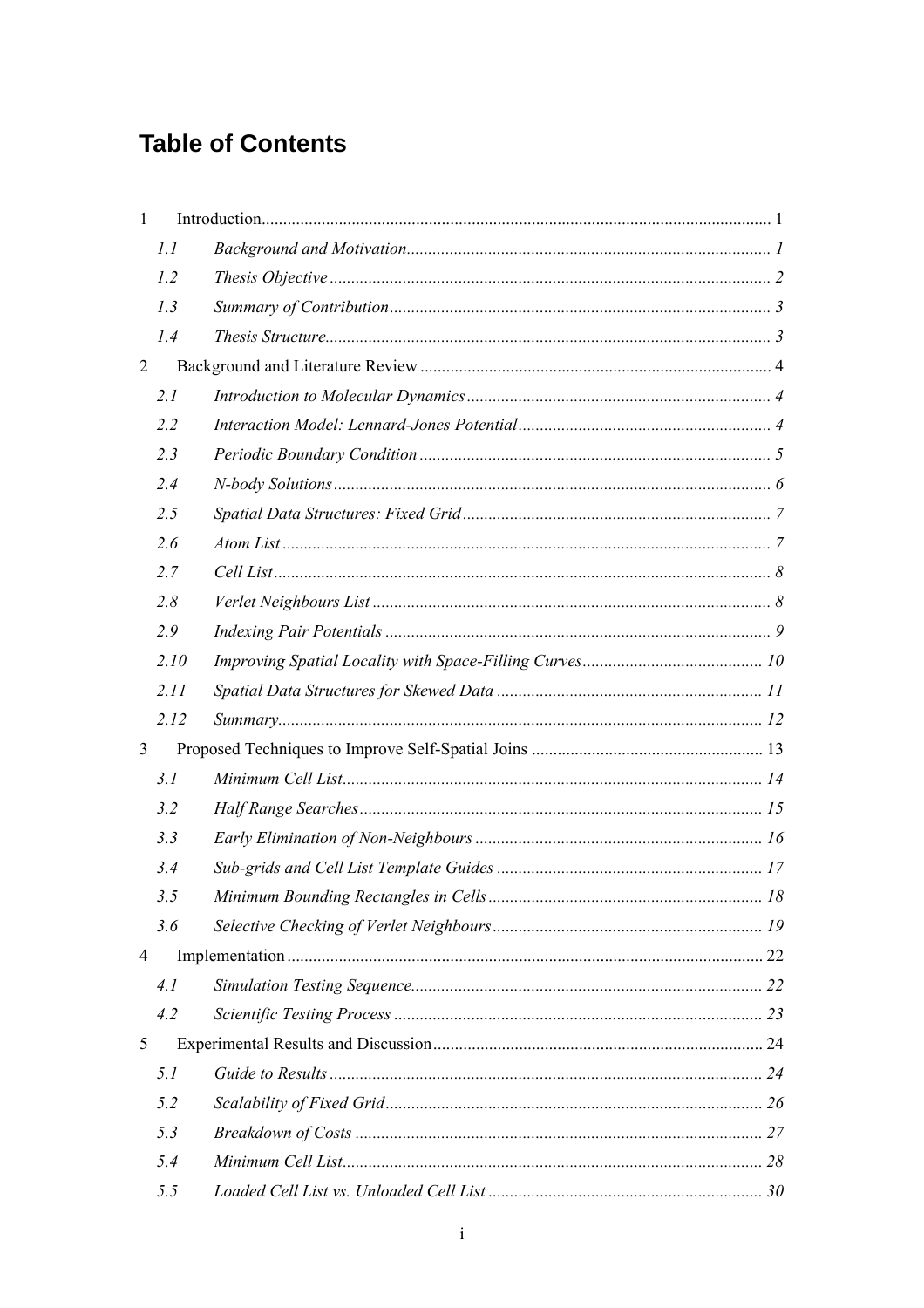# Table of Contents

1 Introduction ........ 1

- *1.1 Background and Motivation ........ 1*
- *1.2 Thesis Objective ........ 2*
- *1.3 Summary of Contribution ........ 3*
- *1.4 Thesis Structure ........ 3*

2 Background and Literature Review ........ 4

- *2.1 Introduction to Molecular Dynamics ........ 4*
- *2.2 Interaction Model: Lennard-Jones Potential ........ 4*
- *2.3 Periodic Boundary Condition ........ 5*
- *2.4 N-body Solutions ........ 6*
- *2.5 Spatial Data Structures: Fixed Grid ........ 7*
- *2.6 Atom List ........ 7*
- *2.7 Cell List ........ 8*
- *2.8 Verlet Neighbours List ........ 8*
- *2.9 Indexing Pair Potentials ........ 9*
- *2.10 Improving Spatial Locality with Space-Filling Curves ........ 10*
- *2.11 Spatial Data Structures for Skewed Data ........ 11*
- *2.12 Summary ........ 12*

3 Proposed Techniques to Improve Self-Spatial Joins ........ 13

- *3.1 Minimum Cell List ........ 14*
- *3.2 Half Range Searches ........ 15*
- *3.3 Early Elimination of Non-Neighbours ........ 16*
- *3.4 Sub-grids and Cell List Template Guides ........ 17*
- *3.5 Minimum Bounding Rectangles in Cells ........ 18*
- *3.6 Selective Checking of Verlet Neighbours ........ 19*

4 Implementation ........ 22

- *4.1 Simulation Testing Sequence ........ 22*
- *4.2 Scientific Testing Process ........ 23*

5 Experimental Results and Discussion ........ 24

- *5.1 Guide to Results ........ 24*
- *5.2 Scalability of Fixed Grid ........ 26*
- *5.3 Breakdown of Costs ........ 27*
- *5.4 Minimum Cell List ........ 28*
- *5.5 Loaded Cell List vs. Unloaded Cell List ........ 30*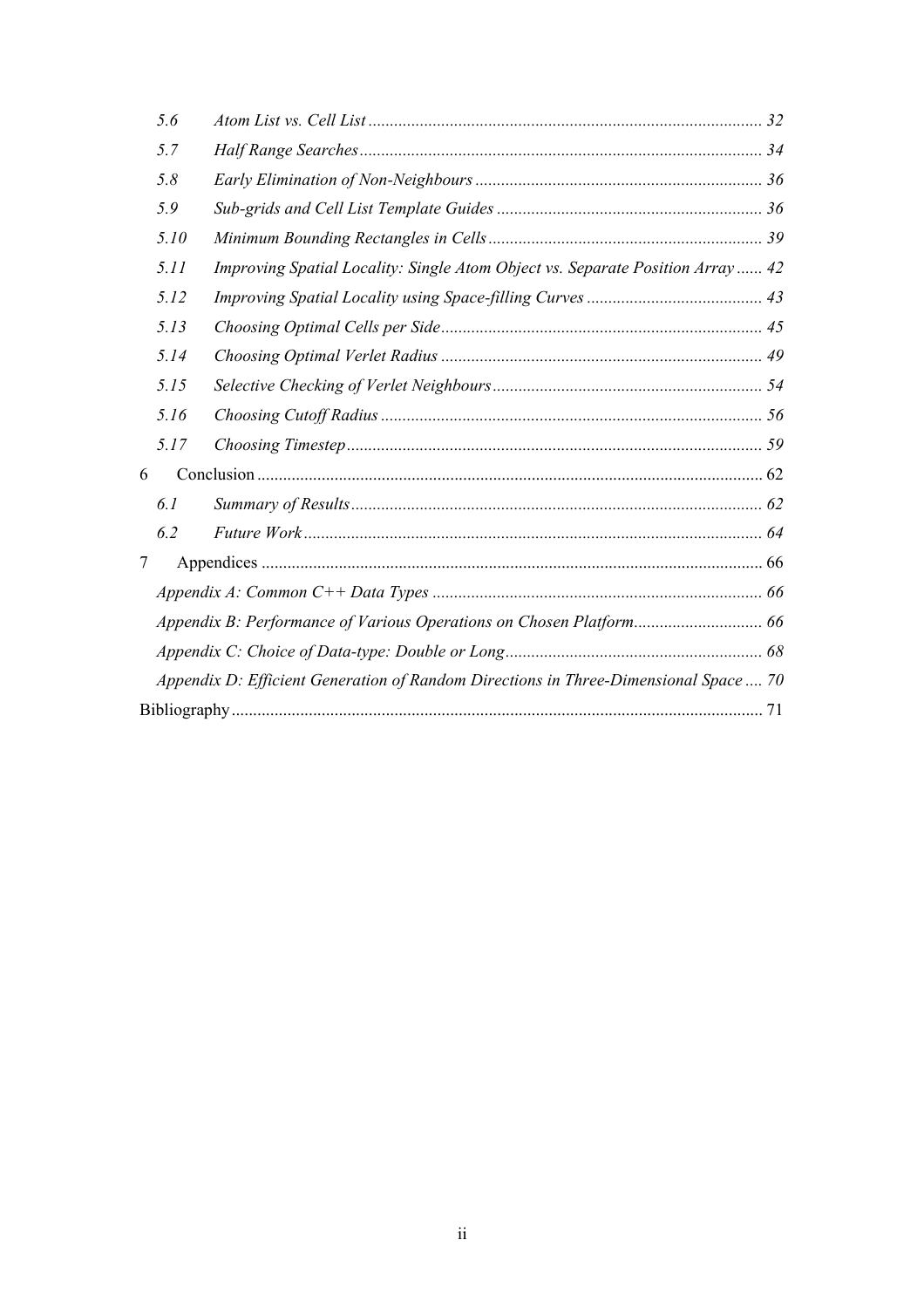- 5.6 *Atom List vs. Cell List* ... *32*
- 5.7 *Half Range Searches* ... *34*
- 5.8 *Early Elimination of Non-Neighbours* ... *36*
- 5.9 *Sub-grids and Cell List Template Guides* ... *36*
- 5.10 *Minimum Bounding Rectangles in Cells* ... *39*
- 5.11 *Improving Spatial Locality: Single Atom Object vs. Separate Position Array* ... *42*
- 5.12 *Improving Spatial Locality using Space-filling Curves* ... *43*
- 5.13 *Choosing Optimal Cells per Side* ... *45*
- 5.14 *Choosing Optimal Verlet Radius* ... *49*
- 5.15 *Selective Checking of Verlet Neighbours* ... *54*
- 5.16 *Choosing Cutoff Radius* ... *56*
- 5.17 *Choosing Timestep* ... *59*

6 Conclusion ... 62

- 6.1 *Summary of Results* ... *62*
- 6.2 *Future Work* ... *64*

7 Appendices ... 66

- *Appendix A: Common C++ Data Types* ... *66*
- *Appendix B: Performance of Various Operations on Chosen Platform* ... *66*
- *Appendix C: Choice of Data-type: Double or Long* ... *68*
- *Appendix D: Efficient Generation of Random Directions in Three-Dimensional Space* ... *70*

Bibliography ... 71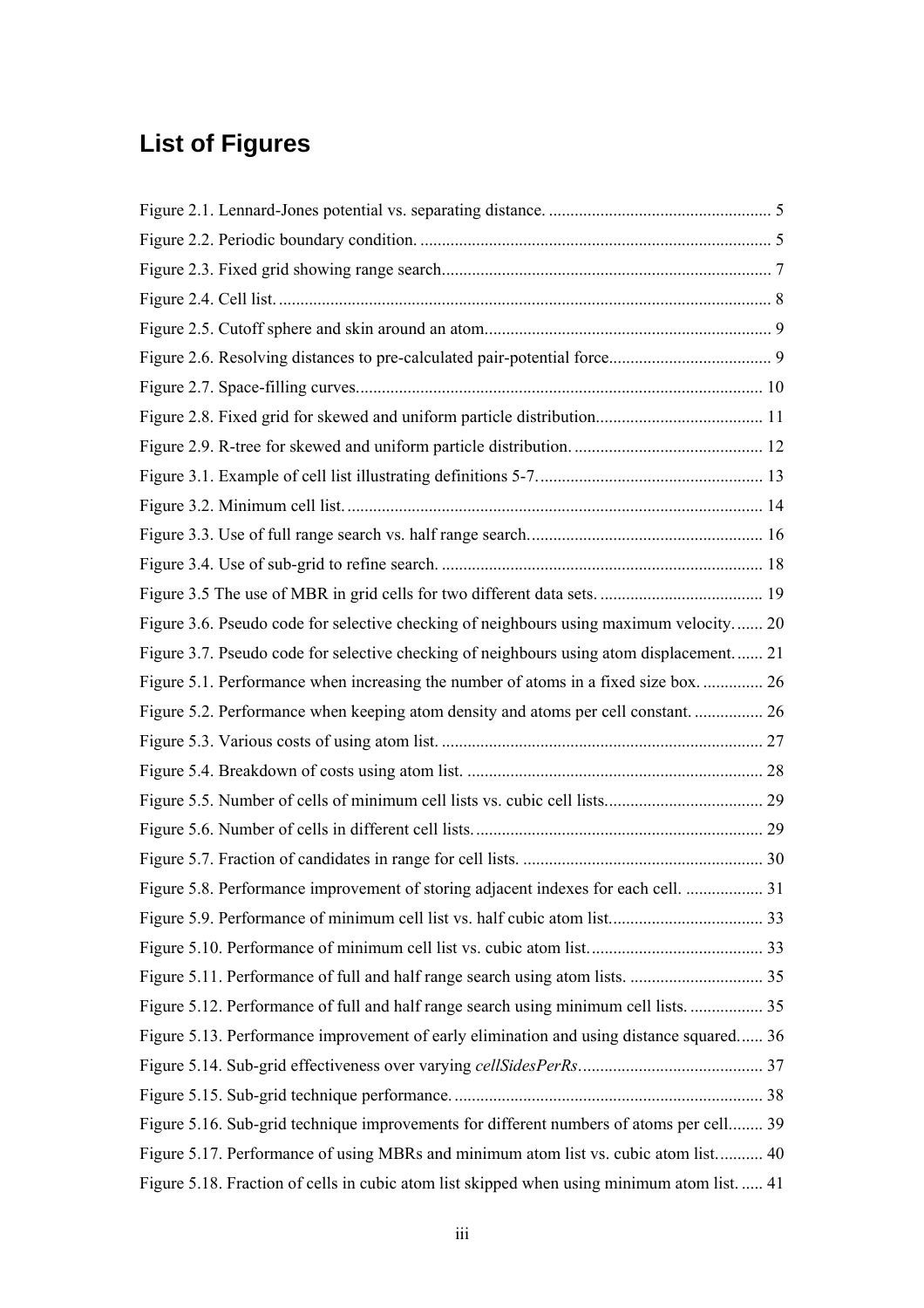# List of Figures

Figure 2.1. Lennard-Jones potential vs. separating distance. .................................................... 5
Figure 2.2. Periodic boundary condition. ................................................................................. 5
Figure 2.3. Fixed grid showing range search............................................................................ 7
Figure 2.4. Cell list. .................................................................................................................. 8
Figure 2.5. Cutoff sphere and skin around an atom.................................................................. 9
Figure 2.6. Resolving distances to pre-calculated pair-potential force...................................... 9
Figure 2.7. Space-filling curves............................................................................................. 10
Figure 2.8. Fixed grid for skewed and uniform particle distribution...................................... 11
Figure 2.9. R-tree for skewed and uniform particle distribution. ............................................ 12
Figure 3.1. Example of cell list illustrating definitions 5-7.................................................... 13
Figure 3.2. Minimum cell list. ................................................................................................ 14
Figure 3.3. Use of full range search vs. half range search...................................................... 16
Figure 3.4. Use of sub-grid to refine search. .......................................................................... 18
Figure 3.5 The use of MBR in grid cells for two different data sets. ...................................... 19
Figure 3.6. Pseudo code for selective checking of neighbours using maximum velocity....... 20
Figure 3.7. Pseudo code for selective checking of neighbours using atom displacement....... 21
Figure 5.1. Performance when increasing the number of atoms in a fixed size box. .............. 26
Figure 5.2. Performance when keeping atom density and atoms per cell constant. ................ 26
Figure 5.3. Various costs of using atom list. .......................................................................... 27
Figure 5.4. Breakdown of costs using atom list. .................................................................... 28
Figure 5.5. Number of cells of minimum cell lists vs. cubic cell lists.................................... 29
Figure 5.6. Number of cells in different cell lists................................................................... 29
Figure 5.7. Fraction of candidates in range for cell lists. ........................................................ 30
Figure 5.8. Performance improvement of storing adjacent indexes for each cell. .................. 31
Figure 5.9. Performance of minimum cell list vs. half cubic atom list................................... 33
Figure 5.10. Performance of minimum cell list vs. cubic atom list........................................ 33
Figure 5.11. Performance of full and half range search using atom lists. ............................... 35
Figure 5.12. Performance of full and half range search using minimum cell lists. ................. 35
Figure 5.13. Performance improvement of early elimination and using distance squared...... 36
Figure 5.14. Sub-grid effectiveness over varying *cellSidesPerRs*........................................... 37
Figure 5.15. Sub-grid technique performance. ....................................................................... 38
Figure 5.16. Sub-grid technique improvements for different numbers of atoms per cell........ 39
Figure 5.17. Performance of using MBRs and minimum atom list vs. cubic atom list........... 40
Figure 5.18. Fraction of cells in cubic atom list skipped when using minimum atom list. ...... 41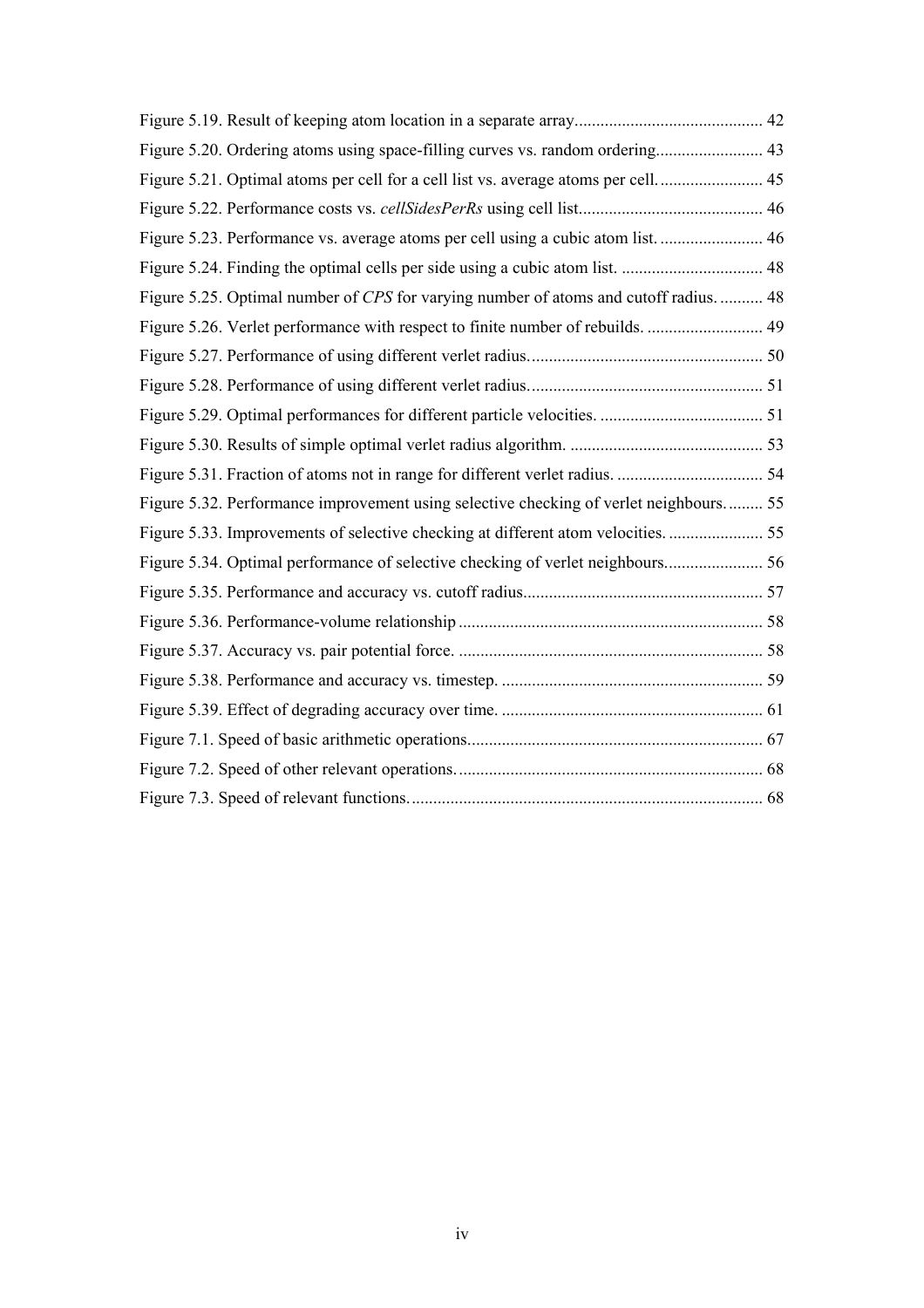Figure 5.19. Result of keeping atom location in a separate array............................................ 42

Figure 5.20. Ordering atoms using space-filling curves vs. random ordering......................... 43

Figure 5.21. Optimal atoms per cell for a cell list vs. average atoms per cell......................... 45

Figure 5.22. Performance costs vs. *cellSidesPerRs* using cell list........................................... 46

Figure 5.23. Performance vs. average atoms per cell using a cubic atom list......................... 46

Figure 5.24. Finding the optimal cells per side using a cubic atom list. ................................. 48

Figure 5.25. Optimal number of *CPS* for varying number of atoms and cutoff radius. .......... 48

Figure 5.26. Verlet performance with respect to finite number of rebuilds. ........................... 49

Figure 5.27. Performance of using different verlet radius....................................................... 50

Figure 5.28. Performance of using different verlet radius....................................................... 51

Figure 5.29. Optimal performances for different particle velocities. ...................................... 51

Figure 5.30. Results of simple optimal verlet radius algorithm. ............................................. 53

Figure 5.31. Fraction of atoms not in range for different verlet radius. .................................. 54

Figure 5.32. Performance improvement using selective checking of verlet neighbours......... 55

Figure 5.33. Improvements of selective checking at different atom velocities. ...................... 55

Figure 5.34. Optimal performance of selective checking of verlet neighbours....................... 56

Figure 5.35. Performance and accuracy vs. cutoff radius........................................................ 57

Figure 5.36. Performance-volume relationship ....................................................................... 58

Figure 5.37. Accuracy vs. pair potential force. ....................................................................... 58

Figure 5.38. Performance and accuracy vs. timestep. ............................................................. 59

Figure 5.39. Effect of degrading accuracy over time. ............................................................. 61

Figure 7.1. Speed of basic arithmetic operations..................................................................... 67

Figure 7.2. Speed of other relevant operations......................................................................... 68

Figure 7.3. Speed of relevant functions.................................................................................... 68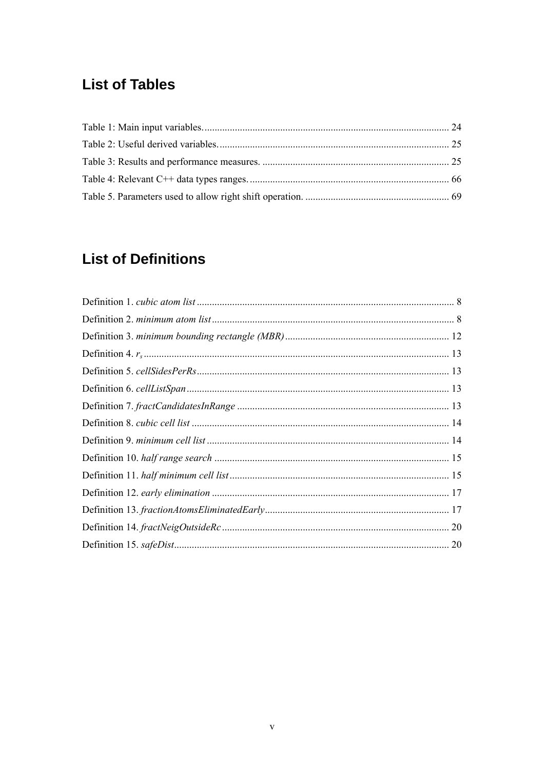# List of Tables

Table 1: Main input variables. ........................................................................................ 24

Table 2: Useful derived variables. ................................................................................... 25

Table 3: Results and performance measures. ................................................................... 25

Table 4: Relevant C++ data types ranges. ........................................................................ 66

Table 5. Parameters used to allow right shift operation. .................................................. 69

# List of Definitions

Definition 1. *cubic atom list* ............................................................................................ 8

Definition 2. *minimum atom list* ...................................................................................... 8

Definition 3. *minimum bounding rectangle (MBR)* ........................................................ 12

Definition 4. $r_s$ ................................................................................................................ 13

Definition 5. *cellSidesPerRs* ............................................................................................ 13

Definition 6. *cellListSpan* ................................................................................................ 13

Definition 7. *fractCandidatesInRange* ............................................................................ 13

Definition 8. *cubic cell list* .............................................................................................. 14

Definition 9. *minimum cell list* ........................................................................................ 14

Definition 10. *half range search* ..................................................................................... 15

Definition 11. *half minimum cell list* ............................................................................... 15

Definition 12. *early elimination* ...................................................................................... 17

Definition 13. *fractionAtomsEliminatedEarly* ................................................................. 17

Definition 14. *fractNeigOutsideRc* .................................................................................. 20

Definition 15. *safeDist* ..................................................................................................... 20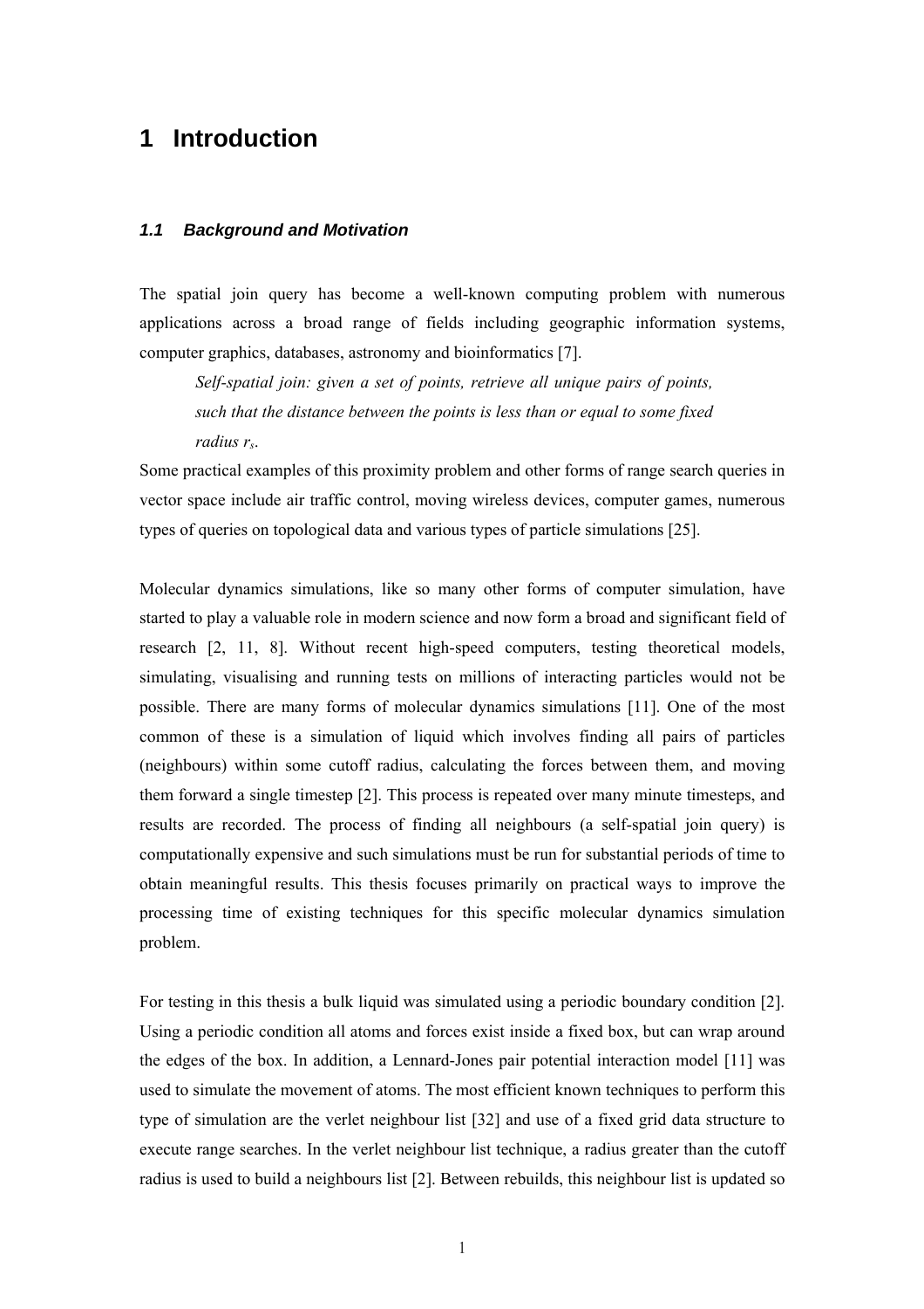# 1 Introduction

### *1.1 Background and Motivation*

The spatial join query has become a well-known computing problem with numerous applications across a broad range of fields including geographic information systems, computer graphics, databases, astronomy and bioinformatics [7].

> *Self-spatial join: given a set of points, retrieve all unique pairs of points, such that the distance between the points is less than or equal to some fixed radius $r_s$.*

Some practical examples of this proximity problem and other forms of range search queries in vector space include air traffic control, moving wireless devices, computer games, numerous types of queries on topological data and various types of particle simulations [25].

Molecular dynamics simulations, like so many other forms of computer simulation, have started to play a valuable role in modern science and now form a broad and significant field of research [2, 11, 8]. Without recent high-speed computers, testing theoretical models, simulating, visualising and running tests on millions of interacting particles would not be possible. There are many forms of molecular dynamics simulations [11]. One of the most common of these is a simulation of liquid which involves finding all pairs of particles (neighbours) within some cutoff radius, calculating the forces between them, and moving them forward a single timestep [2]. This process is repeated over many minute timesteps, and results are recorded. The process of finding all neighbours (a self-spatial join query) is computationally expensive and such simulations must be run for substantial periods of time to obtain meaningful results. This thesis focuses primarily on practical ways to improve the processing time of existing techniques for this specific molecular dynamics simulation problem.

For testing in this thesis a bulk liquid was simulated using a periodic boundary condition [2]. Using a periodic condition all atoms and forces exist inside a fixed box, but can wrap around the edges of the box. In addition, a Lennard-Jones pair potential interaction model [11] was used to simulate the movement of atoms. The most efficient known techniques to perform this type of simulation are the verlet neighbour list [32] and use of a fixed grid data structure to execute range searches. In the verlet neighbour list technique, a radius greater than the cutoff radius is used to build a neighbours list [2]. Between rebuilds, this neighbour list is updated so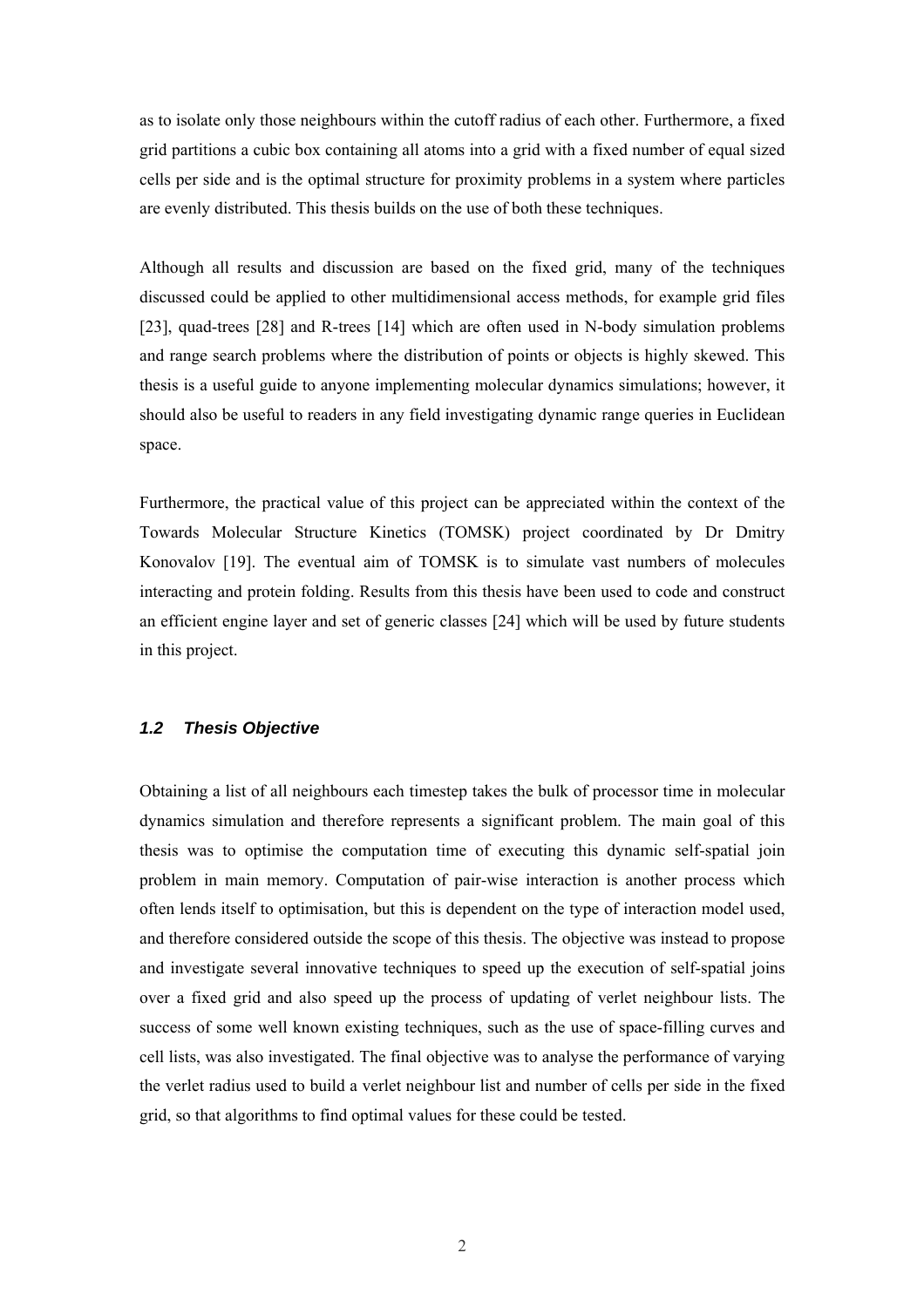as to isolate only those neighbours within the cutoff radius of each other. Furthermore, a fixed grid partitions a cubic box containing all atoms into a grid with a fixed number of equal sized cells per side and is the optimal structure for proximity problems in a system where particles are evenly distributed. This thesis builds on the use of both these techniques.

Although all results and discussion are based on the fixed grid, many of the techniques discussed could be applied to other multidimensional access methods, for example grid files [23], quad-trees [28] and R-trees [14] which are often used in N-body simulation problems and range search problems where the distribution of points or objects is highly skewed. This thesis is a useful guide to anyone implementing molecular dynamics simulations; however, it should also be useful to readers in any field investigating dynamic range queries in Euclidean space.

Furthermore, the practical value of this project can be appreciated within the context of the Towards Molecular Structure Kinetics (TOMSK) project coordinated by Dr Dmitry Konovalov [19]. The eventual aim of TOMSK is to simulate vast numbers of molecules interacting and protein folding. Results from this thesis have been used to code and construct an efficient engine layer and set of generic classes [24] which will be used by future students in this project.

### *1.2 Thesis Objective*

Obtaining a list of all neighbours each timestep takes the bulk of processor time in molecular dynamics simulation and therefore represents a significant problem. The main goal of this thesis was to optimise the computation time of executing this dynamic self-spatial join problem in main memory. Computation of pair-wise interaction is another process which often lends itself to optimisation, but this is dependent on the type of interaction model used, and therefore considered outside the scope of this thesis. The objective was instead to propose and investigate several innovative techniques to speed up the execution of self-spatial joins over a fixed grid and also speed up the process of updating of verlet neighbour lists. The success of some well known existing techniques, such as the use of space-filling curves and cell lists, was also investigated. The final objective was to analyse the performance of varying the verlet radius used to build a verlet neighbour list and number of cells per side in the fixed grid, so that algorithms to find optimal values for these could be tested.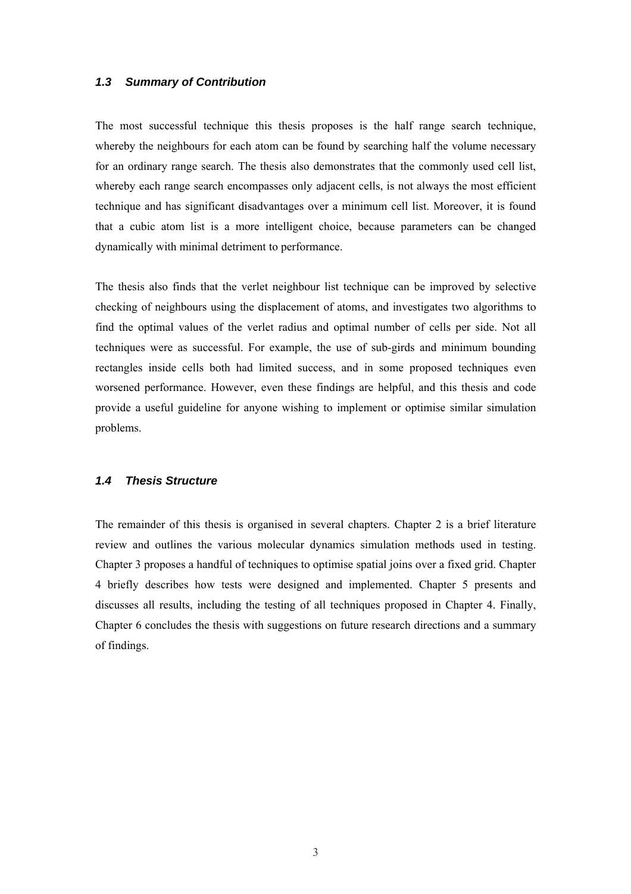### *1.3 Summary of Contribution*

The most successful technique this thesis proposes is the half range search technique, whereby the neighbours for each atom can be found by searching half the volume necessary for an ordinary range search. The thesis also demonstrates that the commonly used cell list, whereby each range search encompasses only adjacent cells, is not always the most efficient technique and has significant disadvantages over a minimum cell list. Moreover, it is found that a cubic atom list is a more intelligent choice, because parameters can be changed dynamically with minimal detriment to performance.

The thesis also finds that the verlet neighbour list technique can be improved by selective checking of neighbours using the displacement of atoms, and investigates two algorithms to find the optimal values of the verlet radius and optimal number of cells per side. Not all techniques were as successful. For example, the use of sub-girds and minimum bounding rectangles inside cells both had limited success, and in some proposed techniques even worsened performance. However, even these findings are helpful, and this thesis and code provide a useful guideline for anyone wishing to implement or optimise similar simulation problems.

### *1.4 Thesis Structure*

The remainder of this thesis is organised in several chapters. Chapter 2 is a brief literature review and outlines the various molecular dynamics simulation methods used in testing. Chapter 3 proposes a handful of techniques to optimise spatial joins over a fixed grid. Chapter 4 briefly describes how tests were designed and implemented. Chapter 5 presents and discusses all results, including the testing of all techniques proposed in Chapter 4. Finally, Chapter 6 concludes the thesis with suggestions on future research directions and a summary of findings.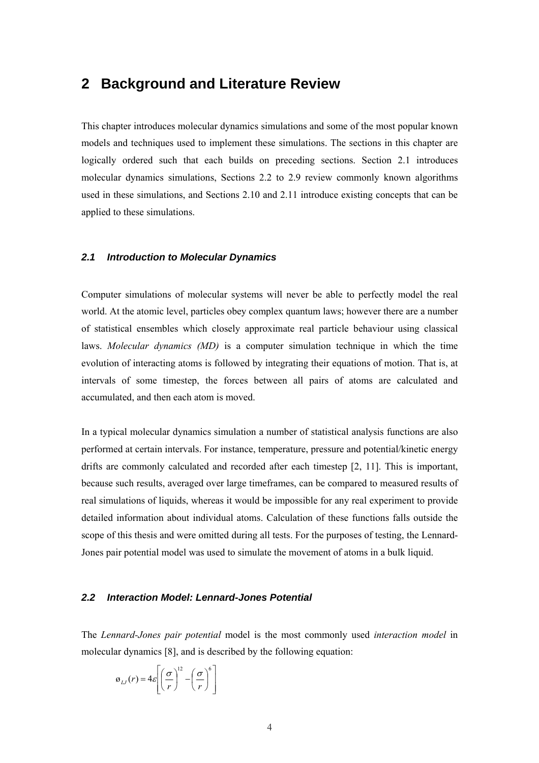# 2 Background and Literature Review

This chapter introduces molecular dynamics simulations and some of the most popular known models and techniques used to implement these simulations. The sections in this chapter are logically ordered such that each builds on preceding sections. Section 2.1 introduces molecular dynamics simulations, Sections 2.2 to 2.9 review commonly known algorithms used in these simulations, and Sections 2.10 and 2.11 introduce existing concepts that can be applied to these simulations.

## *2.1 Introduction to Molecular Dynamics*

Computer simulations of molecular systems will never be able to perfectly model the real world. At the atomic level, particles obey complex quantum laws; however there are a number of statistical ensembles which closely approximate real particle behaviour using classical laws. *Molecular dynamics (MD)* is a computer simulation technique in which the time evolution of interacting atoms is followed by integrating their equations of motion. That is, at intervals of some timestep, the forces between all pairs of atoms are calculated and accumulated, and then each atom is moved.

In a typical molecular dynamics simulation a number of statistical analysis functions are also performed at certain intervals. For instance, temperature, pressure and potential/kinetic energy drifts are commonly calculated and recorded after each timestep [2, 11]. This is important, because such results, averaged over large timeframes, can be compared to measured results of real simulations of liquids, whereas it would be impossible for any real experiment to provide detailed information about individual atoms. Calculation of these functions falls outside the scope of this thesis and were omitted during all tests. For the purposes of testing, the Lennard-Jones pair potential model was used to simulate the movement of atoms in a bulk liquid.

## *2.2 Interaction Model: Lennard-Jones Potential*

The *Lennard-Jones pair potential* model is the most commonly used *interaction model* in molecular dynamics [8], and is described by the following equation:

$$ø_{LJ}(r) = 4\varepsilon\left[\left(\frac{\sigma}{r}\right)^{12} - \left(\frac{\sigma}{r}\right)^{6}\right]$$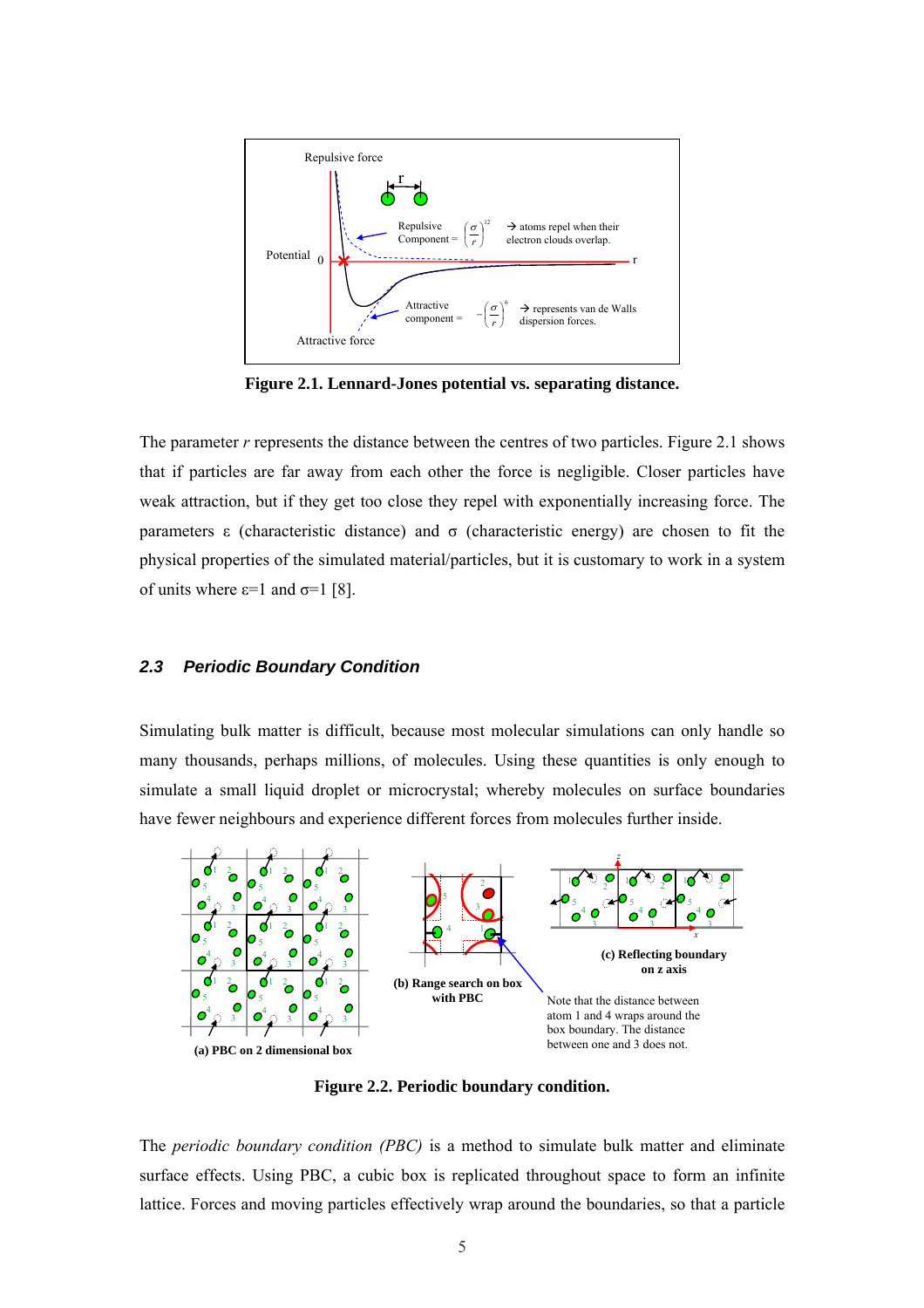Figure 2.1. Lennard-Jones potential vs. separating distance.

The parameter $r$ represents the distance between the centres of two particles. Figure 2.1 shows that if particles are far away from each other the force is negligible. Closer particles have weak attraction, but if they get too close they repel with exponentially increasing force. The parameters ε (characteristic distance) and σ (characteristic energy) are chosen to fit the physical properties of the simulated material/particles, but it is customary to work in a system of units where ε=1 and σ=1 [8].

### *2.3 Periodic Boundary Condition*

Simulating bulk matter is difficult, because most molecular simulations can only handle so many thousands, perhaps millions, of molecules. Using these quantities is only enough to simulate a small liquid droplet or microcrystal; whereby molecules on surface boundaries have fewer neighbours and experience different forces from molecules further inside.

Figure 2.2. Periodic boundary condition.

The *periodic boundary condition (PBC)* is a method to simulate bulk matter and eliminate surface effects. Using PBC, a cubic box is replicated throughout space to form an infinite lattice. Forces and moving particles effectively wrap around the boundaries, so that a particle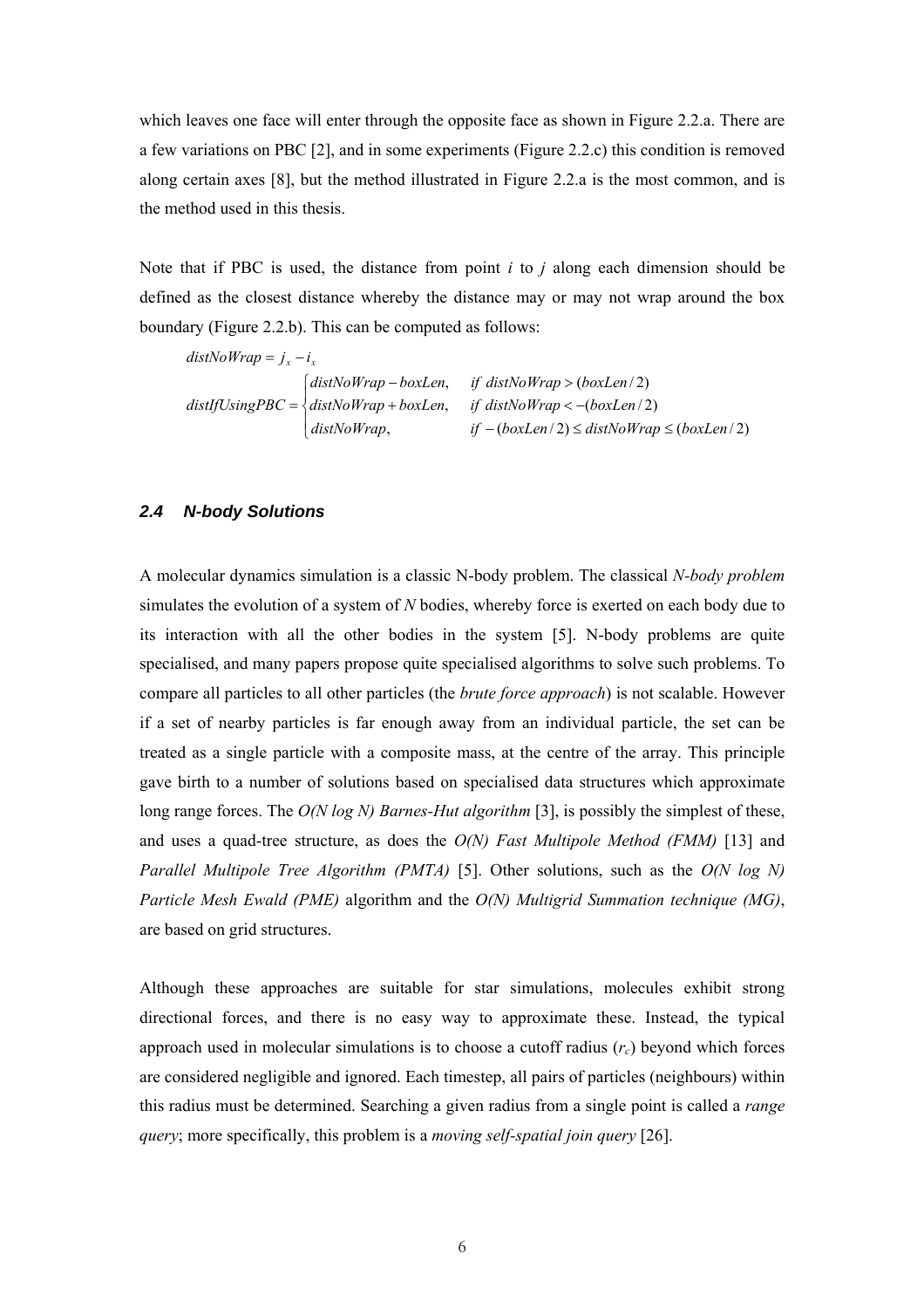which leaves one face will enter through the opposite face as shown in Figure 2.2.a. There are a few variations on PBC [2], and in some experiments (Figure 2.2.c) this condition is removed along certain axes [8], but the method illustrated in Figure 2.2.a is the most common, and is the method used in this thesis.

Note that if PBC is used, the distance from point *i* to *j* along each dimension should be defined as the closest distance whereby the distance may or may not wrap around the box boundary (Figure 2.2.b). This can be computed as follows:

$$distNoWrap = j_x - i_x$$

$$distIfUsingPBC = \begin{cases} distNoWrap - boxLen, & if\ distNoWrap > (boxLen/2) \\ distNoWrap + boxLen, & if\ distNoWrap < -(boxLen/2) \\ distNoWrap, & if\ -(boxLen/2) \leq distNoWrap \leq (boxLen/2) \end{cases}$$

### *2.4 N-body Solutions*

A molecular dynamics simulation is a classic N-body problem. The classical *N-body problem* simulates the evolution of a system of *N* bodies, whereby force is exerted on each body due to its interaction with all the other bodies in the system [5]. N-body problems are quite specialised, and many papers propose quite specialised algorithms to solve such problems. To compare all particles to all other particles (the *brute force approach*) is not scalable. However if a set of nearby particles is far enough away from an individual particle, the set can be treated as a single particle with a composite mass, at the centre of the array. This principle gave birth to a number of solutions based on specialised data structures which approximate long range forces. The *O(N log N) Barnes-Hut algorithm* [3], is possibly the simplest of these, and uses a quad-tree structure, as does the *O(N) Fast Multipole Method (FMM)* [13] and *Parallel Multipole Tree Algorithm (PMTA)* [5]. Other solutions, such as the *O(N log N) Particle Mesh Ewald (PME)* algorithm and the *O(N) Multigrid Summation technique (MG)*, are based on grid structures.

Although these approaches are suitable for star simulations, molecules exhibit strong directional forces, and there is no easy way to approximate these. Instead, the typical approach used in molecular simulations is to choose a cutoff radius ($r_c$) beyond which forces are considered negligible and ignored. Each timestep, all pairs of particles (neighbours) within this radius must be determined. Searching a given radius from a single point is called a *range query*; more specifically, this problem is a *moving self-spatial join query* [26].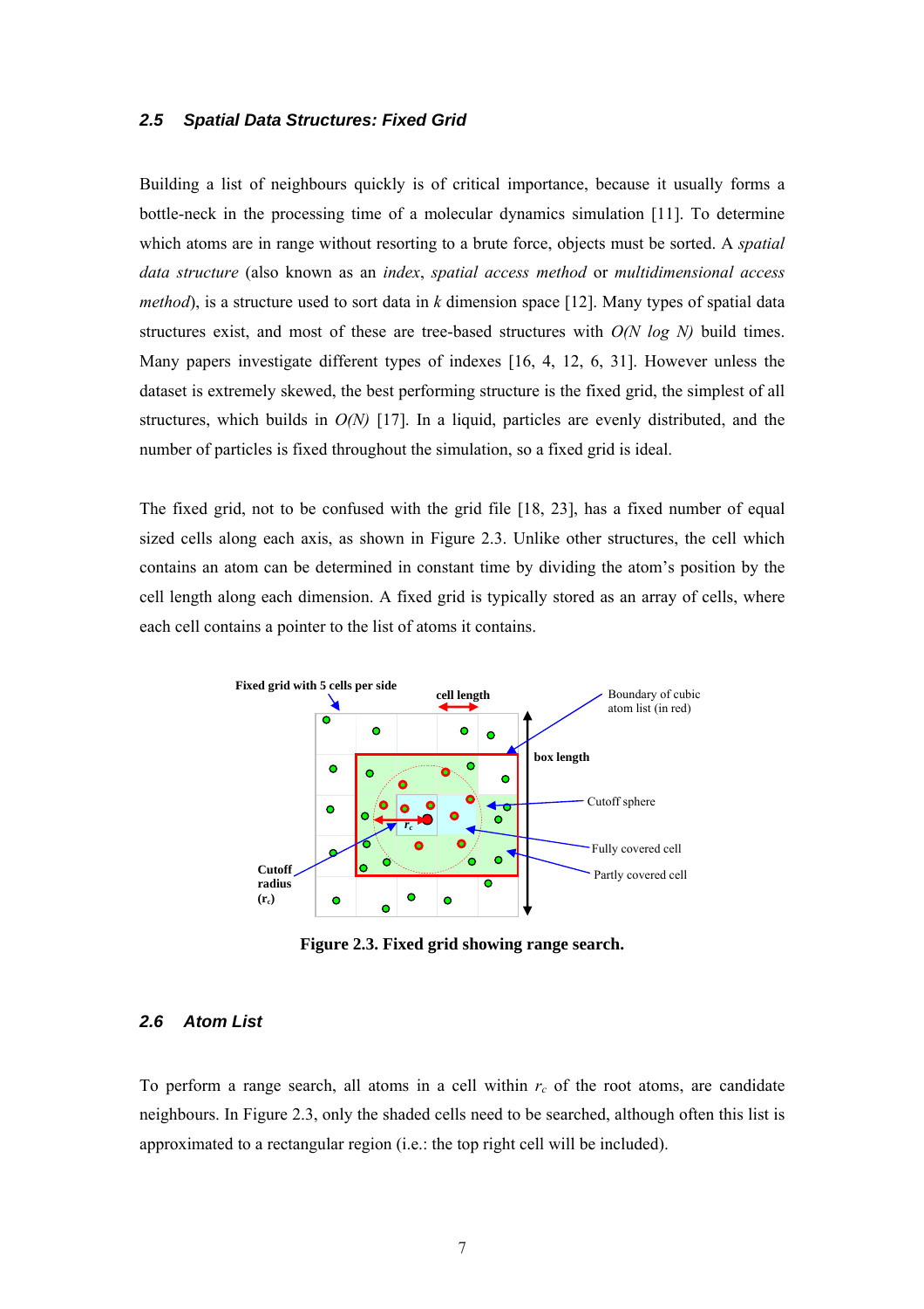## 2.5 Spatial Data Structures: Fixed Grid

Building a list of neighbours quickly is of critical importance, because it usually forms a bottle-neck in the processing time of a molecular dynamics simulation [11]. To determine which atoms are in range without resorting to a brute force, objects must be sorted. A *spatial data structure* (also known as an *index*, *spatial access method* or *multidimensional access method*), is a structure used to sort data in $k$ dimension space [12]. Many types of spatial data structures exist, and most of these are tree-based structures with $O(N \log N)$ build times. Many papers investigate different types of indexes [16, 4, 12, 6, 31]. However unless the dataset is extremely skewed, the best performing structure is the fixed grid, the simplest of all structures, which builds in $O(N)$ [17]. In a liquid, particles are evenly distributed, and the number of particles is fixed throughout the simulation, so a fixed grid is ideal.

The fixed grid, not to be confused with the grid file [18, 23], has a fixed number of equal sized cells along each axis, as shown in Figure 2.3. Unlike other structures, the cell which contains an atom can be determined in constant time by dividing the atom's position by the cell length along each dimension. A fixed grid is typically stored as an array of cells, where each cell contains a pointer to the list of atoms it contains.

**Figure 2.3. Fixed grid showing range search.**

## 2.6 Atom List

To perform a range search, all atoms in a cell within $r_c$ of the root atoms, are candidate neighbours. In Figure 2.3, only the shaded cells need to be searched, although often this list is approximated to a rectangular region (i.e.: the top right cell will be included).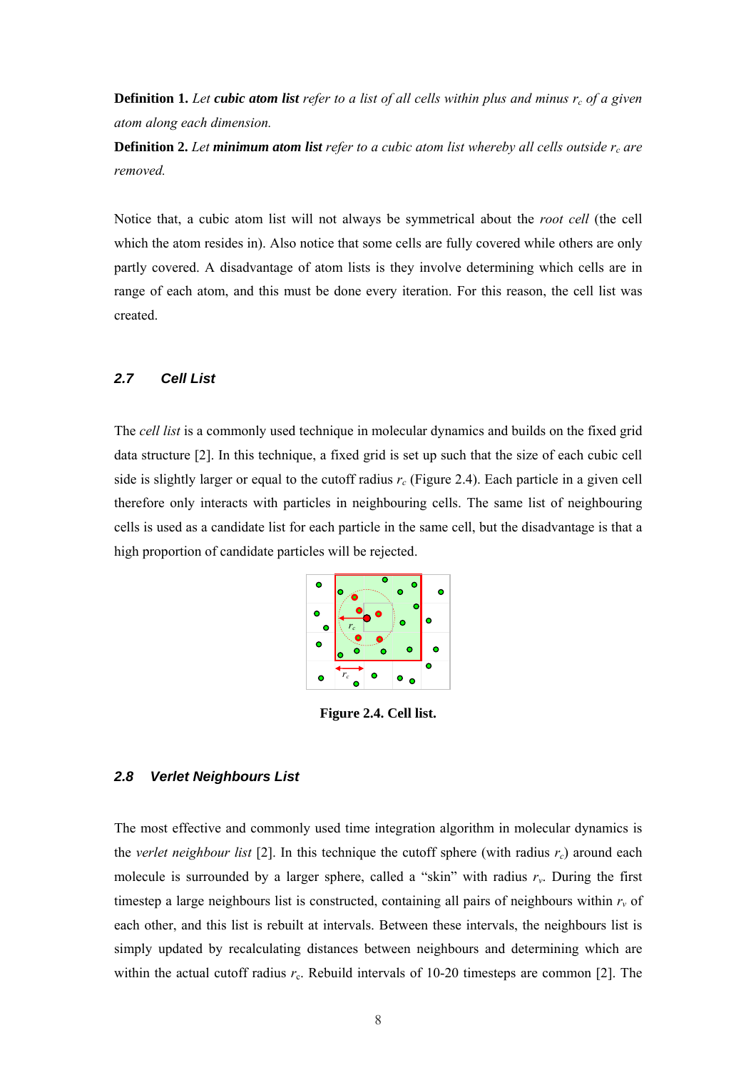**Definition 1.** *Let **cubic atom list** refer to a list of all cells within plus and minus $r_c$ of a given atom along each dimension.*

**Definition 2.** *Let **minimum atom list** refer to a cubic atom list whereby all cells outside $r_c$ are removed.*

Notice that, a cubic atom list will not always be symmetrical about the *root cell* (the cell which the atom resides in). Also notice that some cells are fully covered while others are only partly covered. A disadvantage of atom lists is they involve determining which cells are in range of each atom, and this must be done every iteration. For this reason, the cell list was created.

### 2.7 Cell List

The *cell list* is a commonly used technique in molecular dynamics and builds on the fixed grid data structure [2]. In this technique, a fixed grid is set up such that the size of each cubic cell side is slightly larger or equal to the cutoff radius $r_c$ (Figure 2.4). Each particle in a given cell therefore only interacts with particles in neighbouring cells. The same list of neighbouring cells is used as a candidate list for each particle in the same cell, but the disadvantage is that a high proportion of candidate particles will be rejected.

**Figure 2.4. Cell list.**

### 2.8 Verlet Neighbours List

The most effective and commonly used time integration algorithm in molecular dynamics is the *verlet neighbour list* [2]. In this technique the cutoff sphere (with radius $r_c$) around each molecule is surrounded by a larger sphere, called a "skin" with radius $r_v$. During the first timestep a large neighbours list is constructed, containing all pairs of neighbours within $r_v$ of each other, and this list is rebuilt at intervals. Between these intervals, the neighbours list is simply updated by recalculating distances between neighbours and determining which are within the actual cutoff radius $r_c$. Rebuild intervals of 10-20 timesteps are common [2]. The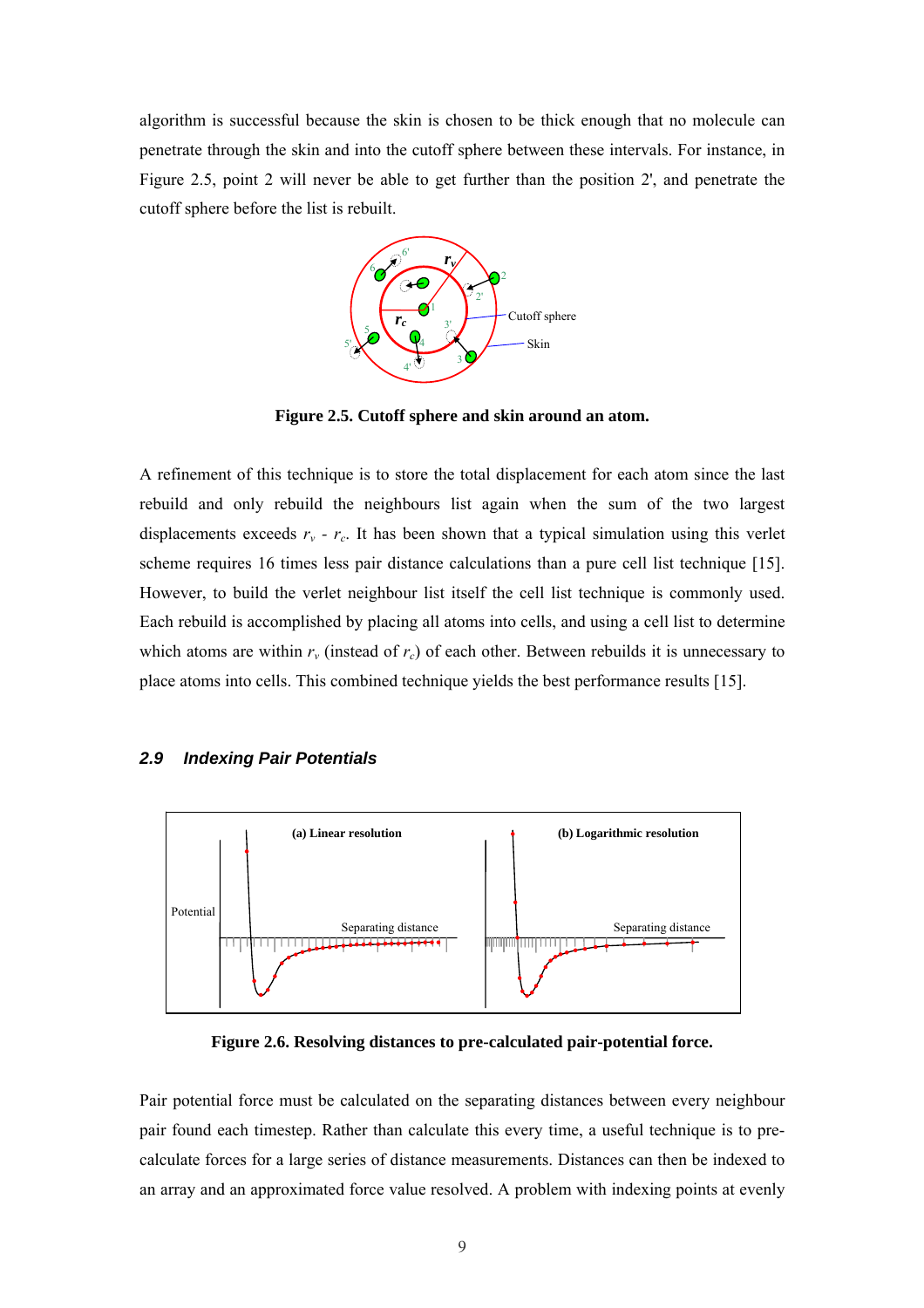algorithm is successful because the skin is chosen to be thick enough that no molecule can penetrate through the skin and into the cutoff sphere between these intervals. For instance, in Figure 2.5, point 2 will never be able to get further than the position 2', and penetrate the cutoff sphere before the list is rebuilt.

**Figure 2.5. Cutoff sphere and skin around an atom.**

A refinement of this technique is to store the total displacement for each atom since the last rebuild and only rebuild the neighbours list again when the sum of the two largest displacements exceeds $r_v$ - $r_c$. It has been shown that a typical simulation using this verlet scheme requires 16 times less pair distance calculations than a pure cell list technique [15]. However, to build the verlet neighbour list itself the cell list technique is commonly used. Each rebuild is accomplished by placing all atoms into cells, and using a cell list to determine which atoms are within $r_v$ (instead of $r_c$) of each other. Between rebuilds it is unnecessary to place atoms into cells. This combined technique yields the best performance results [15].

### 2.9 Indexing Pair Potentials

**Figure 2.6. Resolving distances to pre-calculated pair-potential force.**

Pair potential force must be calculated on the separating distances between every neighbour pair found each timestep. Rather than calculate this every time, a useful technique is to pre-calculate forces for a large series of distance measurements. Distances can then be indexed to an array and an approximated force value resolved. A problem with indexing points at evenly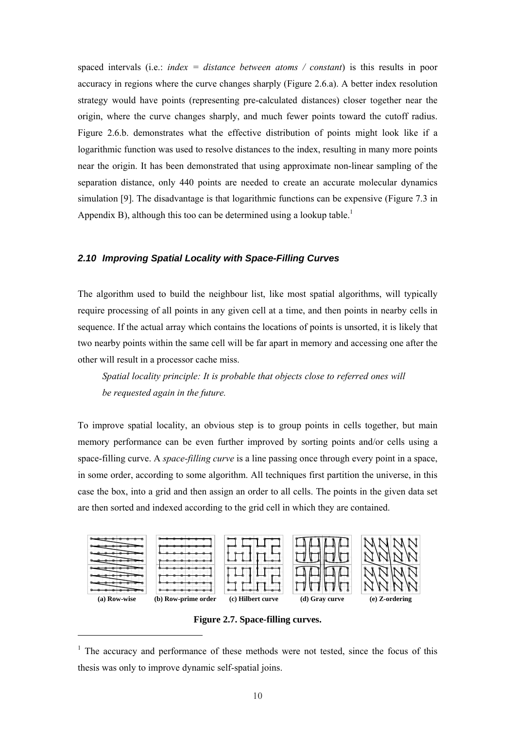spaced intervals (i.e.: *index = distance between atoms / constant*) is this results in poor accuracy in regions where the curve changes sharply (Figure 2.6.a). A better index resolution strategy would have points (representing pre-calculated distances) closer together near the origin, where the curve changes sharply, and much fewer points toward the cutoff radius. Figure 2.6.b. demonstrates what the effective distribution of points might look like if a logarithmic function was used to resolve distances to the index, resulting in many more points near the origin. It has been demonstrated that using approximate non-linear sampling of the separation distance, only 440 points are needed to create an accurate molecular dynamics simulation [9]. The disadvantage is that logarithmic functions can be expensive (Figure 7.3 in Appendix B), although this too can be determined using a lookup table.[1]

### *2.10 Improving Spatial Locality with Space-Filling Curves*

The algorithm used to build the neighbour list, like most spatial algorithms, will typically require processing of all points in any given cell at a time, and then points in nearby cells in sequence. If the actual array which contains the locations of points is unsorted, it is likely that two nearby points within the same cell will be far apart in memory and accessing one after the other will result in a processor cache miss.

> *Spatial locality principle: It is probable that objects close to referred ones will be requested again in the future.*

To improve spatial locality, an obvious step is to group points in cells together, but main memory performance can be even further improved by sorting points and/or cells using a space-filling curve. A *space-filling curve* is a line passing once through every point in a space, in some order, according to some algorithm. All techniques first partition the universe, in this case the box, into a grid and then assign an order to all cells. The points in the given data set are then sorted and indexed according to the grid cell in which they are contained.

**(a) Row-wise** **(b) Row-prime order** **(c) Hilbert curve** **(d) Gray curve** **(e) Z-ordering**

**Figure 2.7. Space-filling curves.**

---

[1] The accuracy and performance of these methods were not tested, since the focus of this thesis was only to improve dynamic self-spatial joins.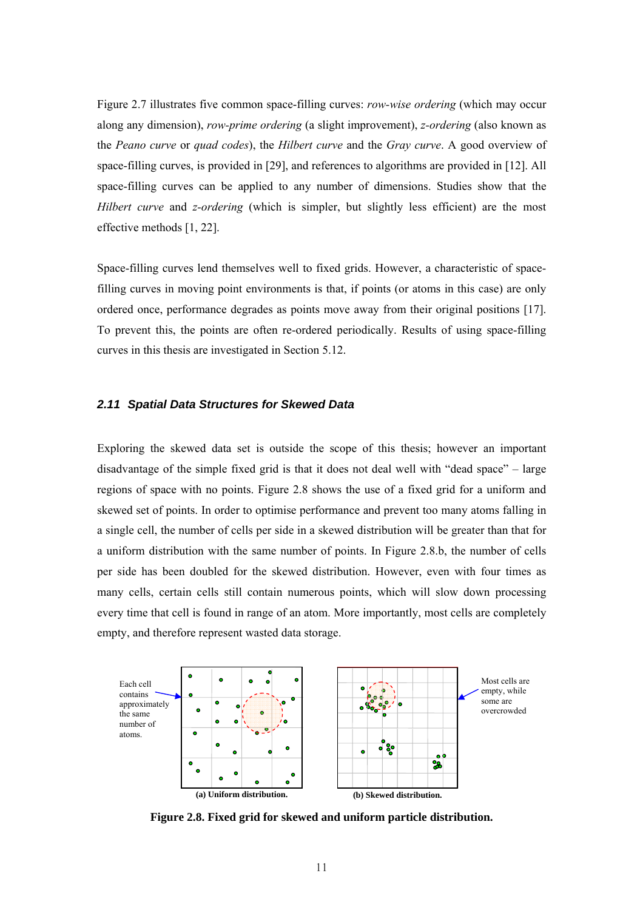Figure 2.7 illustrates five common space-filling curves: *row-wise ordering* (which may occur along any dimension), *row-prime ordering* (a slight improvement), *z-ordering* (also known as the *Peano curve* or *quad codes*), the *Hilbert curve* and the *Gray curve*. A good overview of space-filling curves, is provided in [29], and references to algorithms are provided in [12]. All space-filling curves can be applied to any number of dimensions. Studies show that the *Hilbert curve* and *z-ordering* (which is simpler, but slightly less efficient) are the most effective methods [1, 22].

Space-filling curves lend themselves well to fixed grids. However, a characteristic of space-filling curves in moving point environments is that, if points (or atoms in this case) are only ordered once, performance degrades as points move away from their original positions [17]. To prevent this, the points are often re-ordered periodically. Results of using space-filling curves in this thesis are investigated in Section 5.12.

### *2.11 Spatial Data Structures for Skewed Data*

Exploring the skewed data set is outside the scope of this thesis; however an important disadvantage of the simple fixed grid is that it does not deal well with “dead space” – large regions of space with no points. Figure 2.8 shows the use of a fixed grid for a uniform and skewed set of points. In order to optimise performance and prevent too many atoms falling in a single cell, the number of cells per side in a skewed distribution will be greater than that for a uniform distribution with the same number of points. In Figure 2.8.b, the number of cells per side has been doubled for the skewed distribution. However, even with four times as many cells, certain cells still contain numerous points, which will slow down processing every time that cell is found in range of an atom. More importantly, most cells are completely empty, and therefore represent wasted data storage.

Each cell contains approximately the same number of atoms.

(a) Uniform distribution.

(b) Skewed distribution.

Most cells are empty, while some are overcrowded

**Figure 2.8. Fixed grid for skewed and uniform particle distribution.**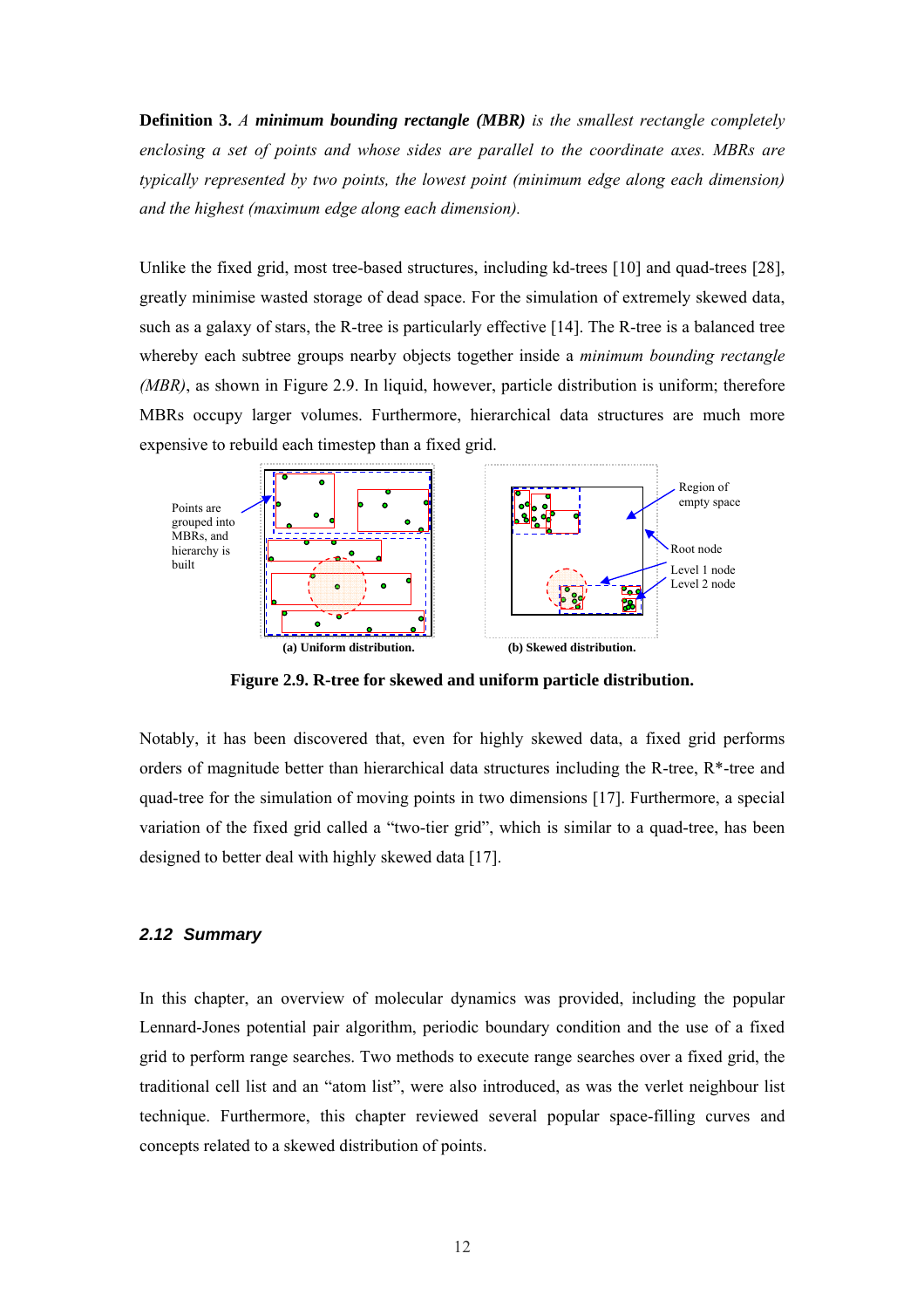**Definition 3.** *A* ***minimum bounding rectangle (MBR)*** *is the smallest rectangle completely enclosing a set of points and whose sides are parallel to the coordinate axes. MBRs are typically represented by two points, the lowest point (minimum edge along each dimension) and the highest (maximum edge along each dimension).*

Unlike the fixed grid, most tree-based structures, including kd-trees [10] and quad-trees [28], greatly minimise wasted storage of dead space. For the simulation of extremely skewed data, such as a galaxy of stars, the R-tree is particularly effective [14]. The R-tree is a balanced tree whereby each subtree groups nearby objects together inside a *minimum bounding rectangle (MBR)*, as shown in Figure 2.9. In liquid, however, particle distribution is uniform; therefore MBRs occupy larger volumes. Furthermore, hierarchical data structures are much more expensive to rebuild each timestep than a fixed grid.

Points are grouped into MBRs, and hierarchy is built

Region of empty space

Root node

Level 1 node

Level 2 node

(a) Uniform distribution.

(b) Skewed distribution.

**Figure 2.9. R-tree for skewed and uniform particle distribution.**

Notably, it has been discovered that, even for highly skewed data, a fixed grid performs orders of magnitude better than hierarchical data structures including the R-tree, R*-tree and quad-tree for the simulation of moving points in two dimensions [17]. Furthermore, a special variation of the fixed grid called a "two-tier grid", which is similar to a quad-tree, has been designed to better deal with highly skewed data [17].

## *2.12 Summary*

In this chapter, an overview of molecular dynamics was provided, including the popular Lennard-Jones potential pair algorithm, periodic boundary condition and the use of a fixed grid to perform range searches. Two methods to execute range searches over a fixed grid, the traditional cell list and an "atom list", were also introduced, as was the verlet neighbour list technique. Furthermore, this chapter reviewed several popular space-filling curves and concepts related to a skewed distribution of points.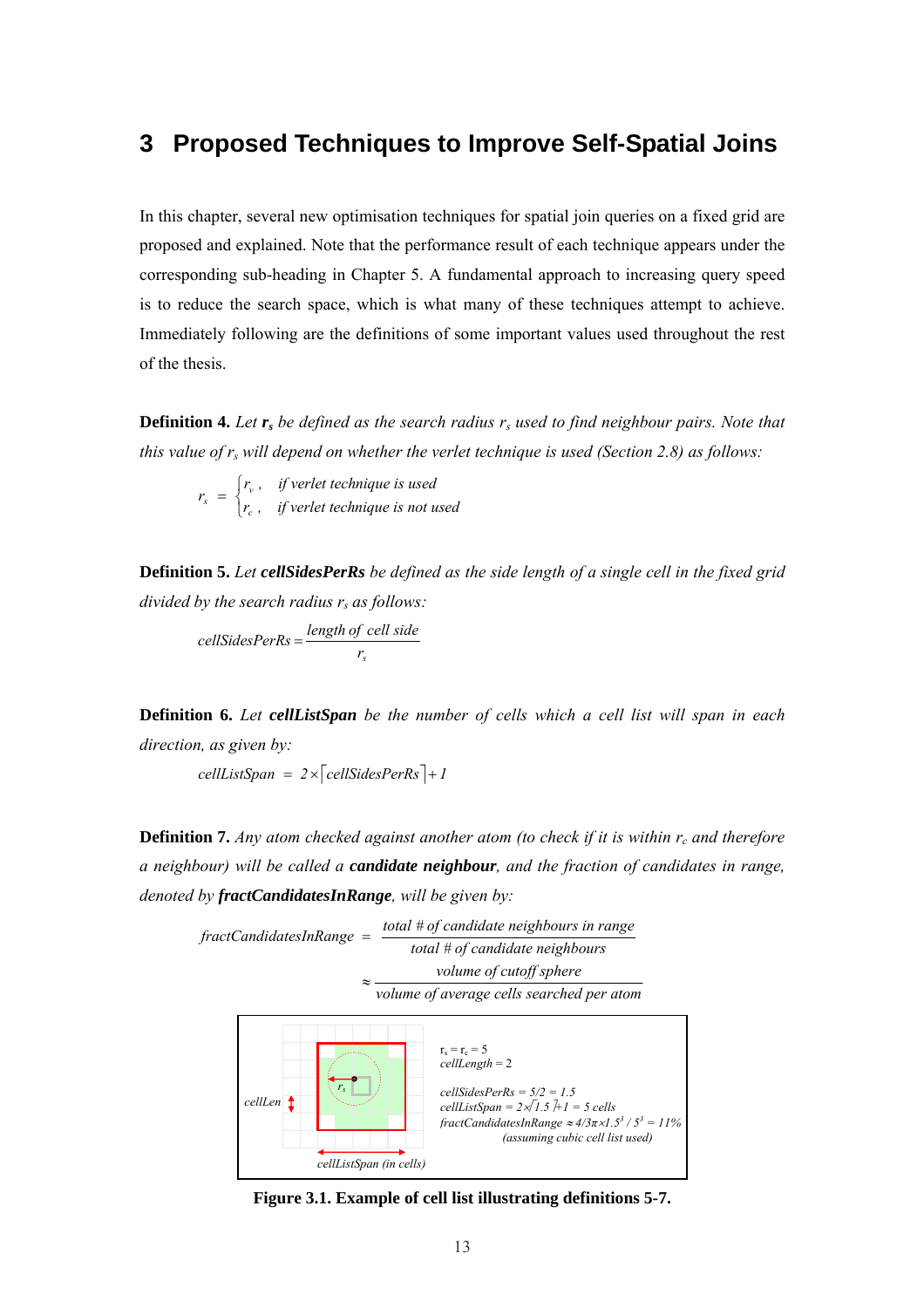# 3 Proposed Techniques to Improve Self-Spatial Joins

In this chapter, several new optimisation techniques for spatial join queries on a fixed grid are proposed and explained. Note that the performance result of each technique appears under the corresponding sub-heading in Chapter 5. A fundamental approach to increasing query speed is to reduce the search space, which is what many of these techniques attempt to achieve. Immediately following are the definitions of some important values used throughout the rest of the thesis.

**Definition 4.** *Let* $\mathbf{r_s}$ *be defined as the search radius* $r_s$ *used to find neighbour pairs. Note that this value of* $r_s$ *will depend on whether the verlet technique is used (Section 2.8) as follows:*

$$r_s = \begin{cases} r_v, & \text{if verlet technique is used} \\ r_c, & \text{if verlet technique is not used} \end{cases}$$

**Definition 5.** *Let* ***cellSidesPerRs*** *be defined as the side length of a single cell in the fixed grid divided by the search radius* $r_s$ *as follows:*

$$cellSidesPerRs = \frac{\text{length of cell side}}{r_s}$$

**Definition 6.** *Let* ***cellListSpan*** *be the number of cells which a cell list will span in each direction, as given by:*

$$cellListSpan = 2 \times \lceil cellSidesPerRs \rceil + 1$$

**Definition 7.** *Any atom checked against another atom (to check if it is within* $r_c$ *and therefore a neighbour) will be called a* ***candidate neighbour****, and the fraction of candidates in range, denoted by* ***fractCandidatesInRange****, will be given by:*

$$fractCandidatesInRange = \frac{\text{total \# of candidate neighbours in range}}{\text{total \# of candidate neighbours}} \approx \frac{\text{volume of cutoff sphere}}{\text{volume of average cells searched per atom}}$$

$r_s = r_c = 5$
$cellLength = 2$

$cellSidesPerRs = 5/2 = 1.5$
$cellListSpan = 2 \times \lceil 1.5 \rceil + 1 = 5$ cells
$fractCandidatesInRange \approx 4/3\pi \times 1.5^3 / 5^3 = 11\%$
(assuming cubic cell list used)

**Figure 3.1. Example of cell list illustrating definitions 5-7.**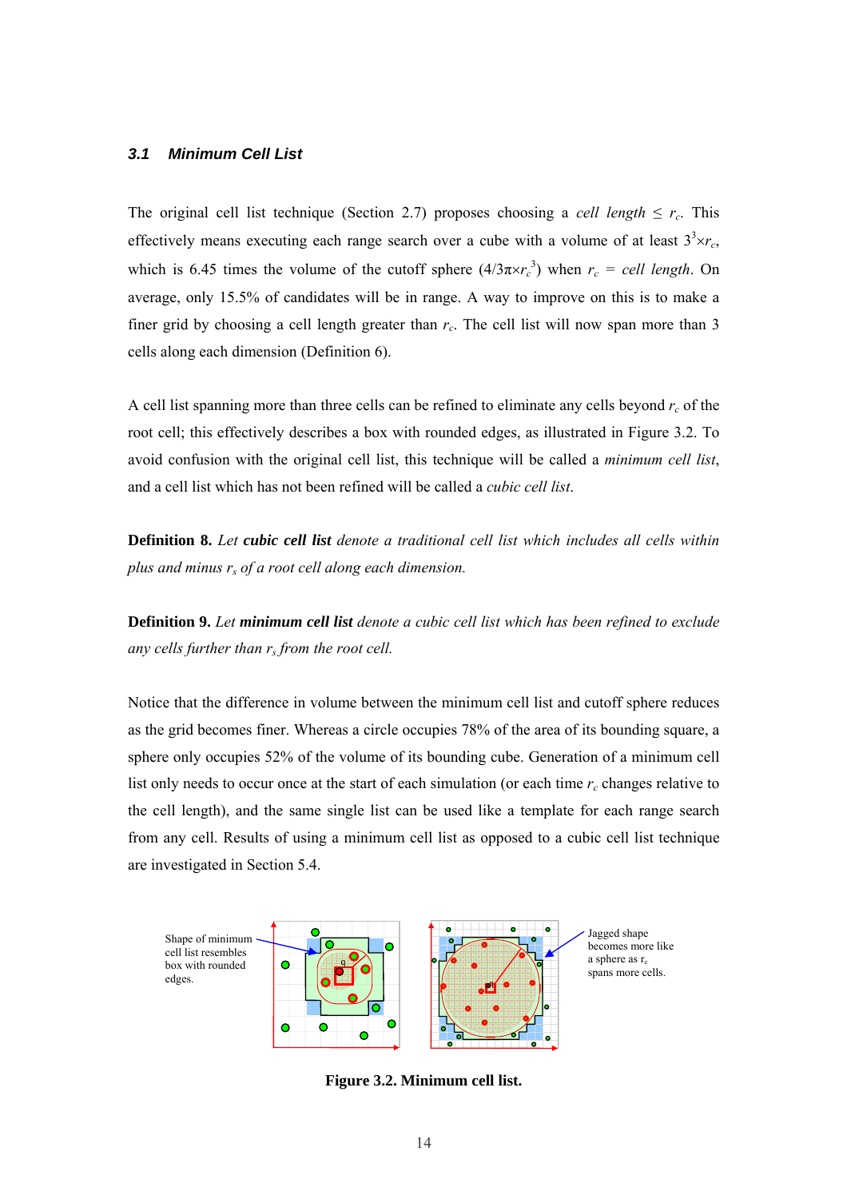### 3.1 Minimum Cell List

The original cell list technique (Section 2.7) proposes choosing a *cell length* $\leq r_c$. This effectively means executing each range search over a cube with a volume of at least $3^3 \times r_c$, which is 6.45 times the volume of the cutoff sphere ($4/3\pi \times r_c^3$) when $r_c$ = *cell length*. On average, only 15.5% of candidates will be in range. A way to improve on this is to make a finer grid by choosing a cell length greater than $r_c$. The cell list will now span more than 3 cells along each dimension (Definition 6).

A cell list spanning more than three cells can be refined to eliminate any cells beyond $r_c$ of the root cell; this effectively describes a box with rounded edges, as illustrated in Figure 3.2. To avoid confusion with the original cell list, this technique will be called a *minimum cell list*, and a cell list which has not been refined will be called a *cubic cell list*.

**Definition 8.** *Let* ***cubic cell list*** *denote a traditional cell list which includes all cells within plus and minus $r_s$ of a root cell along each dimension.*

**Definition 9.** *Let* ***minimum cell list*** *denote a cubic cell list which has been refined to exclude any cells further than $r_s$ from the root cell.*

Notice that the difference in volume between the minimum cell list and cutoff sphere reduces as the grid becomes finer. Whereas a circle occupies 78% of the area of its bounding square, a sphere only occupies 52% of the volume of its bounding cube. Generation of a minimum cell list only needs to occur once at the start of each simulation (or each time $r_c$ changes relative to the cell length), and the same single list can be used like a template for each range search from any cell. Results of using a minimum cell list as opposed to a cubic cell list technique are investigated in Section 5.4.

Shape of minimum cell list resembles box with rounded edges.

Jagged shape becomes more like a sphere as $r_c$ spans more cells.

**Figure 3.2. Minimum cell list.**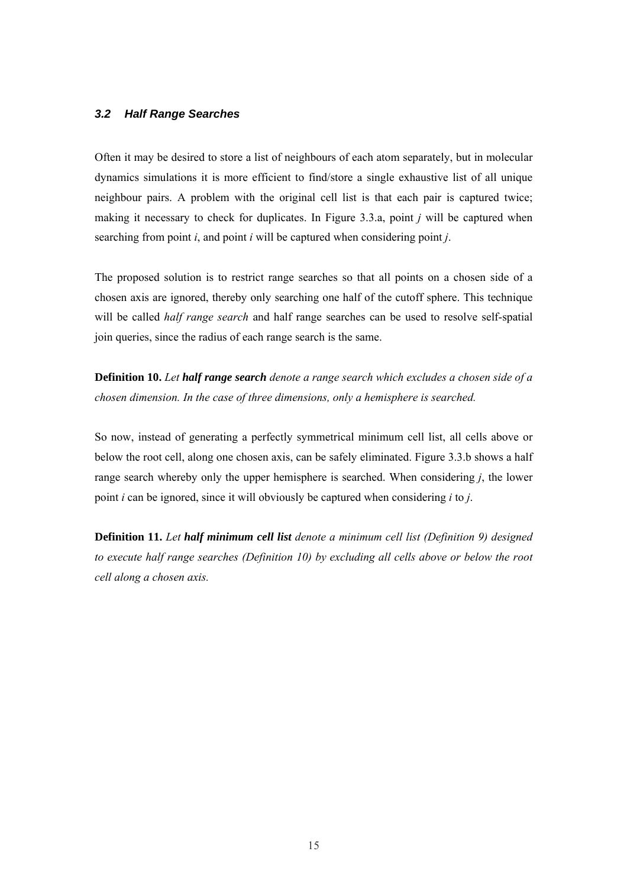### *3.2 Half Range Searches*

Often it may be desired to store a list of neighbours of each atom separately, but in molecular dynamics simulations it is more efficient to find/store a single exhaustive list of all unique neighbour pairs. A problem with the original cell list is that each pair is captured twice; making it necessary to check for duplicates. In Figure 3.3.a, point $j$ will be captured when searching from point $i$, and point $i$ will be captured when considering point $j$.

The proposed solution is to restrict range searches so that all points on a chosen side of a chosen axis are ignored, thereby only searching one half of the cutoff sphere. This technique will be called *half range search* and half range searches can be used to resolve self-spatial join queries, since the radius of each range search is the same.

**Definition 10.** *Let* ***half range search*** *denote a range search which excludes a chosen side of a chosen dimension. In the case of three dimensions, only a hemisphere is searched.*

So now, instead of generating a perfectly symmetrical minimum cell list, all cells above or below the root cell, along one chosen axis, can be safely eliminated. Figure 3.3.b shows a half range search whereby only the upper hemisphere is searched. When considering $j$, the lower point $i$ can be ignored, since it will obviously be captured when considering $i$ to $j$.

**Definition 11.** *Let* ***half minimum cell list*** *denote a minimum cell list (Definition 9) designed to execute half range searches (Definition 10) by excluding all cells above or below the root cell along a chosen axis.*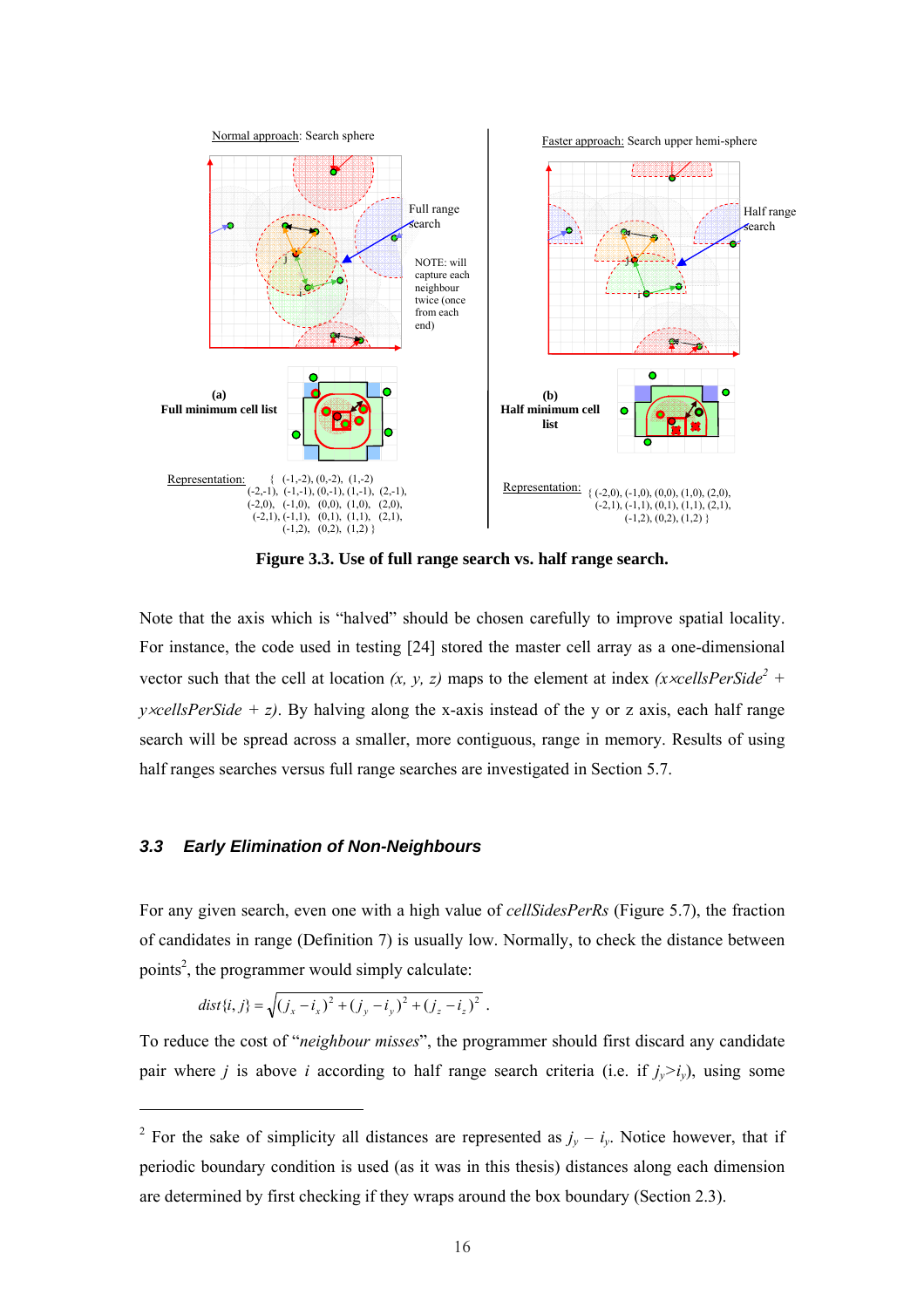Normal approach: Search sphere

Full range search

NOTE: will capture each neighbour twice (once from each end)

**(a)**
**Full minimum cell list**

Representation: { (-1,-2), (0,-2), (1,-2) (-2,-1), (-1,-1), (0,-1), (1,-1), (2,-1), (-2,0), (-1,0), (0,0), (1,0), (2,0), (-2,1), (-1,1), (0,1), (1,1), (2,1), (-1,2), (0,2), (1,2) }

Faster approach: Search upper hemi-sphere

Half range search

**(b)**
**Half minimum cell list**

Representation: { (-2,0), (-1,0), (0,0), (1,0), (2,0), (-2,1), (-1,1), (0,1), (1,1), (2,1), (-1,2), (0,2), (1,2) }

**Figure 3.3. Use of full range search vs. half range search.**

Note that the axis which is "halved" should be chosen carefully to improve spatial locality. For instance, the code used in testing [24] stored the master cell array as a one-dimensional vector such that the cell at location *(x, y, z)* maps to the element at index $(x \times cellsPerSide^2 + y \times cellsPerSide + z)$. By halving along the x-axis instead of the y or z axis, each half range search will be spread across a smaller, more contiguous, range in memory. Results of using half ranges searches versus full range searches are investigated in Section 5.7.

### 3.3 Early Elimination of Non-Neighbours

For any given search, even one with a high value of *cellSidesPerRs* (Figure 5.7), the fraction of candidates in range (Definition 7) is usually low. Normally, to check the distance between points[2], the programmer would simply calculate:

$$dist\{i, j\} = \sqrt{(j_x - i_x)^2 + (j_y - i_y)^2 + (j_z - i_z)^2} \; .$$

To reduce the cost of "*neighbour misses*", the programmer should first discard any candidate pair where $j$ is above $i$ according to half range search criteria (i.e. if $j_y > i_y$), using some

[2] For the sake of simplicity all distances are represented as $j_y - i_y$. Notice however, that if periodic boundary condition is used (as it was in this thesis) distances along each dimension are determined by first checking if they wraps around the box boundary (Section 2.3).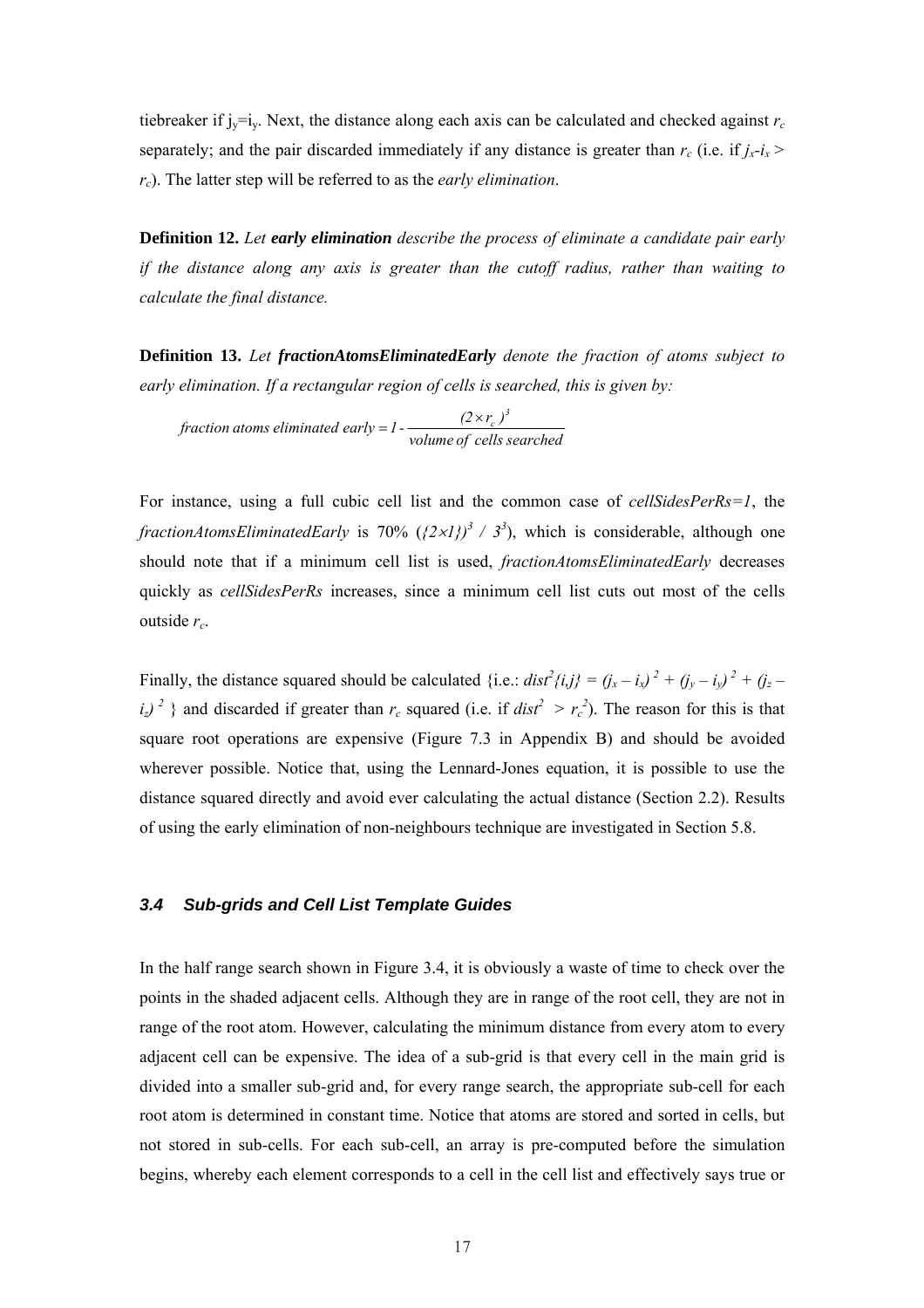tiebreaker if $j_y=i_y$. Next, the distance along each axis can be calculated and checked against $r_c$ separately; and the pair discarded immediately if any distance is greater than $r_c$ (i.e. if $j_x$-$i_x$ > $r_c$). The latter step will be referred to as the *early elimination*.

**Definition 12.** *Let **early elimination** describe the process of eliminate a candidate pair early if the distance along any axis is greater than the cutoff radius, rather than waiting to calculate the final distance.*

**Definition 13.** *Let **fractionAtomsEliminatedEarly** denote the fraction of atoms subject to early elimination. If a rectangular region of cells is searched, this is given by:*

$$fraction\ atoms\ eliminated\ early = 1 - \frac{(2 \times r_c)^3}{volume\ of\ cells\ searched}$$

For instance, using a full cubic cell list and the common case of *cellSidesPerRs=1*, the *fractionAtomsEliminatedEarly* is 70% ($(\{2\times1\})^3$ / $3^3$), which is considerable, although one should note that if a minimum cell list is used, *fractionAtomsEliminatedEarly* decreases quickly as *cellSidesPerRs* increases, since a minimum cell list cuts out most of the cells outside $r_c$.

Finally, the distance squared should be calculated {i.e.: $dist^2\{i,j\} = (j_x - i_x)^2 + (j_y - i_y)^2 + (j_z - i_z)^2$ } and discarded if greater than $r_c$ squared (i.e. if $dist^2 > r_c^2$). The reason for this is that square root operations are expensive (Figure 7.3 in Appendix B) and should be avoided wherever possible. Notice that, using the Lennard-Jones equation, it is possible to use the distance squared directly and avoid ever calculating the actual distance (Section 2.2). Results of using the early elimination of non-neighbours technique are investigated in Section 5.8.

### 3.4 Sub-grids and Cell List Template Guides

In the half range search shown in Figure 3.4, it is obviously a waste of time to check over the points in the shaded adjacent cells. Although they are in range of the root cell, they are not in range of the root atom. However, calculating the minimum distance from every atom to every adjacent cell can be expensive. The idea of a sub-grid is that every cell in the main grid is divided into a smaller sub-grid and, for every range search, the appropriate sub-cell for each root atom is determined in constant time. Notice that atoms are stored and sorted in cells, but not stored in sub-cells. For each sub-cell, an array is pre-computed before the simulation begins, whereby each element corresponds to a cell in the cell list and effectively says true or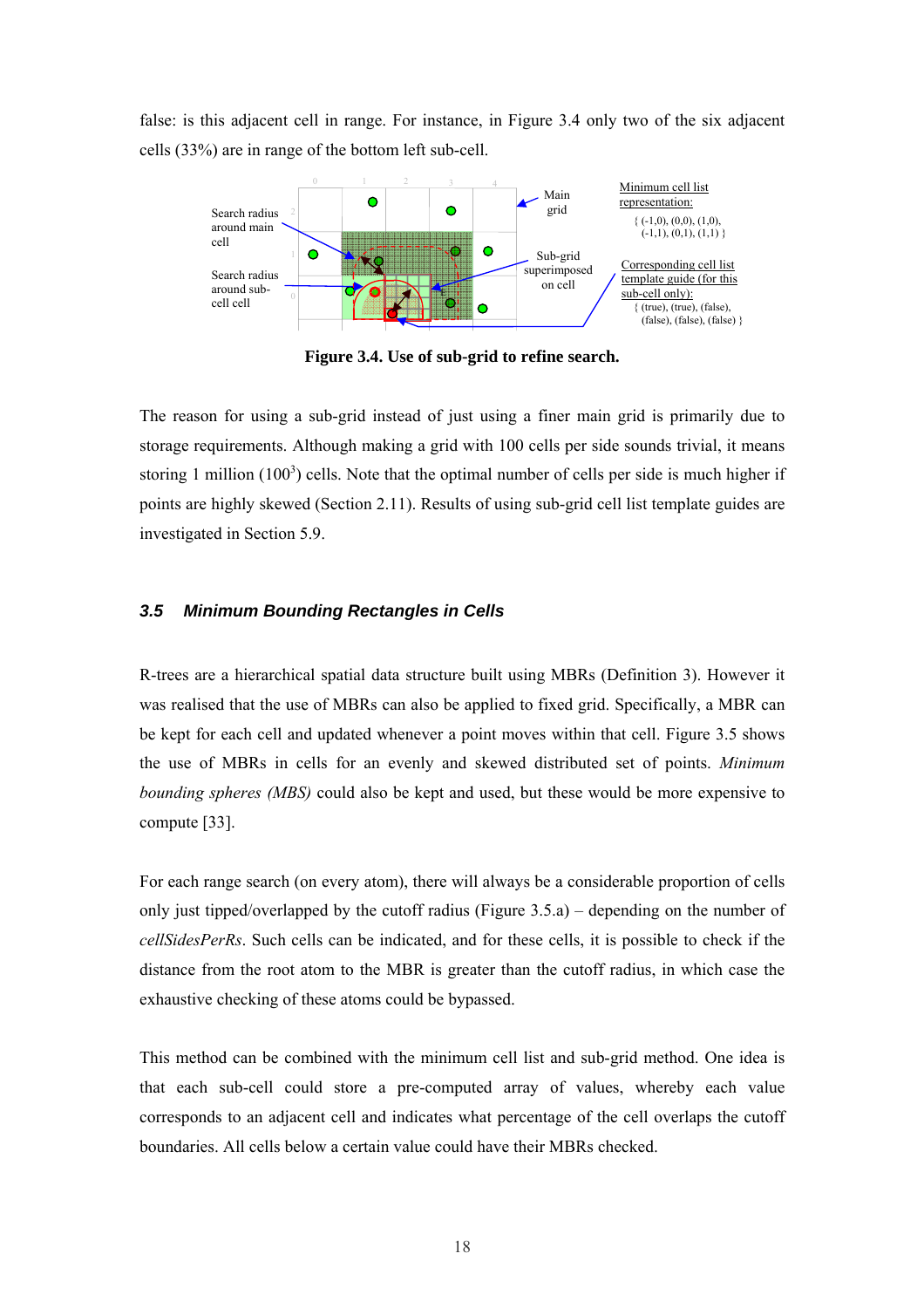false: is this adjacent cell in range. For instance, in Figure 3.4 only two of the six adjacent cells (33%) are in range of the bottom left sub-cell.

Search radius around main cell

Search radius around sub-cell cell

Main grid

Sub-grid superimposed on cell

Minimum cell list representation:

{ (-1,0), (0,0), (1,0), (-1,1), (0,1), (1,1) }

Corresponding cell list template guide (for this sub-cell only):

{ (true), (true), (false), (false), (false), (false) }

**Figure 3.4. Use of sub-grid to refine search.**

The reason for using a sub-grid instead of just using a finer main grid is primarily due to storage requirements. Although making a grid with 100 cells per side sounds trivial, it means storing 1 million ($100^3$) cells. Note that the optimal number of cells per side is much higher if points are highly skewed (Section 2.11). Results of using sub-grid cell list template guides are investigated in Section 5.9.

### *3.5 Minimum Bounding Rectangles in Cells*

R-trees are a hierarchical spatial data structure built using MBRs (Definition 3). However it was realised that the use of MBRs can also be applied to fixed grid. Specifically, a MBR can be kept for each cell and updated whenever a point moves within that cell. Figure 3.5 shows the use of MBRs in cells for an evenly and skewed distributed set of points. *Minimum bounding spheres (MBS)* could also be kept and used, but these would be more expensive to compute [33].

For each range search (on every atom), there will always be a considerable proportion of cells only just tipped/overlapped by the cutoff radius (Figure 3.5.a) – depending on the number of *cellSidesPerRs*. Such cells can be indicated, and for these cells, it is possible to check if the distance from the root atom to the MBR is greater than the cutoff radius, in which case the exhaustive checking of these atoms could be bypassed.

This method can be combined with the minimum cell list and sub-grid method. One idea is that each sub-cell could store a pre-computed array of values, whereby each value corresponds to an adjacent cell and indicates what percentage of the cell overlaps the cutoff boundaries. All cells below a certain value could have their MBRs checked.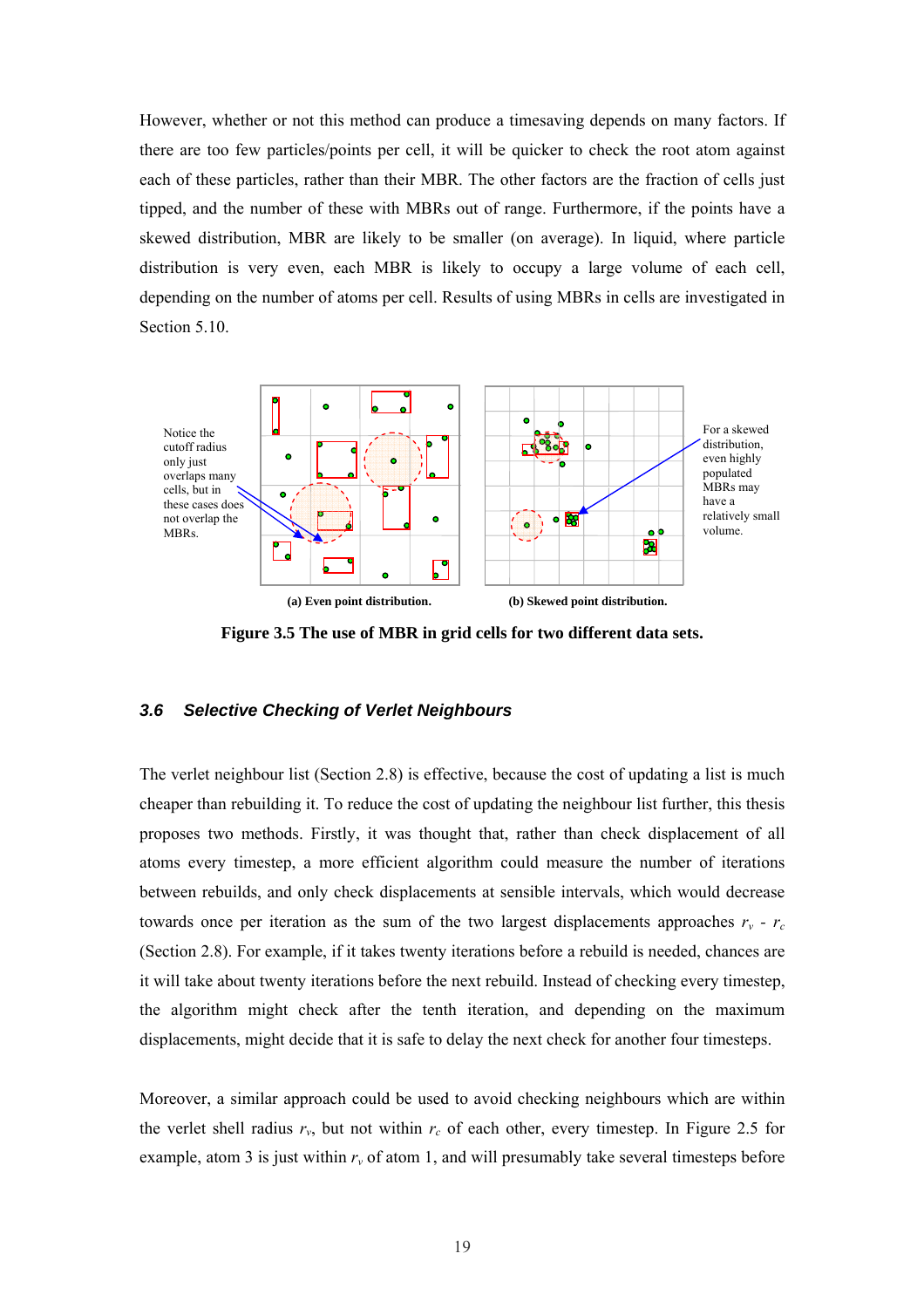However, whether or not this method can produce a timesaving depends on many factors. If there are too few particles/points per cell, it will be quicker to check the root atom against each of these particles, rather than their MBR. The other factors are the fraction of cells just tipped, and the number of these with MBRs out of range. Furthermore, if the points have a skewed distribution, MBR are likely to be smaller (on average). In liquid, where particle distribution is very even, each MBR is likely to occupy a large volume of each cell, depending on the number of atoms per cell. Results of using MBRs in cells are investigated in Section 5.10.

Notice the cutoff radius only just overlaps many cells, but in these cases does not overlap the MBRs.

For a skewed distribution, even highly populated MBRs may have a relatively small volume.

(a) Even point distribution. (b) Skewed point distribution.

**Figure 3.5 The use of MBR in grid cells for two different data sets.**

### *3.6 Selective Checking of Verlet Neighbours*

The verlet neighbour list (Section 2.8) is effective, because the cost of updating a list is much cheaper than rebuilding it. To reduce the cost of updating the neighbour list further, this thesis proposes two methods. Firstly, it was thought that, rather than check displacement of all atoms every timestep, a more efficient algorithm could measure the number of iterations between rebuilds, and only check displacements at sensible intervals, which would decrease towards once per iteration as the sum of the two largest displacements approaches $r_v$ - $r_c$ (Section 2.8). For example, if it takes twenty iterations before a rebuild is needed, chances are it will take about twenty iterations before the next rebuild. Instead of checking every timestep, the algorithm might check after the tenth iteration, and depending on the maximum displacements, might decide that it is safe to delay the next check for another four timesteps.

Moreover, a similar approach could be used to avoid checking neighbours which are within the verlet shell radius $r_v$, but not within $r_c$ of each other, every timestep. In Figure 2.5 for example, atom 3 is just within $r_v$ of atom 1, and will presumably take several timesteps before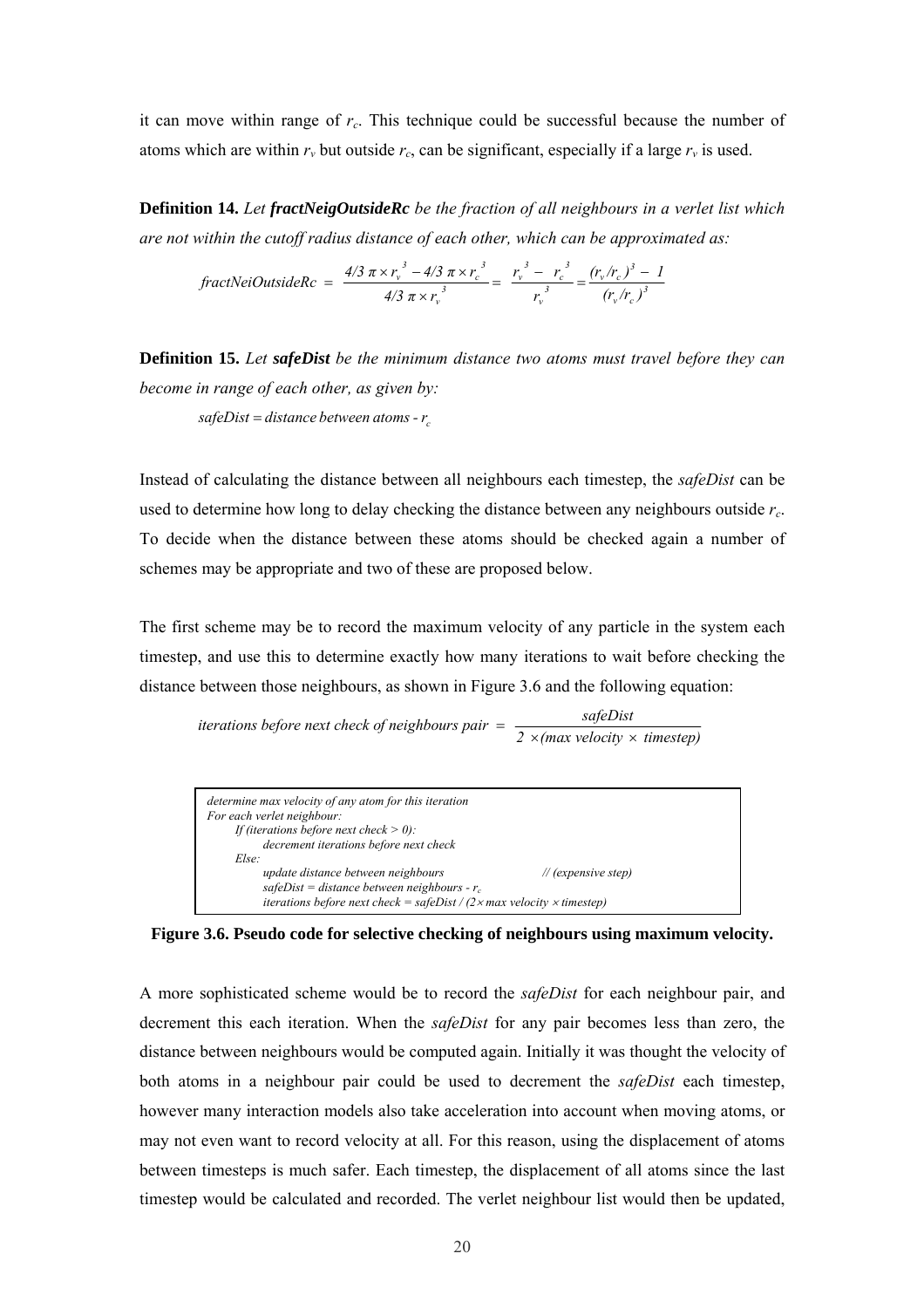it can move within range of $r_c$. This technique could be successful because the number of atoms which are within $r_v$ but outside $r_c$, can be significant, especially if a large $r_v$ is used.

**Definition 14.** *Let* ***fractNeigOutsideRc*** *be the fraction of all neighbours in a verlet list which are not within the cutoff radius distance of each other, which can be approximated as:*

$$fractNeiOutsideRc = \frac{4/3\ \pi \times r_v^{\ 3} - 4/3\ \pi \times r_c^{\ 3}}{4/3\ \pi \times r_v^{\ 3}} = \frac{r_v^{\ 3} - r_c^{\ 3}}{r_v^{\ 3}} = \frac{(r_v/r_c)^3 - 1}{(r_v/r_c)^3}$$

**Definition 15.** *Let* ***safeDist*** *be the minimum distance two atoms must travel before they can become in range of each other, as given by:*

$$safeDist = distance\ between\ atoms - r_c$$

Instead of calculating the distance between all neighbours each timestep, the *safeDist* can be used to determine how long to delay checking the distance between any neighbours outside $r_c$. To decide when the distance between these atoms should be checked again a number of schemes may be appropriate and two of these are proposed below.

The first scheme may be to record the maximum velocity of any particle in the system each timestep, and use this to determine exactly how many iterations to wait before checking the distance between those neighbours, as shown in Figure 3.6 and the following equation:

$$iterations\ before\ next\ check\ of\ neighbours\ pair = \frac{safeDist}{2 \times (max\ velocity \times timestep)}$$

```
determine max velocity of any atom for this iteration
For each verlet neighbour:
    If (iterations before next check > 0):
        decrement iterations before next check
    Else:
        update distance between neighbours                    // (expensive step)
        safeDist = distance between neighbours - rc
        iterations before next check = safeDist / (2× max velocity × timestep)
```

**Figure 3.6. Pseudo code for selective checking of neighbours using maximum velocity.**

A more sophisticated scheme would be to record the *safeDist* for each neighbour pair, and decrement this each iteration. When the *safeDist* for any pair becomes less than zero, the distance between neighbours would be computed again. Initially it was thought the velocity of both atoms in a neighbour pair could be used to decrement the *safeDist* each timestep, however many interaction models also take acceleration into account when moving atoms, or may not even want to record velocity at all. For this reason, using the displacement of atoms between timesteps is much safer. Each timestep, the displacement of all atoms since the last timestep would be calculated and recorded. The verlet neighbour list would then be updated,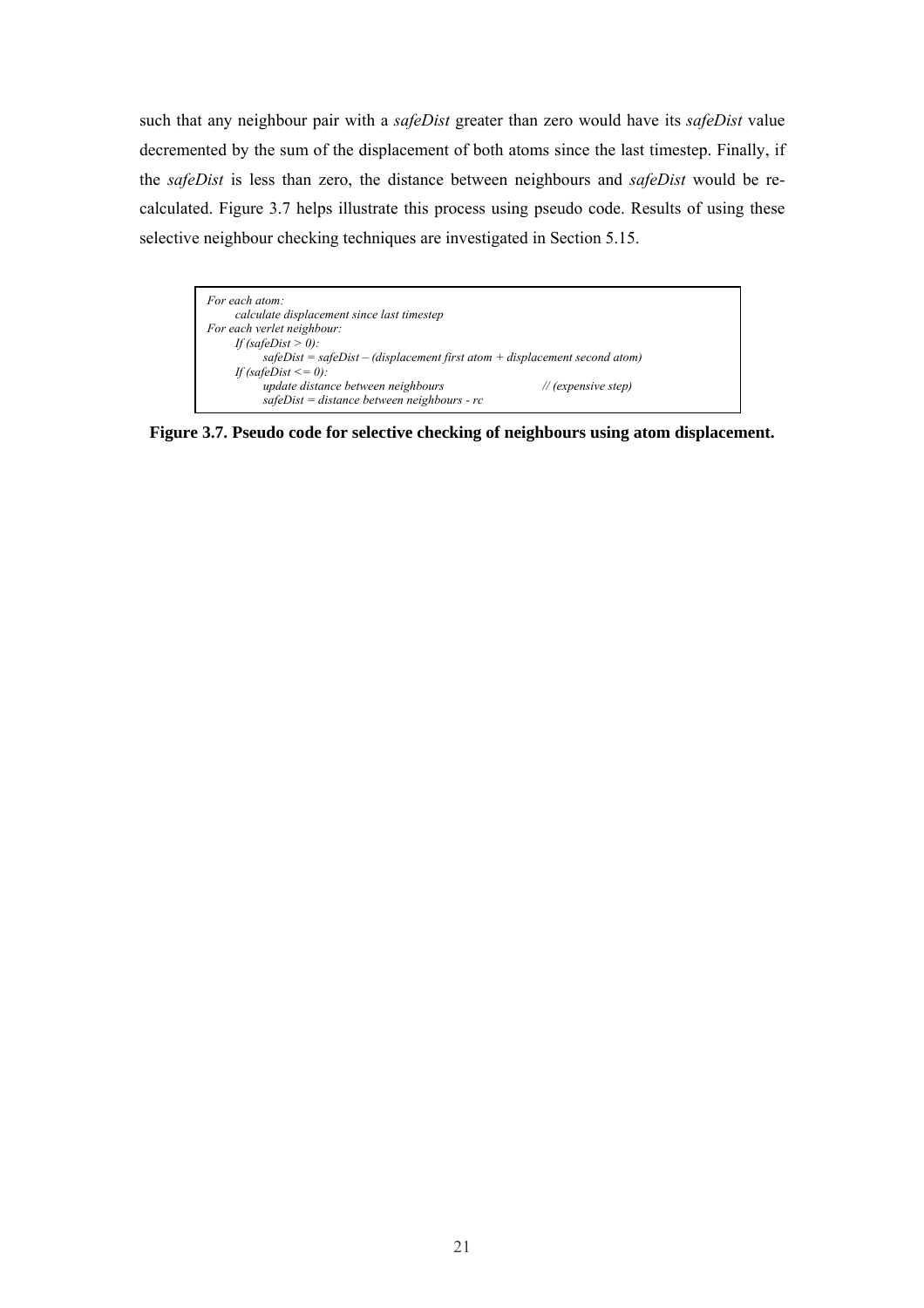such that any neighbour pair with a *safeDist* greater than zero would have its *safeDist* value decremented by the sum of the displacement of both atoms since the last timestep. Finally, if the *safeDist* is less than zero, the distance between neighbours and *safeDist* would be re-calculated. Figure 3.7 helps illustrate this process using pseudo code. Results of using these selective neighbour checking techniques are investigated in Section 5.15.

```
For each atom:
      calculate displacement since last timestep
For each verlet neighbour:
      If (safeDist > 0):
            safeDist = safeDist – (displacement first atom + displacement second atom)
      If (safeDist <= 0):
            update distance between neighbours                    // (expensive step)
            safeDist = distance between neighbours - rc
```

**Figure 3.7. Pseudo code for selective checking of neighbours using atom displacement.**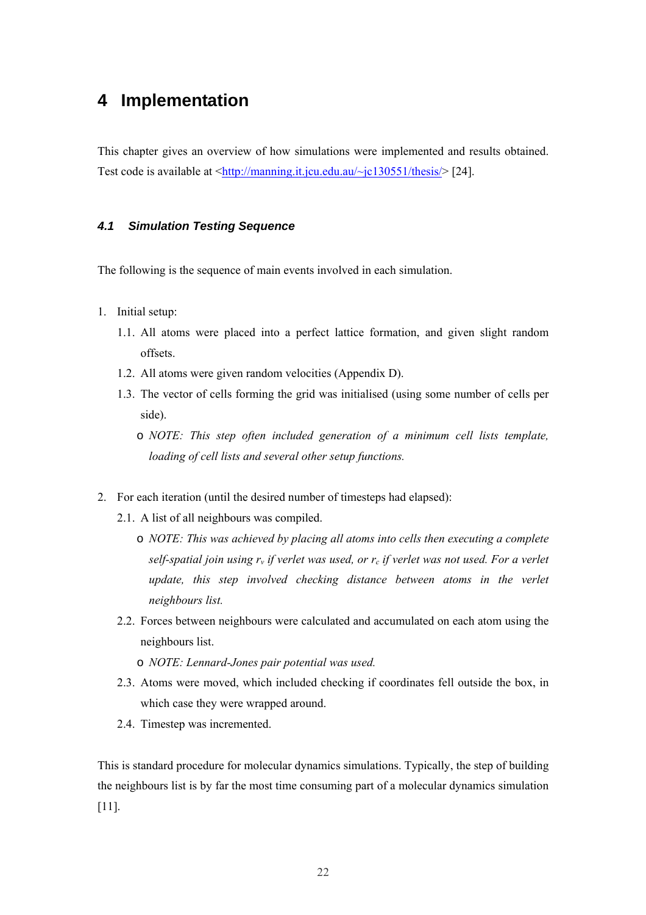# 4 Implementation

This chapter gives an overview of how simulations were implemented and results obtained. Test code is available at <http://manning.it.jcu.edu.au/~jc130551/thesis/> [24].

### *4.1 Simulation Testing Sequence*

The following is the sequence of main events involved in each simulation.

1. Initial setup:
   1.1. All atoms were placed into a perfect lattice formation, and given slight random offsets.
   1.2. All atoms were given random velocities (Appendix D).
   1.3. The vector of cells forming the grid was initialised (using some number of cells per side).
   - *NOTE: This step often included generation of a minimum cell lists template, loading of cell lists and several other setup functions.*

2. For each iteration (until the desired number of timesteps had elapsed):
   2.1. A list of all neighbours was compiled.
   - *NOTE: This was achieved by placing all atoms into cells then executing a complete self-spatial join using $r_v$ if verlet was used, or $r_c$ if verlet was not used. For a verlet update, this step involved checking distance between atoms in the verlet neighbours list.*

   2.2. Forces between neighbours were calculated and accumulated on each atom using the neighbours list.
   - *NOTE: Lennard-Jones pair potential was used.*

   2.3. Atoms were moved, which included checking if coordinates fell outside the box, in which case they were wrapped around.
   2.4. Timestep was incremented.

This is standard procedure for molecular dynamics simulations. Typically, the step of building the neighbours list is by far the most time consuming part of a molecular dynamics simulation [11].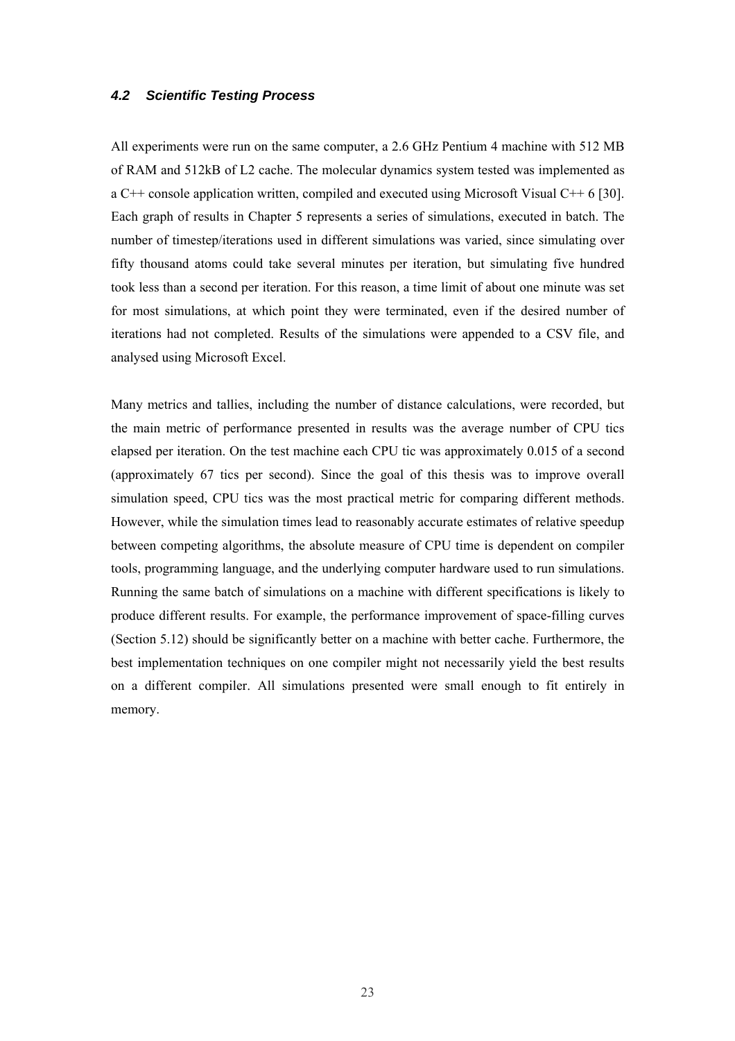### *4.2 Scientific Testing Process*

All experiments were run on the same computer, a 2.6 GHz Pentium 4 machine with 512 MB of RAM and 512kB of L2 cache. The molecular dynamics system tested was implemented as a C++ console application written, compiled and executed using Microsoft Visual C++ 6 [30]. Each graph of results in Chapter 5 represents a series of simulations, executed in batch. The number of timestep/iterations used in different simulations was varied, since simulating over fifty thousand atoms could take several minutes per iteration, but simulating five hundred took less than a second per iteration. For this reason, a time limit of about one minute was set for most simulations, at which point they were terminated, even if the desired number of iterations had not completed. Results of the simulations were appended to a CSV file, and analysed using Microsoft Excel.

Many metrics and tallies, including the number of distance calculations, were recorded, but the main metric of performance presented in results was the average number of CPU tics elapsed per iteration. On the test machine each CPU tic was approximately 0.015 of a second (approximately 67 tics per second). Since the goal of this thesis was to improve overall simulation speed, CPU tics was the most practical metric for comparing different methods. However, while the simulation times lead to reasonably accurate estimates of relative speedup between competing algorithms, the absolute measure of CPU time is dependent on compiler tools, programming language, and the underlying computer hardware used to run simulations. Running the same batch of simulations on a machine with different specifications is likely to produce different results. For example, the performance improvement of space-filling curves (Section 5.12) should be significantly better on a machine with better cache. Furthermore, the best implementation techniques on one compiler might not necessarily yield the best results on a different compiler. All simulations presented were small enough to fit entirely in memory.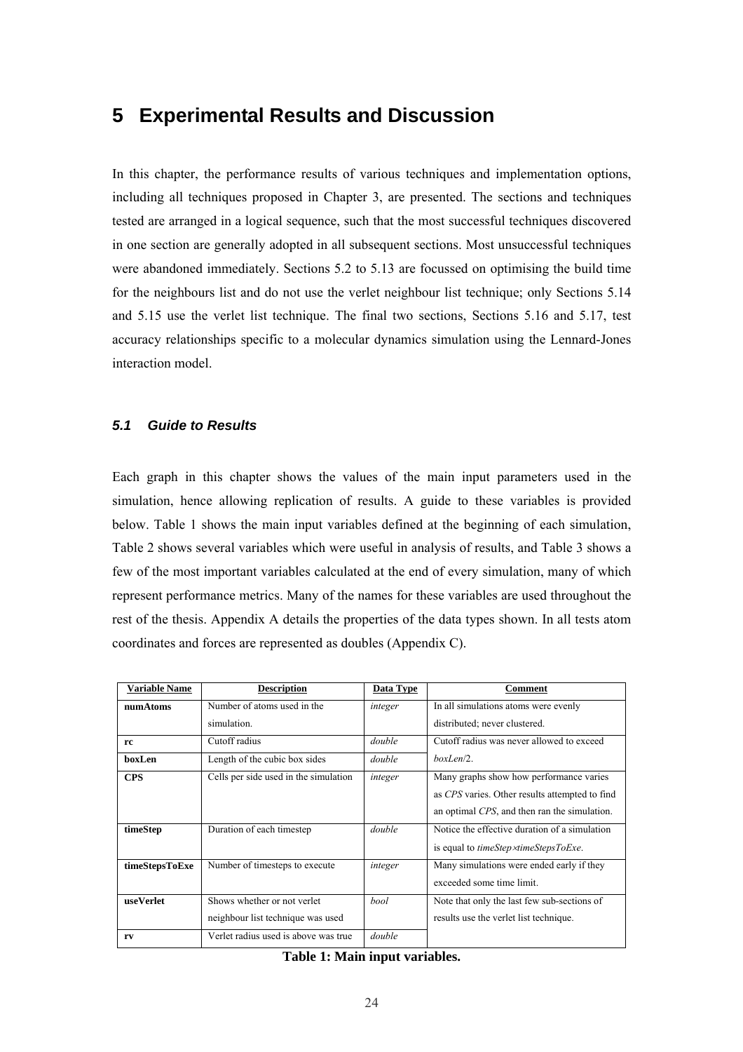# 5 Experimental Results and Discussion

In this chapter, the performance results of various techniques and implementation options, including all techniques proposed in Chapter 3, are presented. The sections and techniques tested are arranged in a logical sequence, such that the most successful techniques discovered in one section are generally adopted in all subsequent sections. Most unsuccessful techniques were abandoned immediately. Sections 5.2 to 5.13 are focussed on optimising the build time for the neighbours list and do not use the verlet neighbour list technique; only Sections 5.14 and 5.15 use the verlet list technique. The final two sections, Sections 5.16 and 5.17, test accuracy relationships specific to a molecular dynamics simulation using the Lennard-Jones interaction model.

### *5.1 Guide to Results*

Each graph in this chapter shows the values of the main input parameters used in the simulation, hence allowing replication of results. A guide to these variables is provided below. Table 1 shows the main input variables defined at the beginning of each simulation, Table 2 shows several variables which were useful in analysis of results, and Table 3 shows a few of the most important variables calculated at the end of every simulation, many of which represent performance metrics. Many of the names for these variables are used throughout the rest of the thesis. Appendix A details the properties of the data types shown. In all tests atom coordinates and forces are represented as doubles (Appendix C).

| Variable Name | Description | Data Type | Comment |
|---|---|---|---|
| **numAtoms** | Number of atoms used in the simulation. | *integer* | In all simulations atoms were evenly distributed; never clustered. |
| **rc** | Cutoff radius | *double* | Cutoff radius was never allowed to exceed *boxLen*/2. |
| **boxLen** | Length of the cubic box sides | *double* | |
| **CPS** | Cells per side used in the simulation | *integer* | Many graphs show how performance varies as *CPS* varies. Other results attempted to find an optimal *CPS*, and then ran the simulation. |
| **timeStep** | Duration of each timestep | *double* | Notice the effective duration of a simulation is equal to *timeStep*×*timeStepsToExe*. |
| **timeStepsToExe** | Number of timesteps to execute | *integer* | Many simulations were ended early if they exceeded some time limit. |
| **useVerlet** | Shows whether or not verlet neighbour list technique was used | *bool* | Note that only the last few sub-sections of results use the verlet list technique. |
| **rv** | Verlet radius used is above was true | *double* | |

**Table 1: Main input variables.**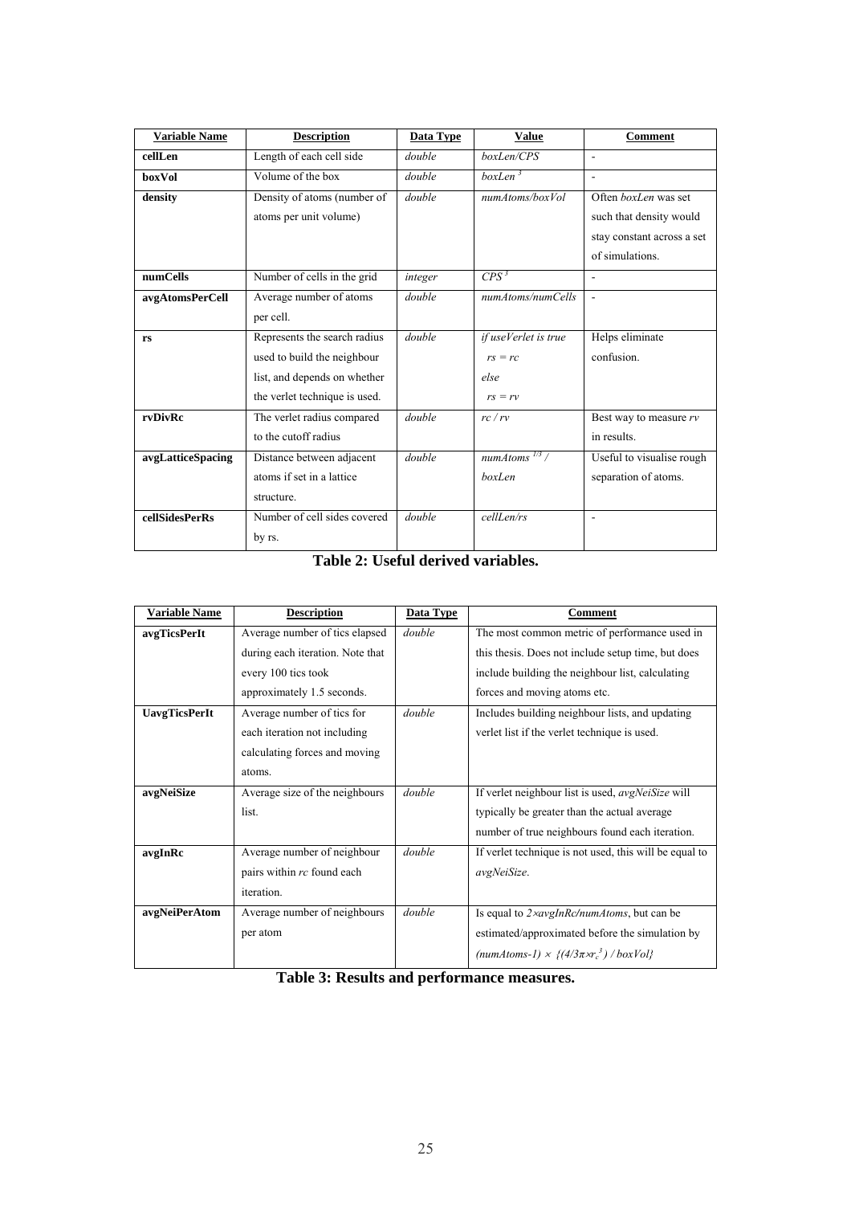| Variable Name | Description | Data Type | Value | Comment |
|---|---|---|---|---|
| **cellLen** | Length of each cell side | *double* | *boxLen/CPS* | - |
| **boxVol** | Volume of the box | *double* | $boxLen^3$ | - |
| **density** | Density of atoms (number of atoms per unit volume) | *double* | *numAtoms/boxVol* | Often *boxLen* was set such that density would stay constant across a set of simulations. |
| **numCells** | Number of cells in the grid | *integer* | $CPS^3$ | - |
| **avgAtomsPerCell** | Average number of atoms per cell. | *double* | *numAtoms/numCells* | - |
| **rs** | Represents the search radius used to build the neighbour list, and depends on whether the verlet technique is used. | *double* | *if useVerlet is true* $rs = rc$ *else* $rs = rv$ | Helps eliminate confusion. |
| **rvDivRc** | The verlet radius compared to the cutoff radius | *double* | $rc / rv$ | Best way to measure *rv* in results. |
| **avgLatticeSpacing** | Distance between adjacent atoms if set in a lattice structure. | *double* | $numAtoms^{1/3} / boxLen$ | Useful to visualise rough separation of atoms. |
| **cellSidesPerRs** | Number of cell sides covered by rs. | *double* | *cellLen/rs* | - |

**Table 2: Useful derived variables.**

| Variable Name | Description | Data Type | Comment |
|---|---|---|---|
| **avgTicsPerIt** | Average number of tics elapsed during each iteration. Note that every 100 tics took approximately 1.5 seconds. | *double* | The most common metric of performance used in this thesis. Does not include setup time, but does include building the neighbour list, calculating forces and moving atoms etc. |
| **UavgTicsPerIt** | Average number of tics for each iteration not including calculating forces and moving atoms. | *double* | Includes building neighbour lists, and updating verlet list if the verlet technique is used. |
| **avgNeiSize** | Average size of the neighbours list. | *double* | If verlet neighbour list is used, *avgNeiSize* will typically be greater than the actual average number of true neighbours found each iteration. |
| **avgInRc** | Average number of neighbour pairs within *rc* found each iteration. | *double* | If verlet technique is not used, this will be equal to *avgNeiSize*. |
| **avgNeiPerAtom** | Average number of neighbours per atom | *double* | Is equal to $2 \times avgInRc/numAtoms$, but can be estimated/approximated before the simulation by $(numAtoms-1) \times \{(4/3\pi \times r_c^3) / boxVol\}$ |

**Table 3: Results and performance measures.**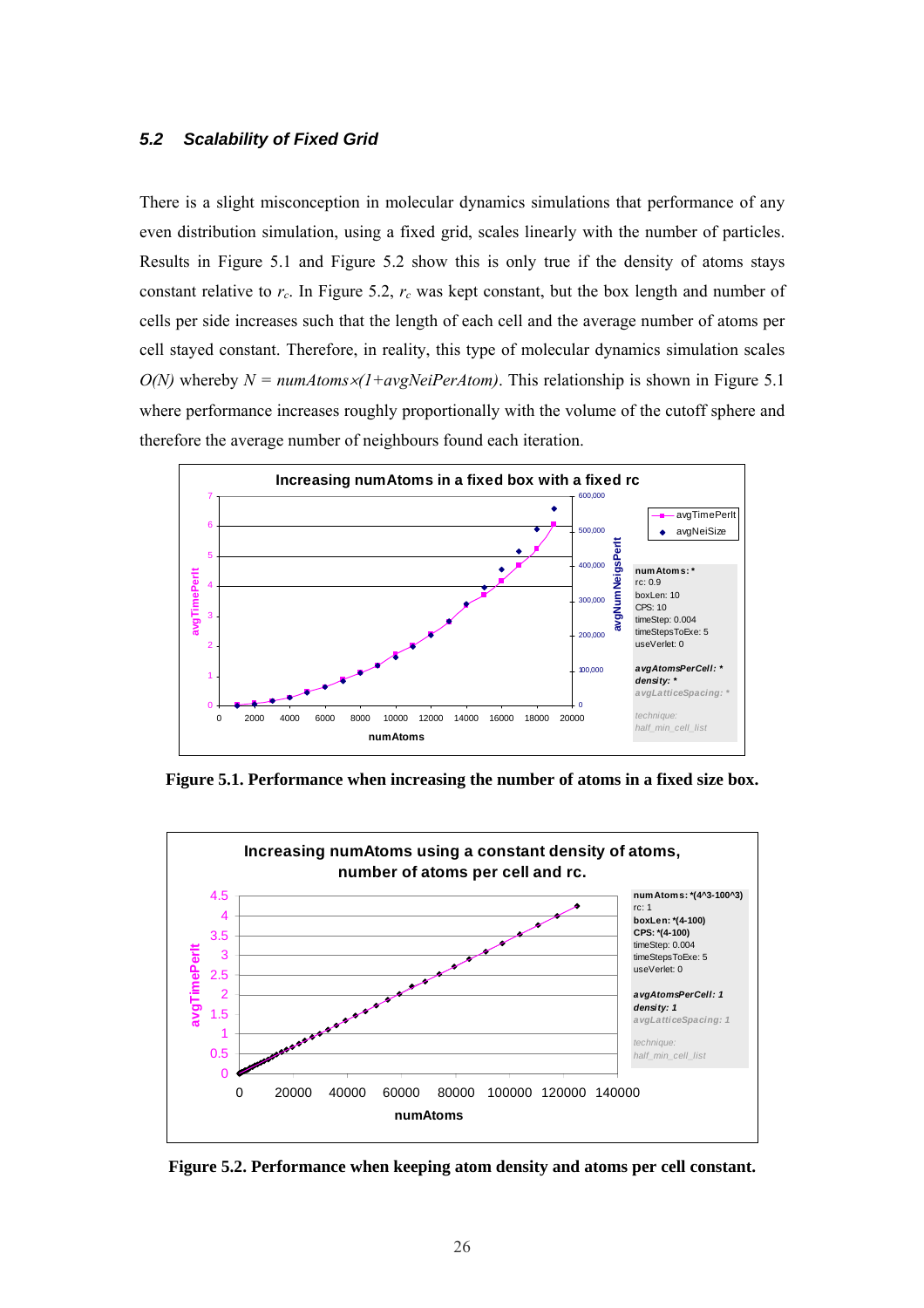### 5.2 Scalability of Fixed Grid

There is a slight misconception in molecular dynamics simulations that performance of any even distribution simulation, using a fixed grid, scales linearly with the number of particles. Results in Figure 5.1 and Figure 5.2 show this is only true if the density of atoms stays constant relative to $r_c$. In Figure 5.2, $r_c$ was kept constant, but the box length and number of cells per side increases such that the length of each cell and the average number of atoms per cell stayed constant. Therefore, in reality, this type of molecular dynamics simulation scales $O(N)$ whereby $N = numAtoms \times (1+avgNeiPerAtom)$. This relationship is shown in Figure 5.1 where performance increases roughly proportionally with the volume of the cutoff sphere and therefore the average number of neighbours found each iteration.

**Figure 5.1. Performance when increasing the number of atoms in a fixed size box.**

**Figure 5.2. Performance when keeping atom density and atoms per cell constant.**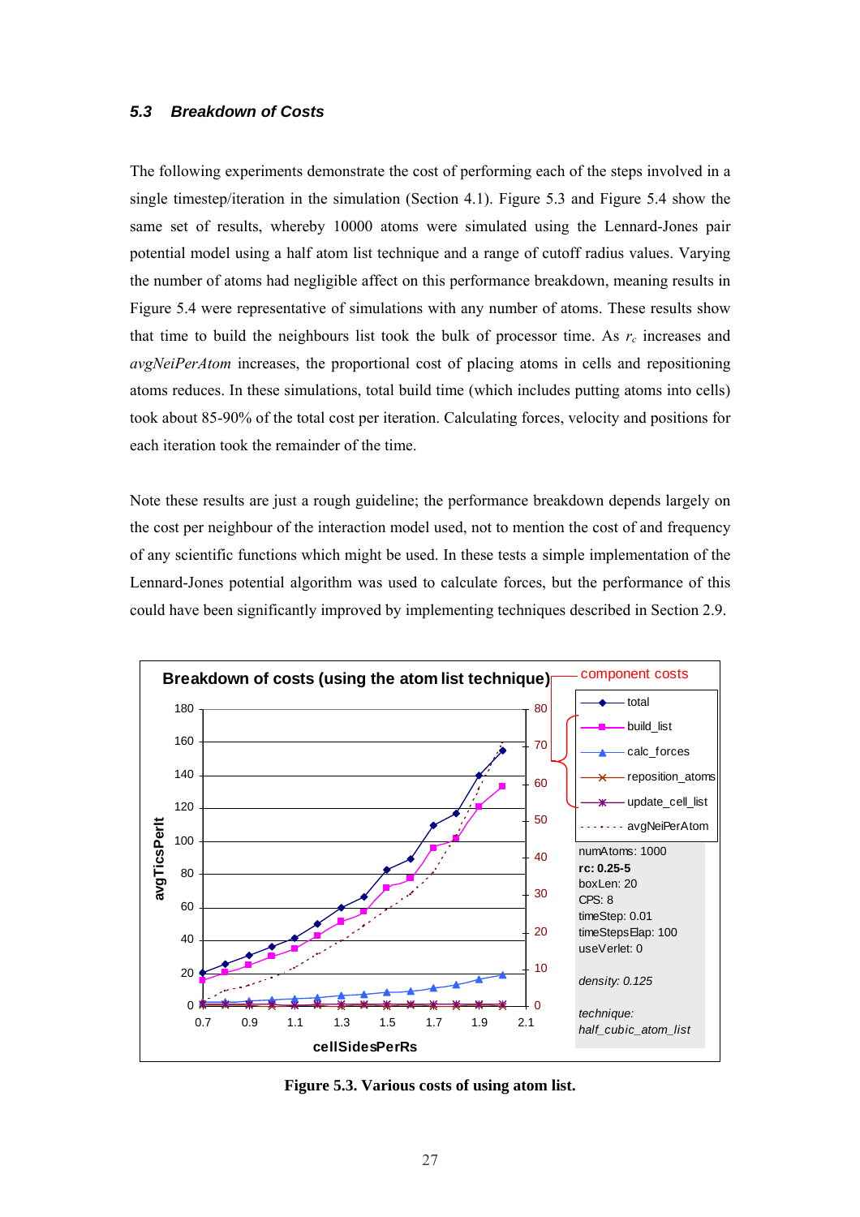### 5.3 *Breakdown of Costs*

The following experiments demonstrate the cost of performing each of the steps involved in a single timestep/iteration in the simulation (Section 4.1). Figure 5.3 and Figure 5.4 show the same set of results, whereby 10000 atoms were simulated using the Lennard-Jones pair potential model using a half atom list technique and a range of cutoff radius values. Varying the number of atoms had negligible affect on this performance breakdown, meaning results in Figure 5.4 were representative of simulations with any number of atoms. These results show that time to build the neighbours list took the bulk of processor time. As $r_c$ increases and *avgNeiPerAtom* increases, the proportional cost of placing atoms in cells and repositioning atoms reduces. In these simulations, total build time (which includes putting atoms into cells) took about 85-90% of the total cost per iteration. Calculating forces, velocity and positions for each iteration took the remainder of the time.

Note these results are just a rough guideline; the performance breakdown depends largely on the cost per neighbour of the interaction model used, not to mention the cost of and frequency of any scientific functions which might be used. In these tests a simple implementation of the Lennard-Jones potential algorithm was used to calculate forces, but the performance of this could have been significantly improved by implementing techniques described in Section 2.9.

**Figure 5.3. Various costs of using atom list.**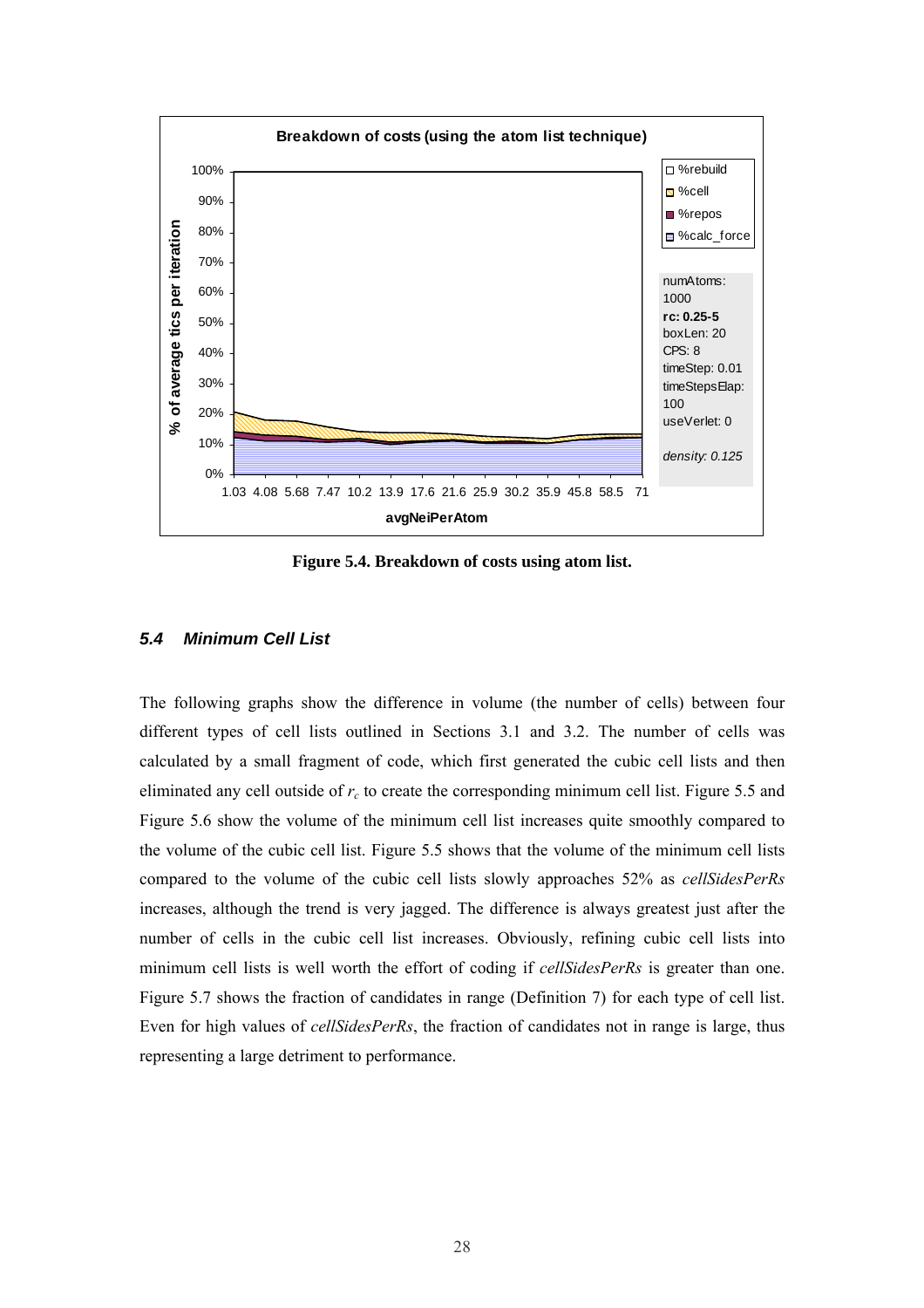Figure 5.4. Breakdown of costs using atom list.

### *5.4 Minimum Cell List*

The following graphs show the difference in volume (the number of cells) between four different types of cell lists outlined in Sections 3.1 and 3.2. The number of cells was calculated by a small fragment of code, which first generated the cubic cell lists and then eliminated any cell outside of $r_c$ to create the corresponding minimum cell list. Figure 5.5 and Figure 5.6 show the volume of the minimum cell list increases quite smoothly compared to the volume of the cubic cell list. Figure 5.5 shows that the volume of the minimum cell lists compared to the volume of the cubic cell lists slowly approaches 52% as *cellSidesPerRs* increases, although the trend is very jagged. The difference is always greatest just after the number of cells in the cubic cell list increases. Obviously, refining cubic cell lists into minimum cell lists is well worth the effort of coding if *cellSidesPerRs* is greater than one. Figure 5.7 shows the fraction of candidates in range (Definition 7) for each type of cell list. Even for high values of *cellSidesPerRs*, the fraction of candidates not in range is large, thus representing a large detriment to performance.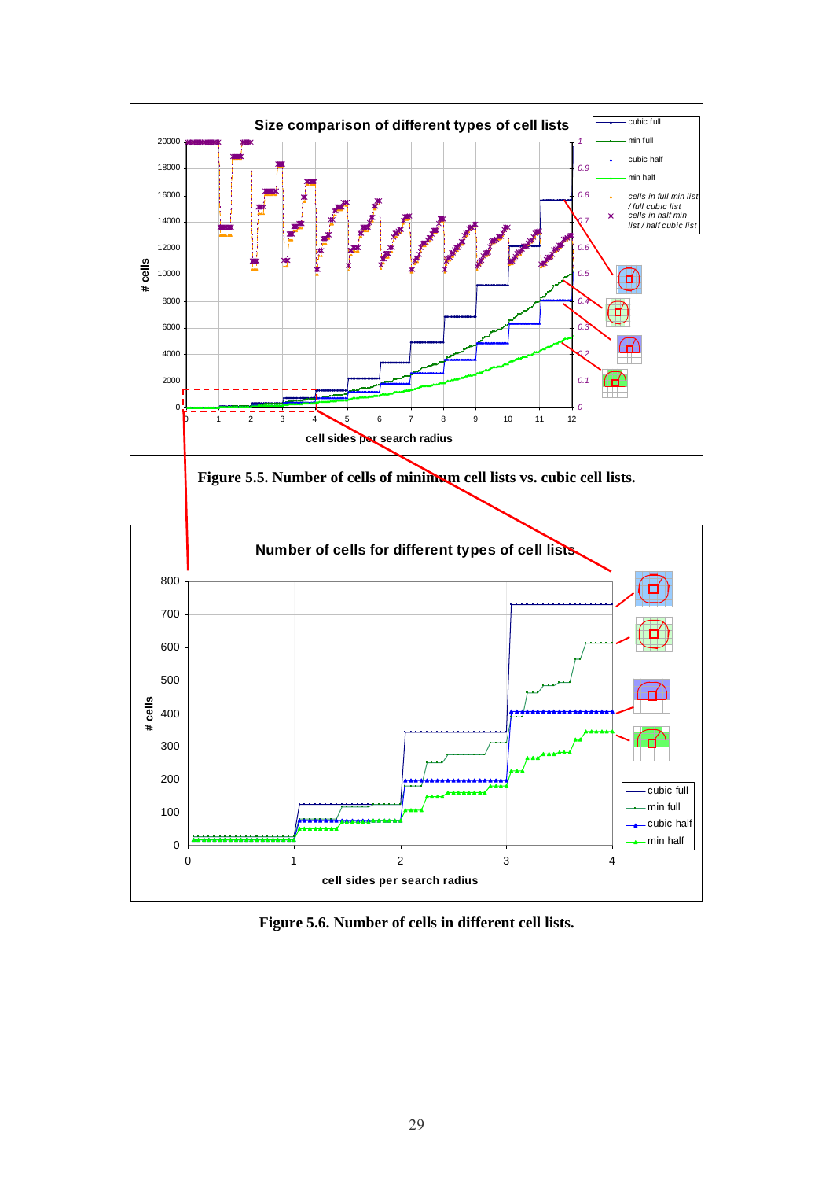Figure 5.5. Number of cells of minimum cell lists vs. cubic cell lists.

Figure 5.6. Number of cells in different cell lists.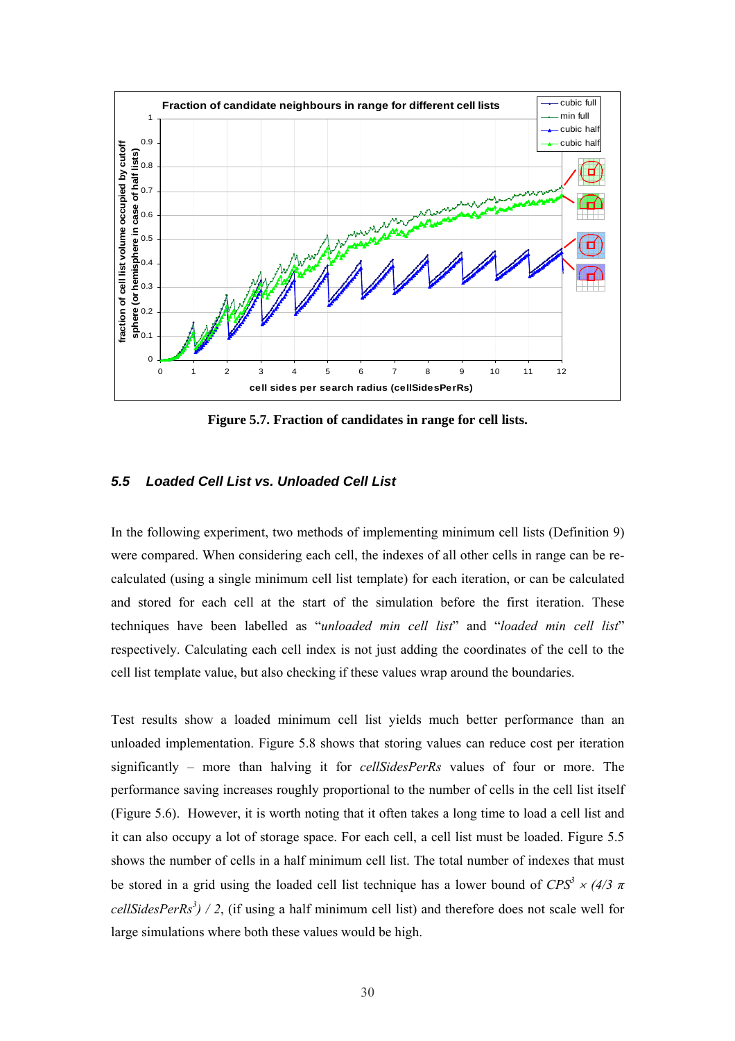Figure 5.7. Fraction of candidates in range for cell lists.

### 5.5 Loaded Cell List vs. Unloaded Cell List

In the following experiment, two methods of implementing minimum cell lists (Definition 9) were compared. When considering each cell, the indexes of all other cells in range can be re-calculated (using a single minimum cell list template) for each iteration, or can be calculated and stored for each cell at the start of the simulation before the first iteration. These techniques have been labelled as "*unloaded min cell list*" and "*loaded min cell list*" respectively. Calculating each cell index is not just adding the coordinates of the cell to the cell list template value, but also checking if these values wrap around the boundaries.

Test results show a loaded minimum cell list yields much better performance than an unloaded implementation. Figure 5.8 shows that storing values can reduce cost per iteration significantly – more than halving it for *cellSidesPerRs* values of four or more. The performance saving increases roughly proportional to the number of cells in the cell list itself (Figure 5.6). However, it is worth noting that it often takes a long time to load a cell list and it can also occupy a lot of storage space. For each cell, a cell list must be loaded. Figure 5.5 shows the number of cells in a half minimum cell list. The total number of indexes that must be stored in a grid using the loaded cell list technique has a lower bound of $CPS^3 \times (4/3\ \pi\ cellSidesPerRs^3) / 2$, (if using a half minimum cell list) and therefore does not scale well for large simulations where both these values would be high.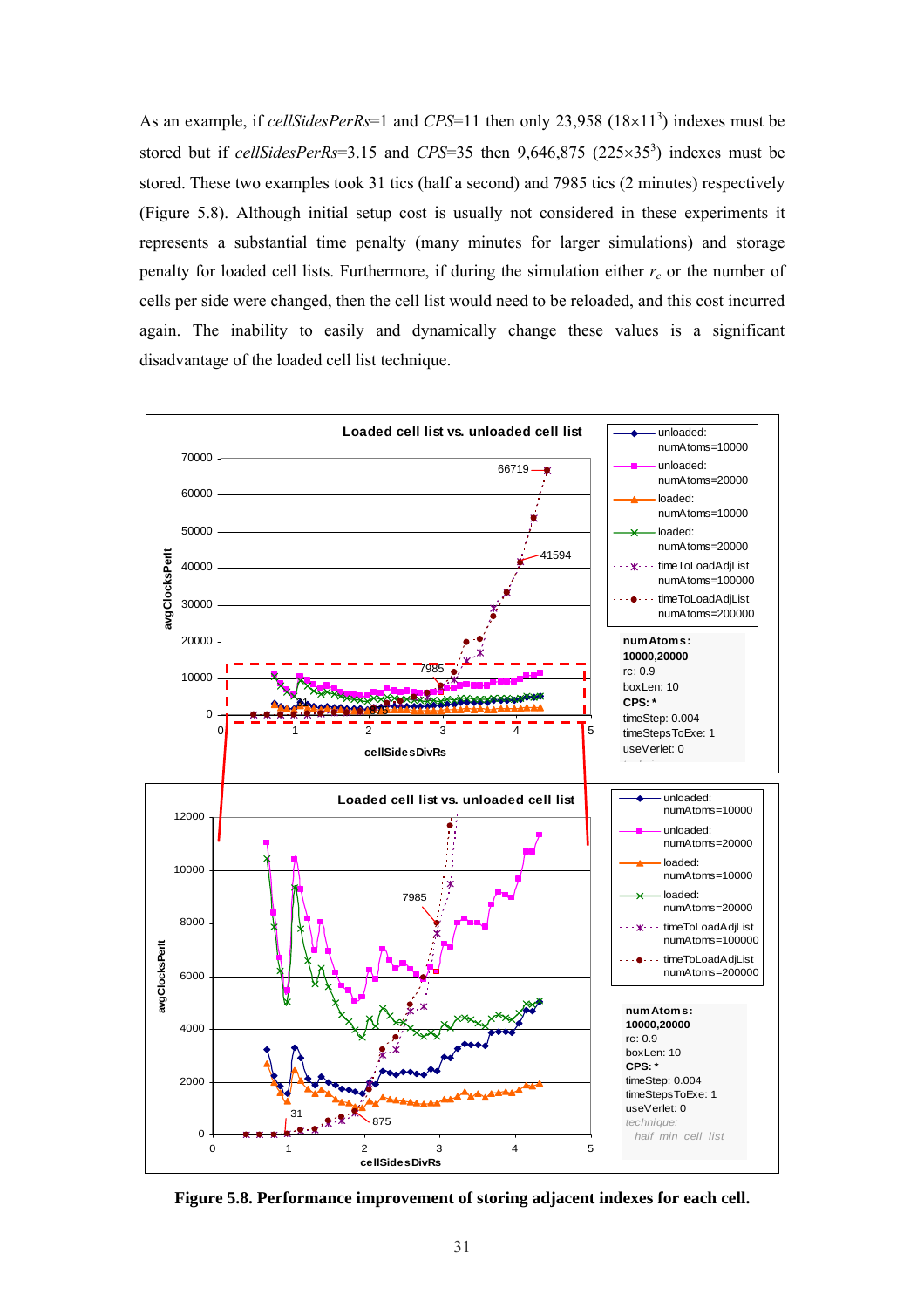As an example, if *cellSidesPerRs*=1 and *CPS*=11 then only 23,958 ($18 \times 11^3$) indexes must be stored but if *cellSidesPerRs*=3.15 and *CPS*=35 then 9,646,875 ($225 \times 35^3$) indexes must be stored. These two examples took 31 tics (half a second) and 7985 tics (2 minutes) respectively (Figure 5.8). Although initial setup cost is usually not considered in these experiments it represents a substantial time penalty (many minutes for larger simulations) and storage penalty for loaded cell lists. Furthermore, if during the simulation either $r_c$ or the number of cells per side were changed, then the cell list would need to be reloaded, and this cost incurred again. The inability to easily and dynamically change these values is a significant disadvantage of the loaded cell list technique.

**Figure 5.8. Performance improvement of storing adjacent indexes for each cell.**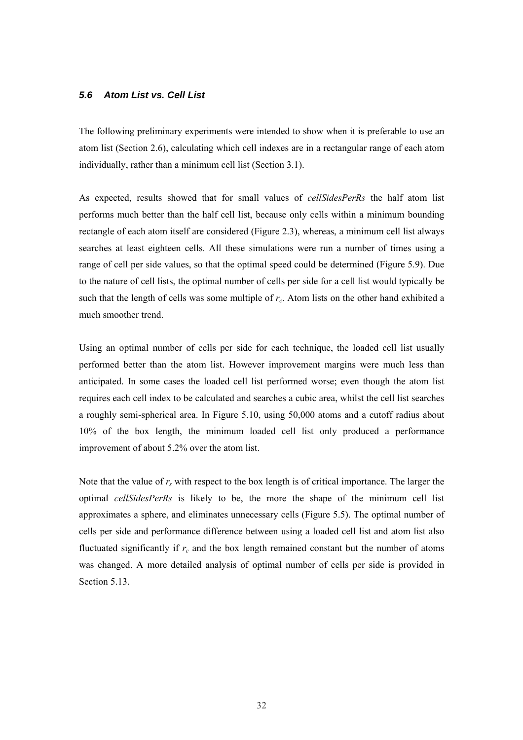### *5.6 Atom List vs. Cell List*

The following preliminary experiments were intended to show when it is preferable to use an atom list (Section 2.6), calculating which cell indexes are in a rectangular range of each atom individually, rather than a minimum cell list (Section 3.1).

As expected, results showed that for small values of *cellSidesPerRs* the half atom list performs much better than the half cell list, because only cells within a minimum bounding rectangle of each atom itself are considered (Figure 2.3), whereas, a minimum cell list always searches at least eighteen cells. All these simulations were run a number of times using a range of cell per side values, so that the optimal speed could be determined (Figure 5.9). Due to the nature of cell lists, the optimal number of cells per side for a cell list would typically be such that the length of cells was some multiple of $r_c$. Atom lists on the other hand exhibited a much smoother trend.

Using an optimal number of cells per side for each technique, the loaded cell list usually performed better than the atom list. However improvement margins were much less than anticipated. In some cases the loaded cell list performed worse; even though the atom list requires each cell index to be calculated and searches a cubic area, whilst the cell list searches a roughly semi-spherical area. In Figure 5.10, using 50,000 atoms and a cutoff radius about 10% of the box length, the minimum loaded cell list only produced a performance improvement of about 5.2% over the atom list.

Note that the value of $r_s$ with respect to the box length is of critical importance. The larger the optimal *cellSidesPerRs* is likely to be, the more the shape of the minimum cell list approximates a sphere, and eliminates unnecessary cells (Figure 5.5). The optimal number of cells per side and performance difference between using a loaded cell list and atom list also fluctuated significantly if $r_c$ and the box length remained constant but the number of atoms was changed. A more detailed analysis of optimal number of cells per side is provided in Section 5.13.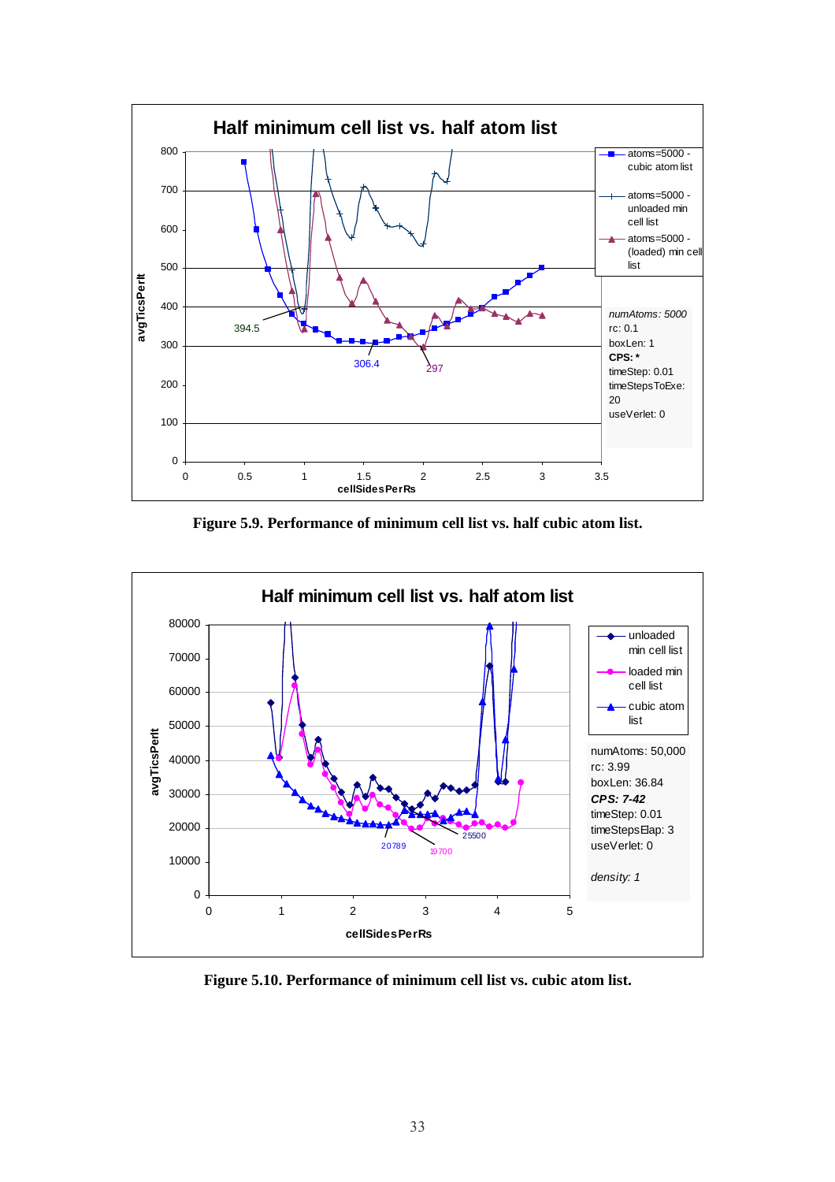Figure 5.9. Performance of minimum cell list vs. half cubic atom list.

Figure 5.10. Performance of minimum cell list vs. cubic atom list.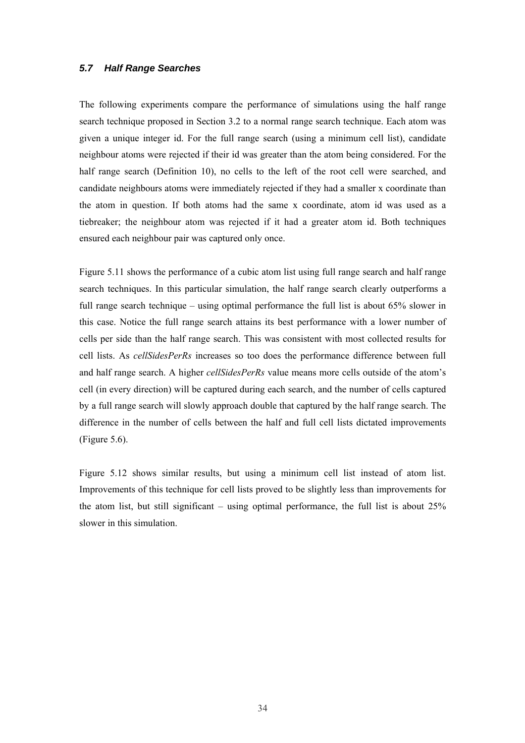### *5.7 Half Range Searches*

The following experiments compare the performance of simulations using the half range search technique proposed in Section 3.2 to a normal range search technique. Each atom was given a unique integer id. For the full range search (using a minimum cell list), candidate neighbour atoms were rejected if their id was greater than the atom being considered. For the half range search (Definition 10), no cells to the left of the root cell were searched, and candidate neighbours atoms were immediately rejected if they had a smaller x coordinate than the atom in question. If both atoms had the same x coordinate, atom id was used as a tiebreaker; the neighbour atom was rejected if it had a greater atom id. Both techniques ensured each neighbour pair was captured only once.

Figure 5.11 shows the performance of a cubic atom list using full range search and half range search techniques. In this particular simulation, the half range search clearly outperforms a full range search technique – using optimal performance the full list is about 65% slower in this case. Notice the full range search attains its best performance with a lower number of cells per side than the half range search. This was consistent with most collected results for cell lists. As *cellSidesPerRs* increases so too does the performance difference between full and half range search. A higher *cellSidesPerRs* value means more cells outside of the atom's cell (in every direction) will be captured during each search, and the number of cells captured by a full range search will slowly approach double that captured by the half range search. The difference in the number of cells between the half and full cell lists dictated improvements (Figure 5.6).

Figure 5.12 shows similar results, but using a minimum cell list instead of atom list. Improvements of this technique for cell lists proved to be slightly less than improvements for the atom list, but still significant – using optimal performance, the full list is about 25% slower in this simulation.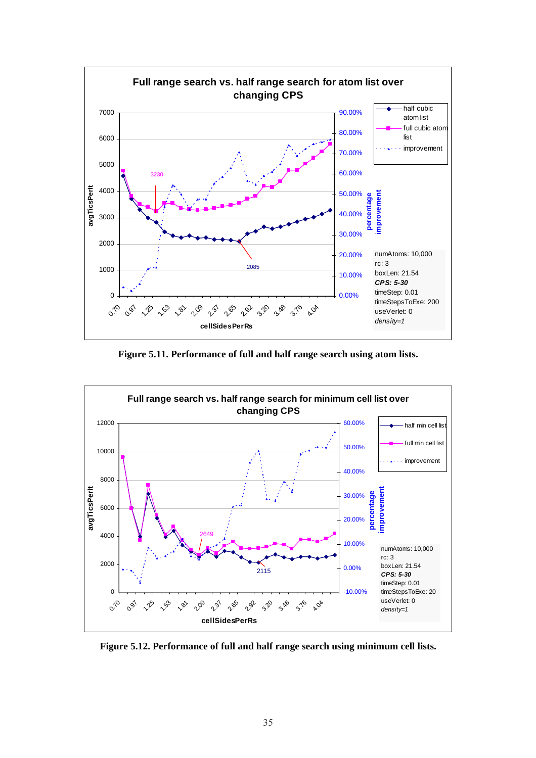Figure 5.11. Performance of full and half range search using atom lists.

Figure 5.12. Performance of full and half range search using minimum cell lists.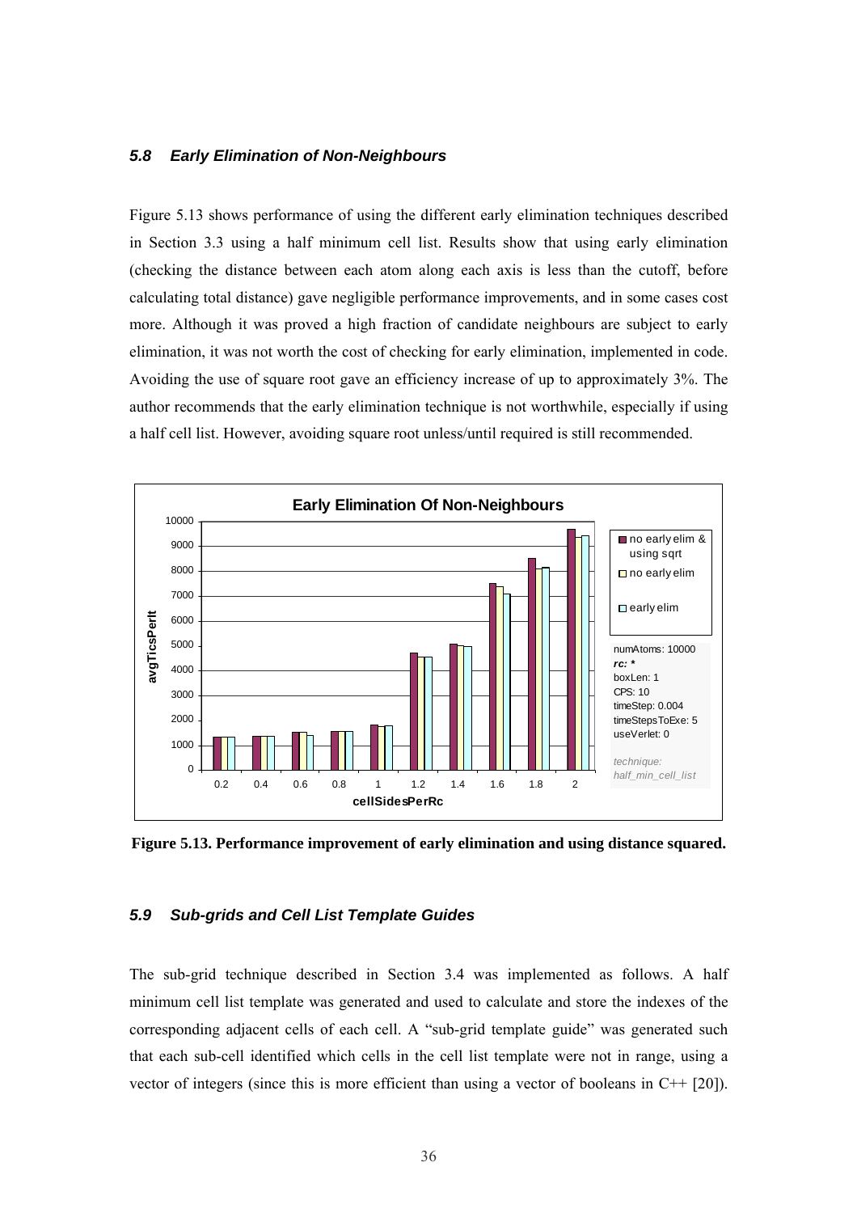### *5.8 Early Elimination of Non-Neighbours*

Figure 5.13 shows performance of using the different early elimination techniques described in Section 3.3 using a half minimum cell list. Results show that using early elimination (checking the distance between each atom along each axis is less than the cutoff, before calculating total distance) gave negligible performance improvements, and in some cases cost more. Although it was proved a high fraction of candidate neighbours are subject to early elimination, it was not worth the cost of checking for early elimination, implemented in code. Avoiding the use of square root gave an efficiency increase of up to approximately 3%. The author recommends that the early elimination technique is not worthwhile, especially if using a half cell list. However, avoiding square root unless/until required is still recommended.

**Figure 5.13. Performance improvement of early elimination and using distance squared.**

### *5.9 Sub-grids and Cell List Template Guides*

The sub-grid technique described in Section 3.4 was implemented as follows. A half minimum cell list template was generated and used to calculate and store the indexes of the corresponding adjacent cells of each cell. A "sub-grid template guide" was generated such that each sub-cell identified which cells in the cell list template were not in range, using a vector of integers (since this is more efficient than using a vector of booleans in C++ [20]).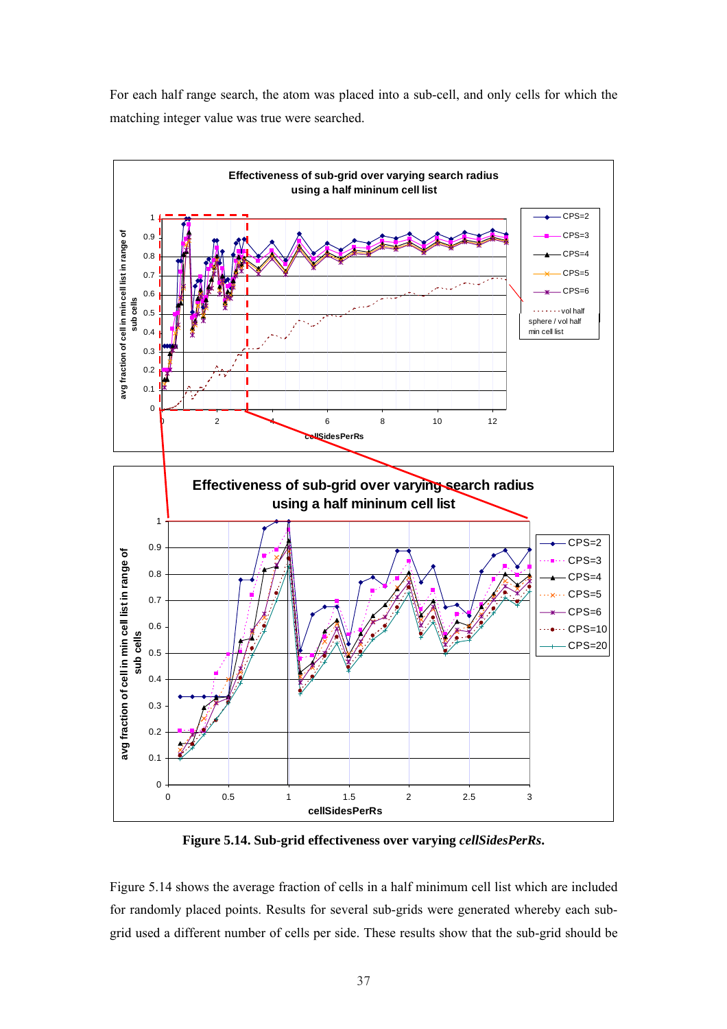For each half range search, the atom was placed into a sub-cell, and only cells for which the matching integer value was true were searched.

**Figure 5.14. Sub-grid effectiveness over varying *cellSidesPerRs*.**

Figure 5.14 shows the average fraction of cells in a half minimum cell list which are included for randomly placed points. Results for several sub-grids were generated whereby each sub-grid used a different number of cells per side. These results show that the sub-grid should be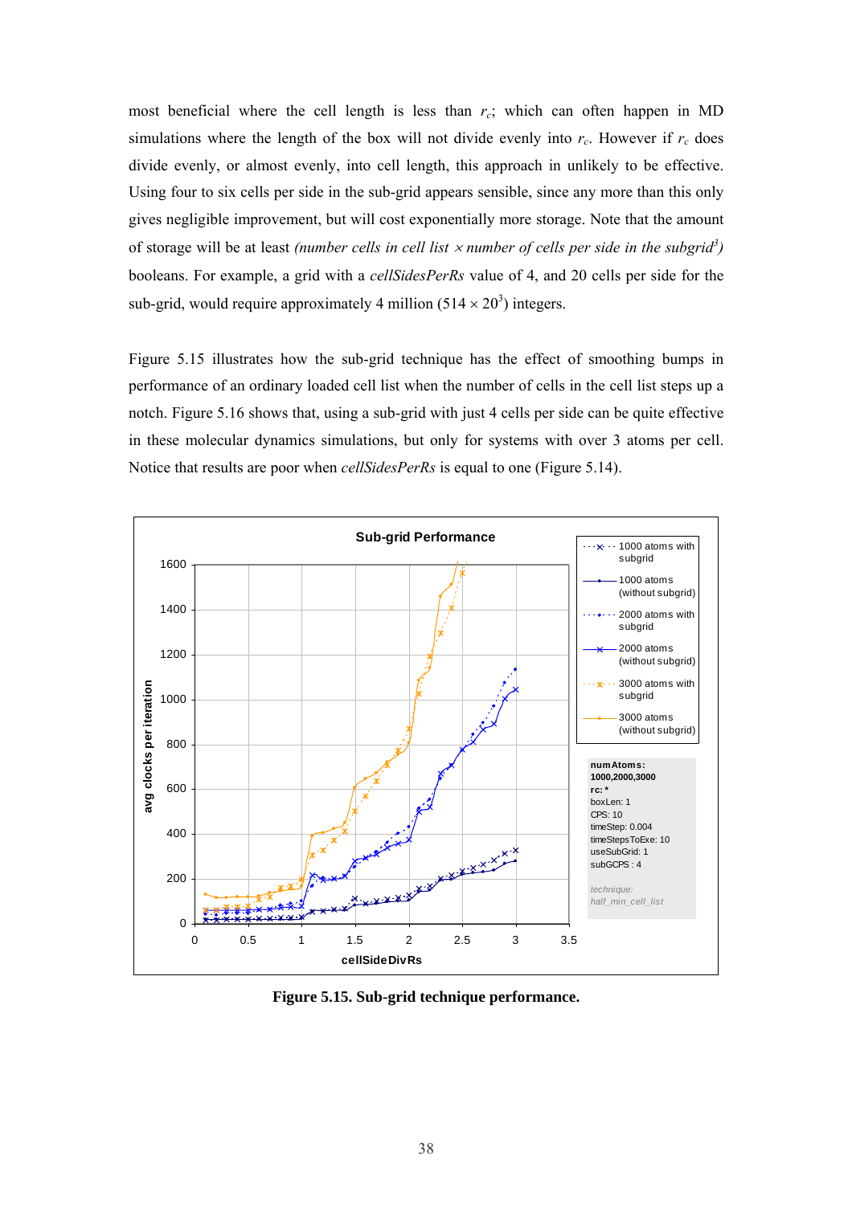most beneficial where the cell length is less than $r_c$; which can often happen in MD simulations where the length of the box will not divide evenly into $r_c$. However if $r_c$ does divide evenly, or almost evenly, into cell length, this approach in unlikely to be effective. Using four to six cells per side in the sub-grid appears sensible, since any more than this only gives negligible improvement, but will cost exponentially more storage. Note that the amount of storage will be at least *(number cells in cell list × number of cells per side in the subgrid$^3$)* booleans. For example, a grid with a *cellSidesPerRs* value of 4, and 20 cells per side for the sub-grid, would require approximately 4 million ($514 \times 20^3$) integers.

Figure 5.15 illustrates how the sub-grid technique has the effect of smoothing bumps in performance of an ordinary loaded cell list when the number of cells in the cell list steps up a notch. Figure 5.16 shows that, using a sub-grid with just 4 cells per side can be quite effective in these molecular dynamics simulations, but only for systems with over 3 atoms per cell. Notice that results are poor when *cellSidesPerRs* is equal to one (Figure 5.14).

**Figure 5.15. Sub-grid technique performance.**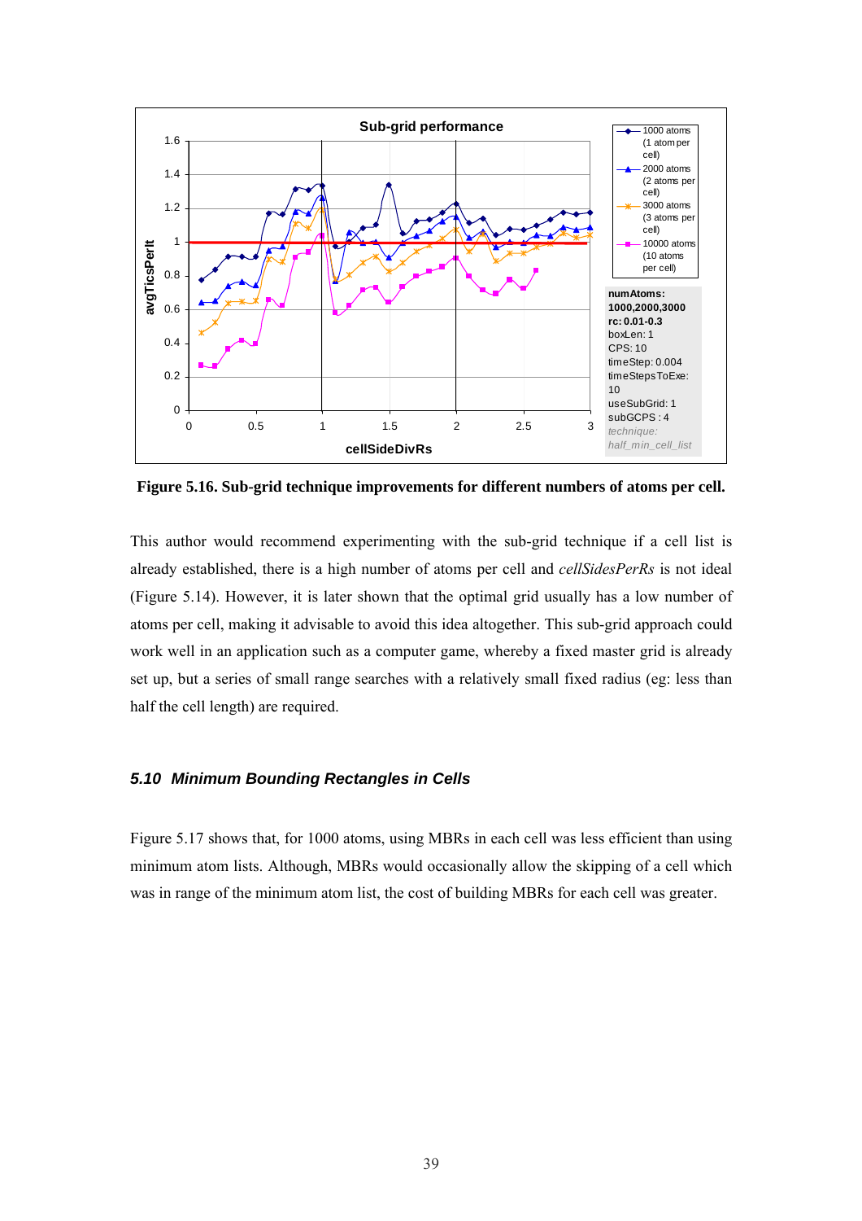**Figure 5.16. Sub-grid technique improvements for different numbers of atoms per cell.**

This author would recommend experimenting with the sub-grid technique if a cell list is already established, there is a high number of atoms per cell and *cellSidesPerRs* is not ideal (Figure 5.14). However, it is later shown that the optimal grid usually has a low number of atoms per cell, making it advisable to avoid this idea altogether. This sub-grid approach could work well in an application such as a computer game, whereby a fixed master grid is already set up, but a series of small range searches with a relatively small fixed radius (eg: less than half the cell length) are required.

### *5.10 Minimum Bounding Rectangles in Cells*

Figure 5.17 shows that, for 1000 atoms, using MBRs in each cell was less efficient than using minimum atom lists. Although, MBRs would occasionally allow the skipping of a cell which was in range of the minimum atom list, the cost of building MBRs for each cell was greater.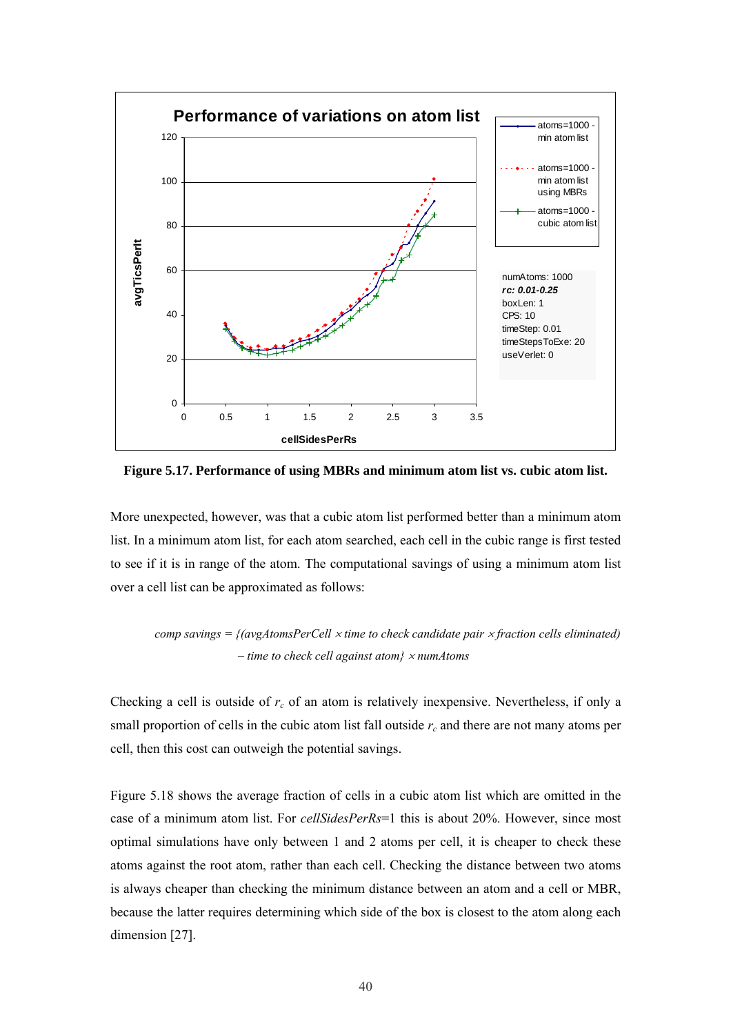**Figure 5.17. Performance of using MBRs and minimum atom list vs. cubic atom list.**

More unexpected, however, was that a cubic atom list performed better than a minimum atom list. In a minimum atom list, for each atom searched, each cell in the cubic range is first tested to see if it is in range of the atom. The computational savings of using a minimum atom list over a cell list can be approximated as follows:

$$\text{comp savings} = \{(\text{avgAtomsPerCell} \times \text{time to check candidate pair} \times \text{fraction cells eliminated}) - \text{time to check cell against atom}\} \times \text{numAtoms}$$

Checking a cell is outside of $r_c$ of an atom is relatively inexpensive. Nevertheless, if only a small proportion of cells in the cubic atom list fall outside $r_c$ and there are not many atoms per cell, then this cost can outweigh the potential savings.

Figure 5.18 shows the average fraction of cells in a cubic atom list which are omitted in the case of a minimum atom list. For *cellSidesPerRs*=1 this is about 20%. However, since most optimal simulations have only between 1 and 2 atoms per cell, it is cheaper to check these atoms against the root atom, rather than each cell. Checking the distance between two atoms is always cheaper than checking the minimum distance between an atom and a cell or MBR, because the latter requires determining which side of the box is closest to the atom along each dimension [27].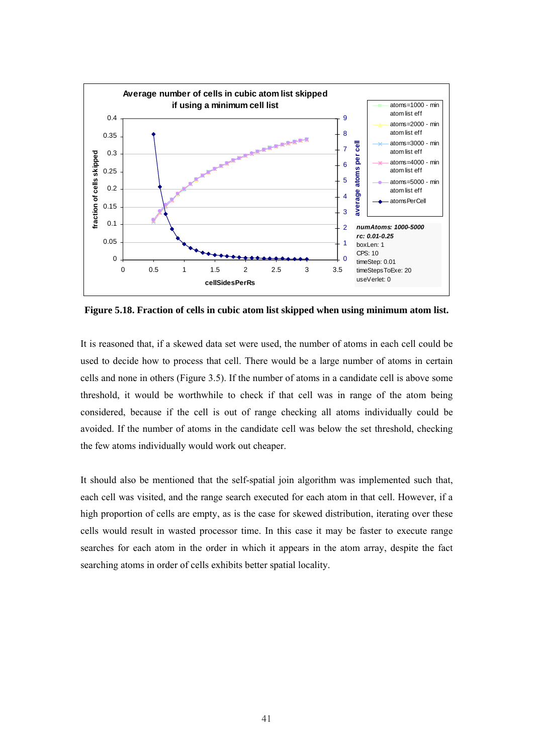**Figure 5.18. Fraction of cells in cubic atom list skipped when using minimum atom list.**

It is reasoned that, if a skewed data set were used, the number of atoms in each cell could be used to decide how to process that cell. There would be a large number of atoms in certain cells and none in others (Figure 3.5). If the number of atoms in a candidate cell is above some threshold, it would be worthwhile to check if that cell was in range of the atom being considered, because if the cell is out of range checking all atoms individually could be avoided. If the number of atoms in the candidate cell was below the set threshold, checking the few atoms individually would work out cheaper.

It should also be mentioned that the self-spatial join algorithm was implemented such that, each cell was visited, and the range search executed for each atom in that cell. However, if a high proportion of cells are empty, as is the case for skewed distribution, iterating over these cells would result in wasted processor time. In this case it may be faster to execute range searches for each atom in the order in which it appears in the atom array, despite the fact searching atoms in order of cells exhibits better spatial locality.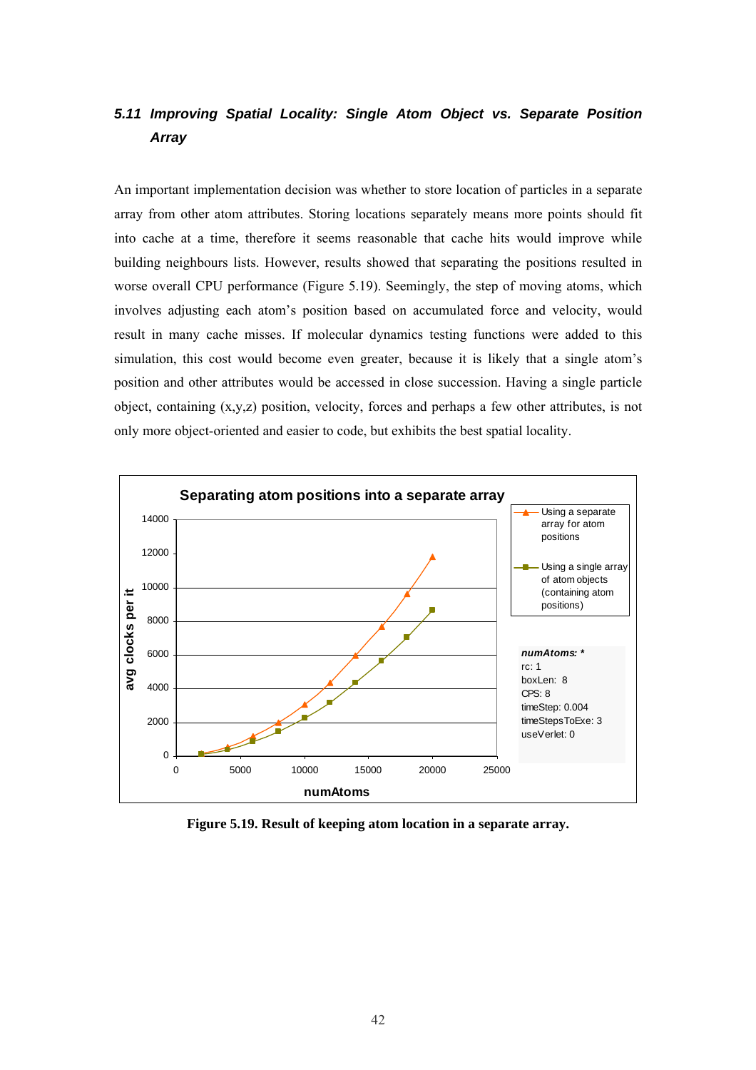### 5.11 *Improving Spatial Locality: Single Atom Object vs. Separate Position Array*

An important implementation decision was whether to store location of particles in a separate array from other atom attributes. Storing locations separately means more points should fit into cache at a time, therefore it seems reasonable that cache hits would improve while building neighbours lists. However, results showed that separating the positions resulted in worse overall CPU performance (Figure 5.19). Seemingly, the step of moving atoms, which involves adjusting each atom's position based on accumulated force and velocity, would result in many cache misses. If molecular dynamics testing functions were added to this simulation, this cost would become even greater, because it is likely that a single atom's position and other attributes would be accessed in close succession. Having a single particle object, containing (x,y,z) position, velocity, forces and perhaps a few other attributes, is not only more object-oriented and easier to code, but exhibits the best spatial locality.

**Figure 5.19. Result of keeping atom location in a separate array.**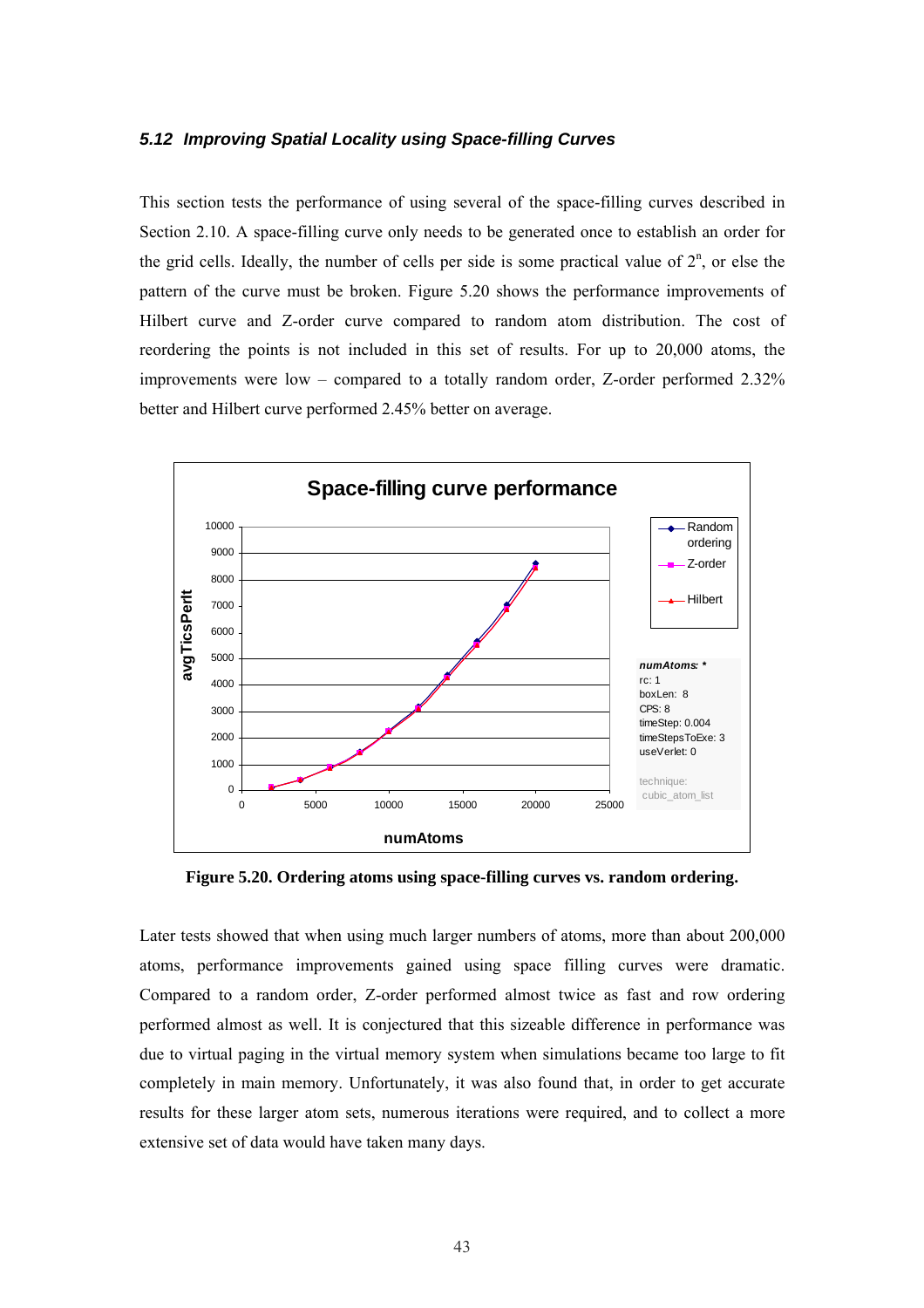### *5.12 Improving Spatial Locality using Space-filling Curves*

This section tests the performance of using several of the space-filling curves described in Section 2.10. A space-filling curve only needs to be generated once to establish an order for the grid cells. Ideally, the number of cells per side is some practical value of $2^n$, or else the pattern of the curve must be broken. Figure 5.20 shows the performance improvements of Hilbert curve and Z-order curve compared to random atom distribution. The cost of reordering the points is not included in this set of results. For up to 20,000 atoms, the improvements were low – compared to a totally random order, Z-order performed 2.32% better and Hilbert curve performed 2.45% better on average.

**Figure 5.20. Ordering atoms using space-filling curves vs. random ordering.**

Later tests showed that when using much larger numbers of atoms, more than about 200,000 atoms, performance improvements gained using space filling curves were dramatic. Compared to a random order, Z-order performed almost twice as fast and row ordering performed almost as well. It is conjectured that this sizeable difference in performance was due to virtual paging in the virtual memory system when simulations became too large to fit completely in main memory. Unfortunately, it was also found that, in order to get accurate results for these larger atom sets, numerous iterations were required, and to collect a more extensive set of data would have taken many days.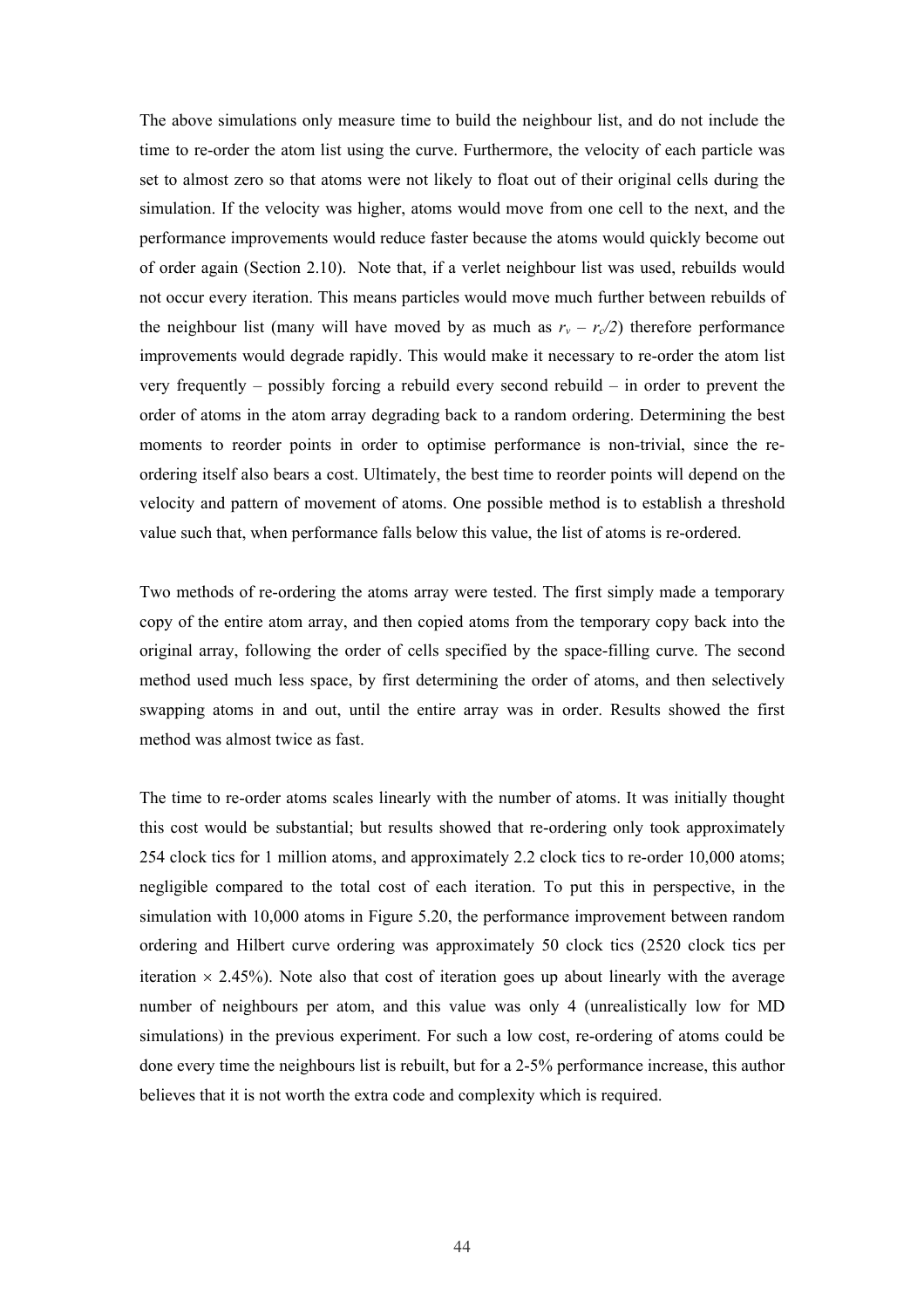The above simulations only measure time to build the neighbour list, and do not include the time to re-order the atom list using the curve. Furthermore, the velocity of each particle was set to almost zero so that atoms were not likely to float out of their original cells during the simulation. If the velocity was higher, atoms would move from one cell to the next, and the performance improvements would reduce faster because the atoms would quickly become out of order again (Section 2.10). Note that, if a verlet neighbour list was used, rebuilds would not occur every iteration. This means particles would move much further between rebuilds of the neighbour list (many will have moved by as much as $r_v - r_c/2$) therefore performance improvements would degrade rapidly. This would make it necessary to re-order the atom list very frequently – possibly forcing a rebuild every second rebuild – in order to prevent the order of atoms in the atom array degrading back to a random ordering. Determining the best moments to reorder points in order to optimise performance is non-trivial, since the re-ordering itself also bears a cost. Ultimately, the best time to reorder points will depend on the velocity and pattern of movement of atoms. One possible method is to establish a threshold value such that, when performance falls below this value, the list of atoms is re-ordered.

Two methods of re-ordering the atoms array were tested. The first simply made a temporary copy of the entire atom array, and then copied atoms from the temporary copy back into the original array, following the order of cells specified by the space-filling curve. The second method used much less space, by first determining the order of atoms, and then selectively swapping atoms in and out, until the entire array was in order. Results showed the first method was almost twice as fast.

The time to re-order atoms scales linearly with the number of atoms. It was initially thought this cost would be substantial; but results showed that re-ordering only took approximately 254 clock tics for 1 million atoms, and approximately 2.2 clock tics to re-order 10,000 atoms; negligible compared to the total cost of each iteration. To put this in perspective, in the simulation with 10,000 atoms in Figure 5.20, the performance improvement between random ordering and Hilbert curve ordering was approximately 50 clock tics (2520 clock tics per iteration $\times$ 2.45%). Note also that cost of iteration goes up about linearly with the average number of neighbours per atom, and this value was only 4 (unrealistically low for MD simulations) in the previous experiment. For such a low cost, re-ordering of atoms could be done every time the neighbours list is rebuilt, but for a 2-5% performance increase, this author believes that it is not worth the extra code and complexity which is required.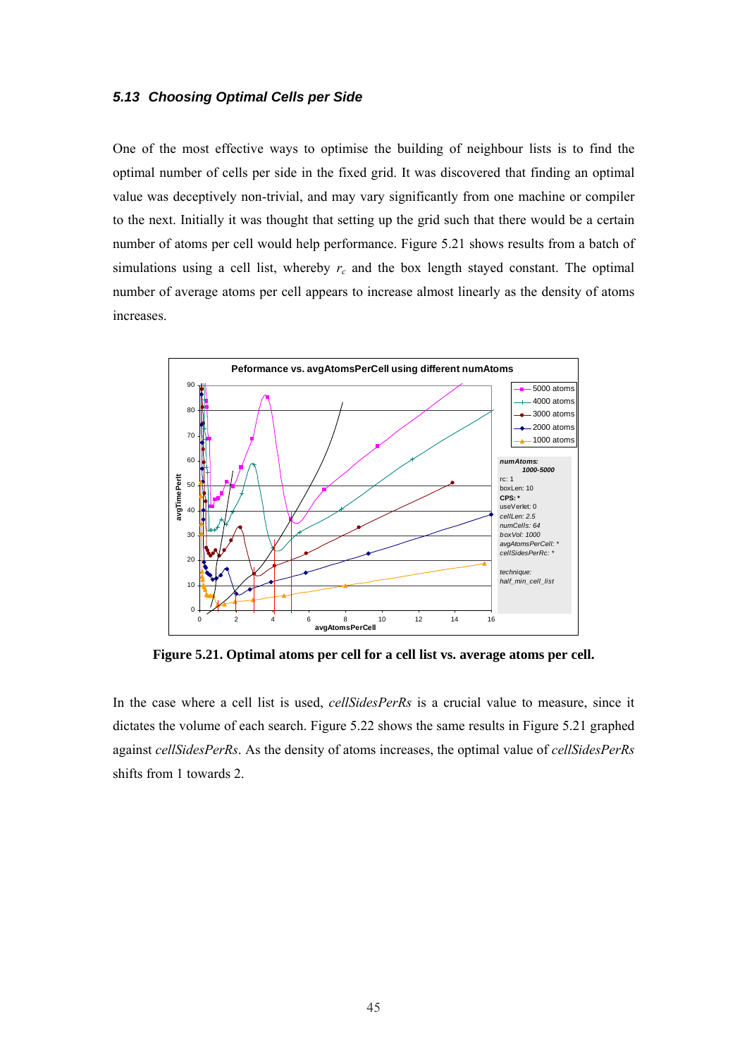### 5.13 Choosing Optimal Cells per Side

One of the most effective ways to optimise the building of neighbour lists is to find the optimal number of cells per side in the fixed grid. It was discovered that finding an optimal value was deceptively non-trivial, and may vary significantly from one machine or compiler to the next. Initially it was thought that setting up the grid such that there would be a certain number of atoms per cell would help performance. Figure 5.21 shows results from a batch of simulations using a cell list, whereby $r_c$ and the box length stayed constant. The optimal number of average atoms per cell appears to increase almost linearly as the density of atoms increases.

**Figure 5.21. Optimal atoms per cell for a cell list vs. average atoms per cell.**

In the case where a cell list is used, *cellSidesPerRs* is a crucial value to measure, since it dictates the volume of each search. Figure 5.22 shows the same results in Figure 5.21 graphed against *cellSidesPerRs*. As the density of atoms increases, the optimal value of *cellSidesPerRs* shifts from 1 towards 2.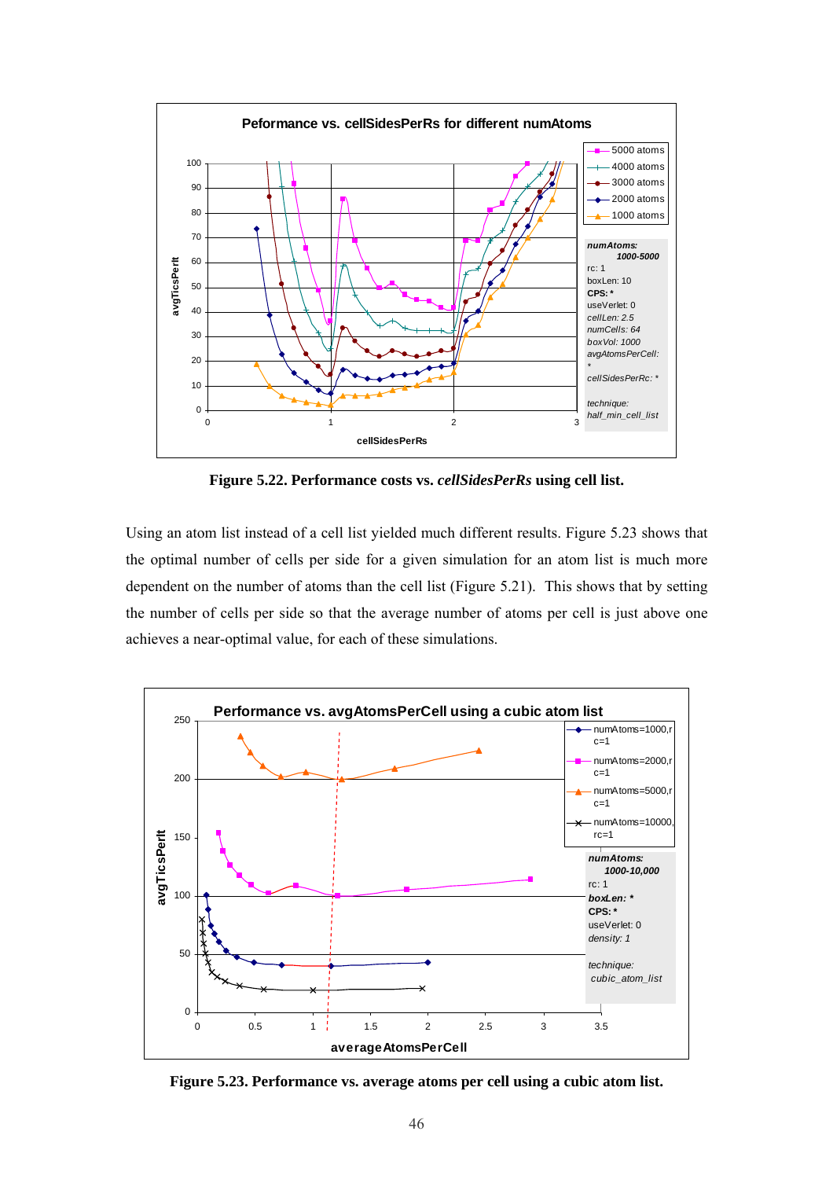**Figure 5.22. Performance costs vs. *cellSidesPerRs* using cell list.**

Using an atom list instead of a cell list yielded much different results. Figure 5.23 shows that the optimal number of cells per side for a given simulation for an atom list is much more dependent on the number of atoms than the cell list (Figure 5.21). This shows that by setting the number of cells per side so that the average number of atoms per cell is just above one achieves a near-optimal value, for each of these simulations.

**Figure 5.23. Performance vs. average atoms per cell using a cubic atom list.**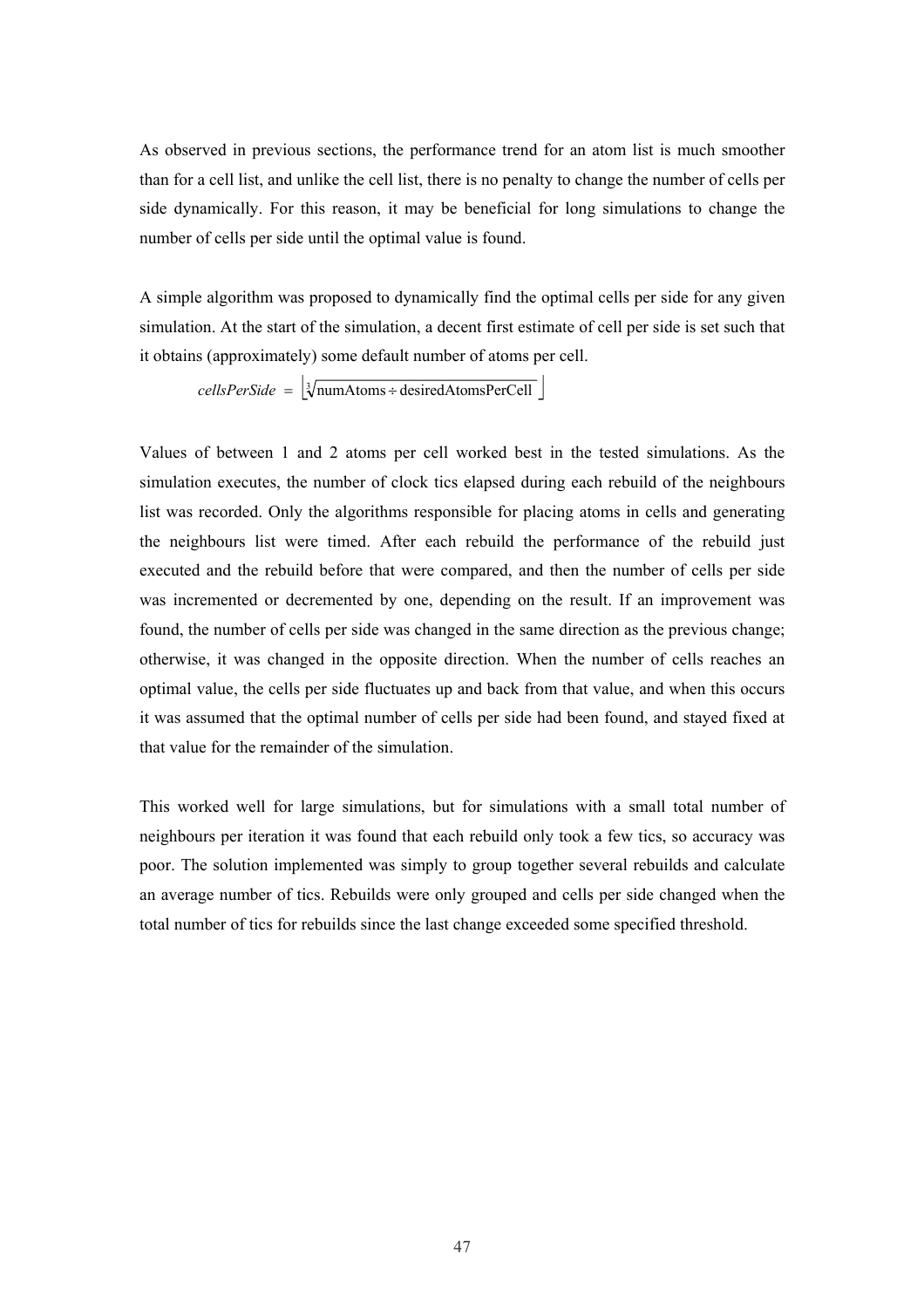As observed in previous sections, the performance trend for an atom list is much smoother than for a cell list, and unlike the cell list, there is no penalty to change the number of cells per side dynamically. For this reason, it may be beneficial for long simulations to change the number of cells per side until the optimal value is found.

A simple algorithm was proposed to dynamically find the optimal cells per side for any given simulation. At the start of the simulation, a decent first estimate of cell per side is set such that it obtains (approximately) some default number of atoms per cell.

$$cellsPerSide = \left\lfloor \sqrt[3]{\text{numAtoms} \div \text{desiredAtomsPerCell}} \right\rfloor$$

Values of between 1 and 2 atoms per cell worked best in the tested simulations. As the simulation executes, the number of clock tics elapsed during each rebuild of the neighbours list was recorded. Only the algorithms responsible for placing atoms in cells and generating the neighbours list were timed. After each rebuild the performance of the rebuild just executed and the rebuild before that were compared, and then the number of cells per side was incremented or decremented by one, depending on the result. If an improvement was found, the number of cells per side was changed in the same direction as the previous change; otherwise, it was changed in the opposite direction. When the number of cells reaches an optimal value, the cells per side fluctuates up and back from that value, and when this occurs it was assumed that the optimal number of cells per side had been found, and stayed fixed at that value for the remainder of the simulation.

This worked well for large simulations, but for simulations with a small total number of neighbours per iteration it was found that each rebuild only took a few tics, so accuracy was poor. The solution implemented was simply to group together several rebuilds and calculate an average number of tics. Rebuilds were only grouped and cells per side changed when the total number of tics for rebuilds since the last change exceeded some specified threshold.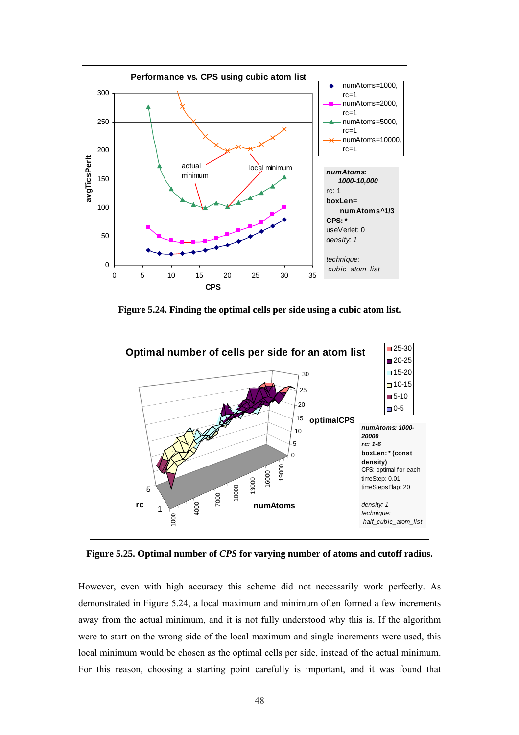**Figure 5.24. Finding the optimal cells per side using a cubic atom list.**

**Figure 5.25. Optimal number of *CPS* for varying number of atoms and cutoff radius.**

However, even with high accuracy this scheme did not necessarily work perfectly. As demonstrated in Figure 5.24, a local maximum and minimum often formed a few increments away from the actual minimum, and it is not fully understood why this is. If the algorithm were to start on the wrong side of the local maximum and single increments were used, this local minimum would be chosen as the optimal cells per side, instead of the actual minimum. For this reason, choosing a starting point carefully is important, and it was found that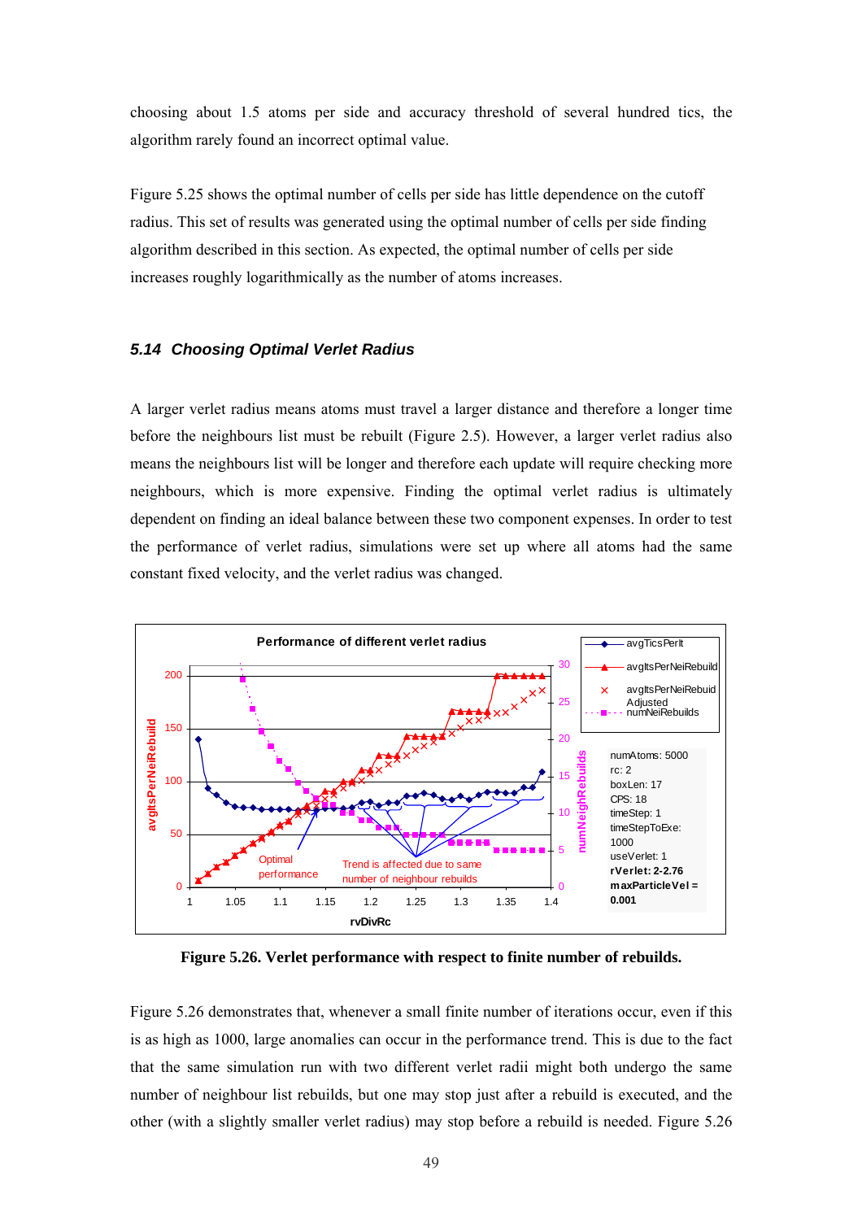choosing about 1.5 atoms per side and accuracy threshold of several hundred tics, the algorithm rarely found an incorrect optimal value.

Figure 5.25 shows the optimal number of cells per side has little dependence on the cutoff radius. This set of results was generated using the optimal number of cells per side finding algorithm described in this section. As expected, the optimal number of cells per side increases roughly logarithmically as the number of atoms increases.

### *5.14 Choosing Optimal Verlet Radius*

A larger verlet radius means atoms must travel a larger distance and therefore a longer time before the neighbours list must be rebuilt (Figure 2.5). However, a larger verlet radius also means the neighbours list will be longer and therefore each update will require checking more neighbours, which is more expensive. Finding the optimal verlet radius is ultimately dependent on finding an ideal balance between these two component expenses. In order to test the performance of verlet radius, simulations were set up where all atoms had the same constant fixed velocity, and the verlet radius was changed.

**Figure 5.26. Verlet performance with respect to finite number of rebuilds.**

Figure 5.26 demonstrates that, whenever a small finite number of iterations occur, even if this is as high as 1000, large anomalies can occur in the performance trend. This is due to the fact that the same simulation run with two different verlet radii might both undergo the same number of neighbour list rebuilds, but one may stop just after a rebuild is executed, and the other (with a slightly smaller verlet radius) may stop before a rebuild is needed. Figure 5.26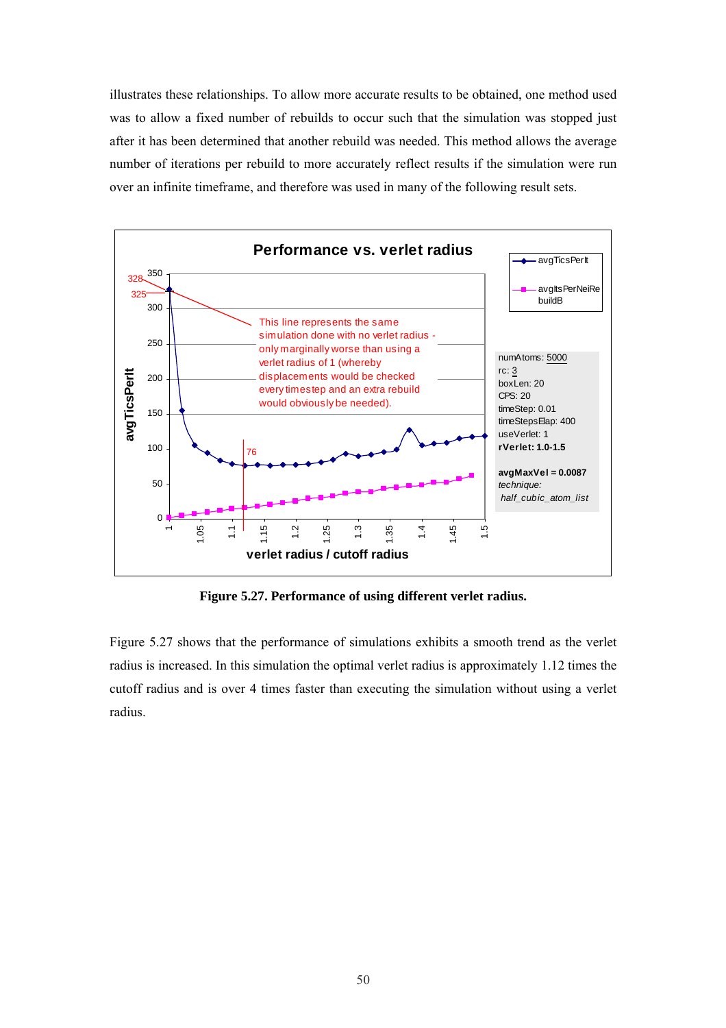illustrates these relationships. To allow more accurate results to be obtained, one method used was to allow a fixed number of rebuilds to occur such that the simulation was stopped just after it has been determined that another rebuild was needed. This method allows the average number of iterations per rebuild to more accurately reflect results if the simulation were run over an infinite timeframe, and therefore was used in many of the following result sets.

**Figure 5.27. Performance of using different verlet radius.**

Figure 5.27 shows that the performance of simulations exhibits a smooth trend as the verlet radius is increased. In this simulation the optimal verlet radius is approximately 1.12 times the cutoff radius and is over 4 times faster than executing the simulation without using a verlet radius.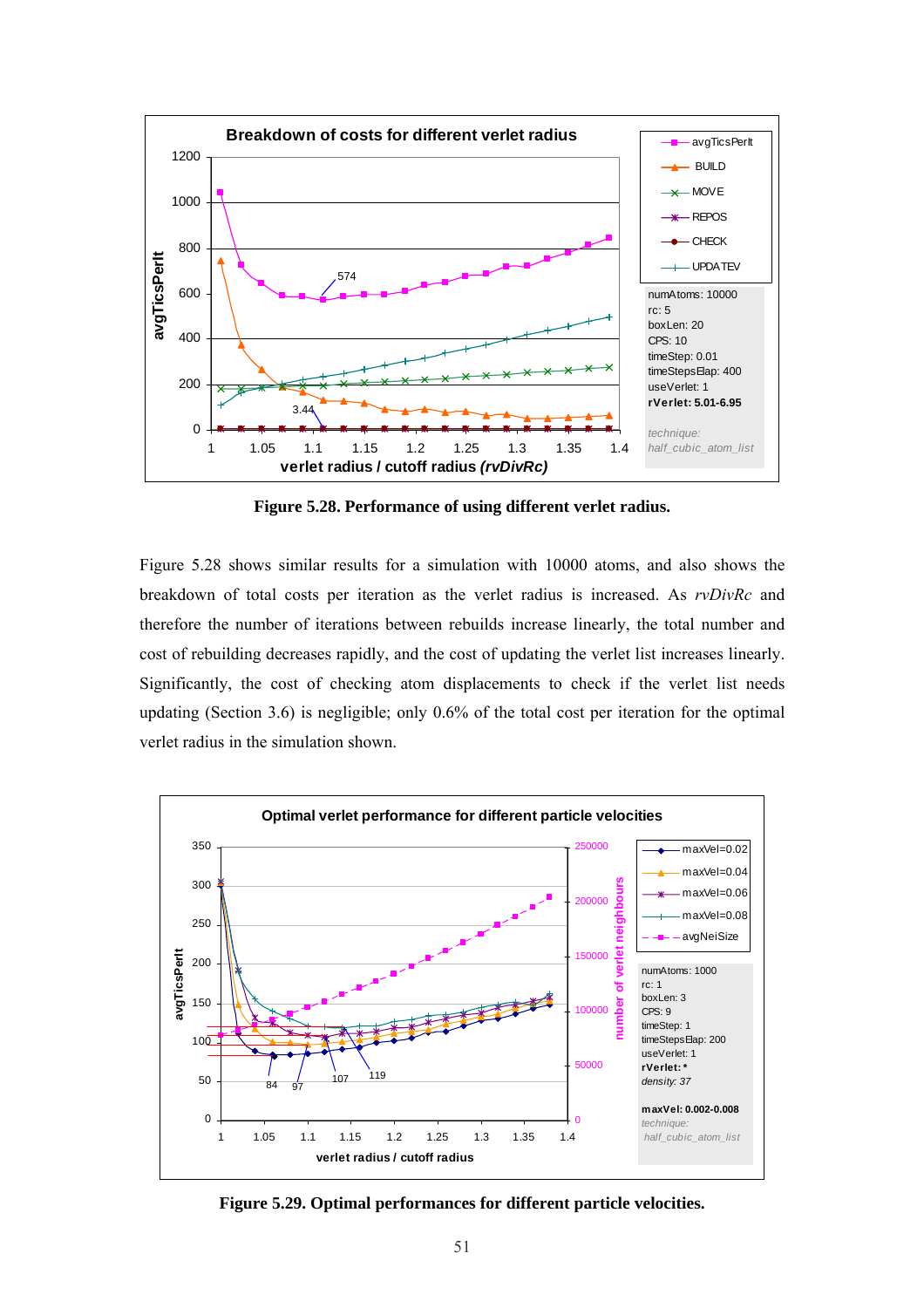**Figure 5.28. Performance of using different verlet radius.**

Figure 5.28 shows similar results for a simulation with 10000 atoms, and also shows the breakdown of total costs per iteration as the verlet radius is increased. As *rvDivRc* and therefore the number of iterations between rebuilds increase linearly, the total number and cost of rebuilding decreases rapidly, and the cost of updating the verlet list increases linearly. Significantly, the cost of checking atom displacements to check if the verlet list needs updating (Section 3.6) is negligible; only 0.6% of the total cost per iteration for the optimal verlet radius in the simulation shown.

**Figure 5.29. Optimal performances for different particle velocities.**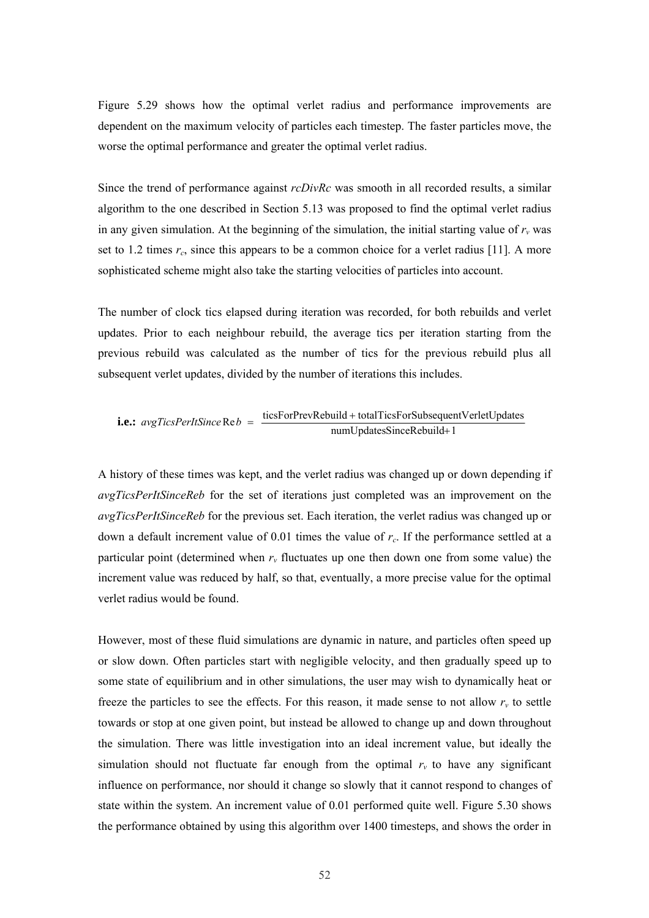Figure 5.29 shows how the optimal verlet radius and performance improvements are dependent on the maximum velocity of particles each timestep. The faster particles move, the worse the optimal performance and greater the optimal verlet radius.

Since the trend of performance against *rcDivRc* was smooth in all recorded results, a similar algorithm to the one described in Section 5.13 was proposed to find the optimal verlet radius in any given simulation. At the beginning of the simulation, the initial starting value of $r_v$ was set to 1.2 times $r_c$, since this appears to be a common choice for a verlet radius [11]. A more sophisticated scheme might also take the starting velocities of particles into account.

The number of clock tics elapsed during iteration was recorded, for both rebuilds and verlet updates. Prior to each neighbour rebuild, the average tics per iteration starting from the previous rebuild was calculated as the number of tics for the previous rebuild plus all subsequent verlet updates, divided by the number of iterations this includes.

**i.e.:** $$avgTicsPerItSinceReb = \frac{\text{ticsForPrevRebuild} + \text{totalTicsForSubsequentVerletUpdates}}{\text{numUpdatesSinceRebuild} + 1}$$

A history of these times was kept, and the verlet radius was changed up or down depending if *avgTicsPerItSinceReb* for the set of iterations just completed was an improvement on the *avgTicsPerItSinceReb* for the previous set. Each iteration, the verlet radius was changed up or down a default increment value of 0.01 times the value of $r_c$. If the performance settled at a particular point (determined when $r_v$ fluctuates up one then down one from some value) the increment value was reduced by half, so that, eventually, a more precise value for the optimal verlet radius would be found.

However, most of these fluid simulations are dynamic in nature, and particles often speed up or slow down. Often particles start with negligible velocity, and then gradually speed up to some state of equilibrium and in other simulations, the user may wish to dynamically heat or freeze the particles to see the effects. For this reason, it made sense to not allow $r_v$ to settle towards or stop at one given point, but instead be allowed to change up and down throughout the simulation. There was little investigation into an ideal increment value, but ideally the simulation should not fluctuate far enough from the optimal $r_v$ to have any significant influence on performance, nor should it change so slowly that it cannot respond to changes of state within the system. An increment value of 0.01 performed quite well. Figure 5.30 shows the performance obtained by using this algorithm over 1400 timesteps, and shows the order in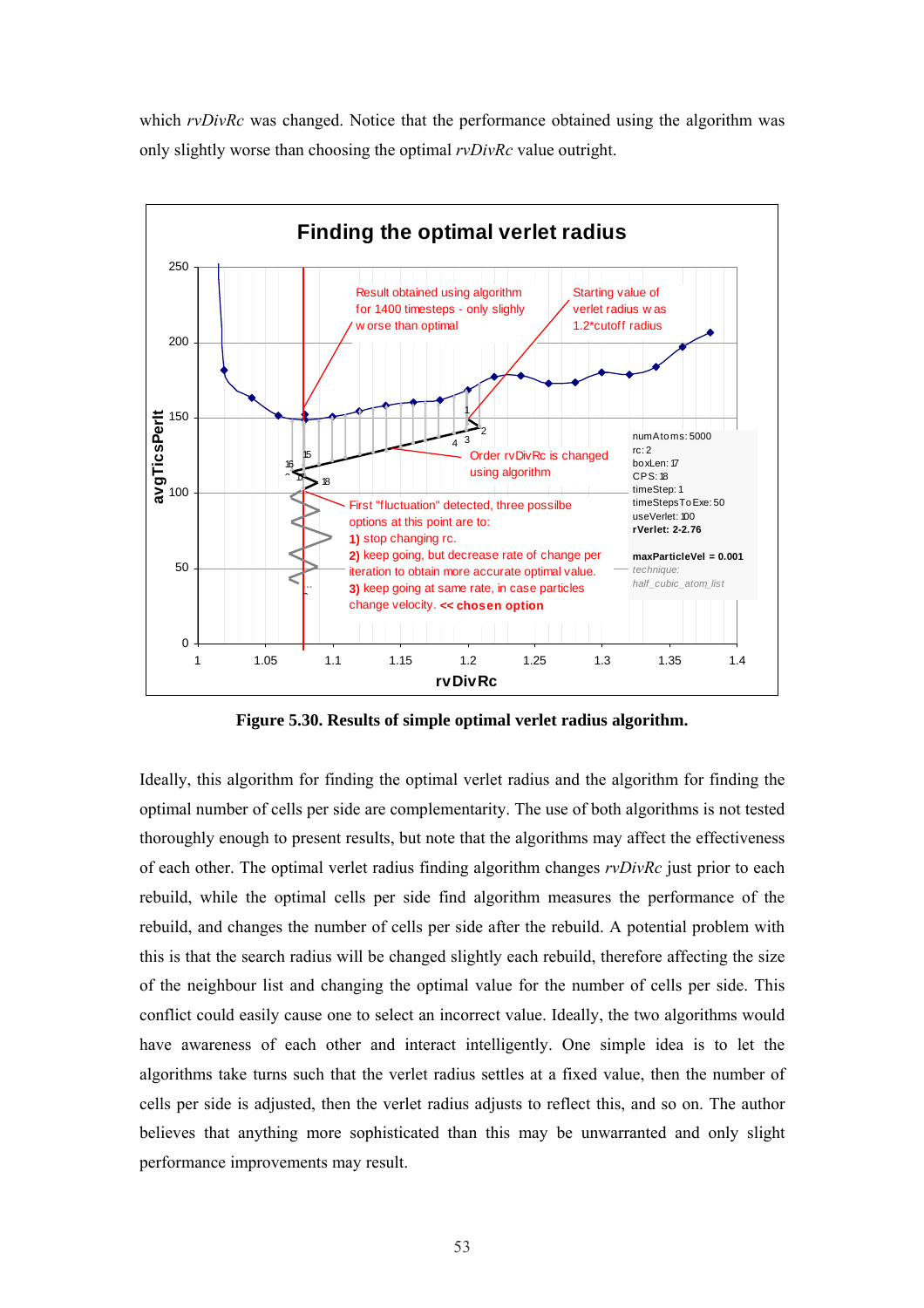which *rvDivRc* was changed. Notice that the performance obtained using the algorithm was only slightly worse than choosing the optimal *rvDivRc* value outright.

**Figure 5.30. Results of simple optimal verlet radius algorithm.**

Ideally, this algorithm for finding the optimal verlet radius and the algorithm for finding the optimal number of cells per side are complementarity. The use of both algorithms is not tested thoroughly enough to present results, but note that the algorithms may affect the effectiveness of each other. The optimal verlet radius finding algorithm changes *rvDivRc* just prior to each rebuild, while the optimal cells per side find algorithm measures the performance of the rebuild, and changes the number of cells per side after the rebuild. A potential problem with this is that the search radius will be changed slightly each rebuild, therefore affecting the size of the neighbour list and changing the optimal value for the number of cells per side. This conflict could easily cause one to select an incorrect value. Ideally, the two algorithms would have awareness of each other and interact intelligently. One simple idea is to let the algorithms take turns such that the verlet radius settles at a fixed value, then the number of cells per side is adjusted, then the verlet radius adjusts to reflect this, and so on. The author believes that anything more sophisticated than this may be unwarranted and only slight performance improvements may result.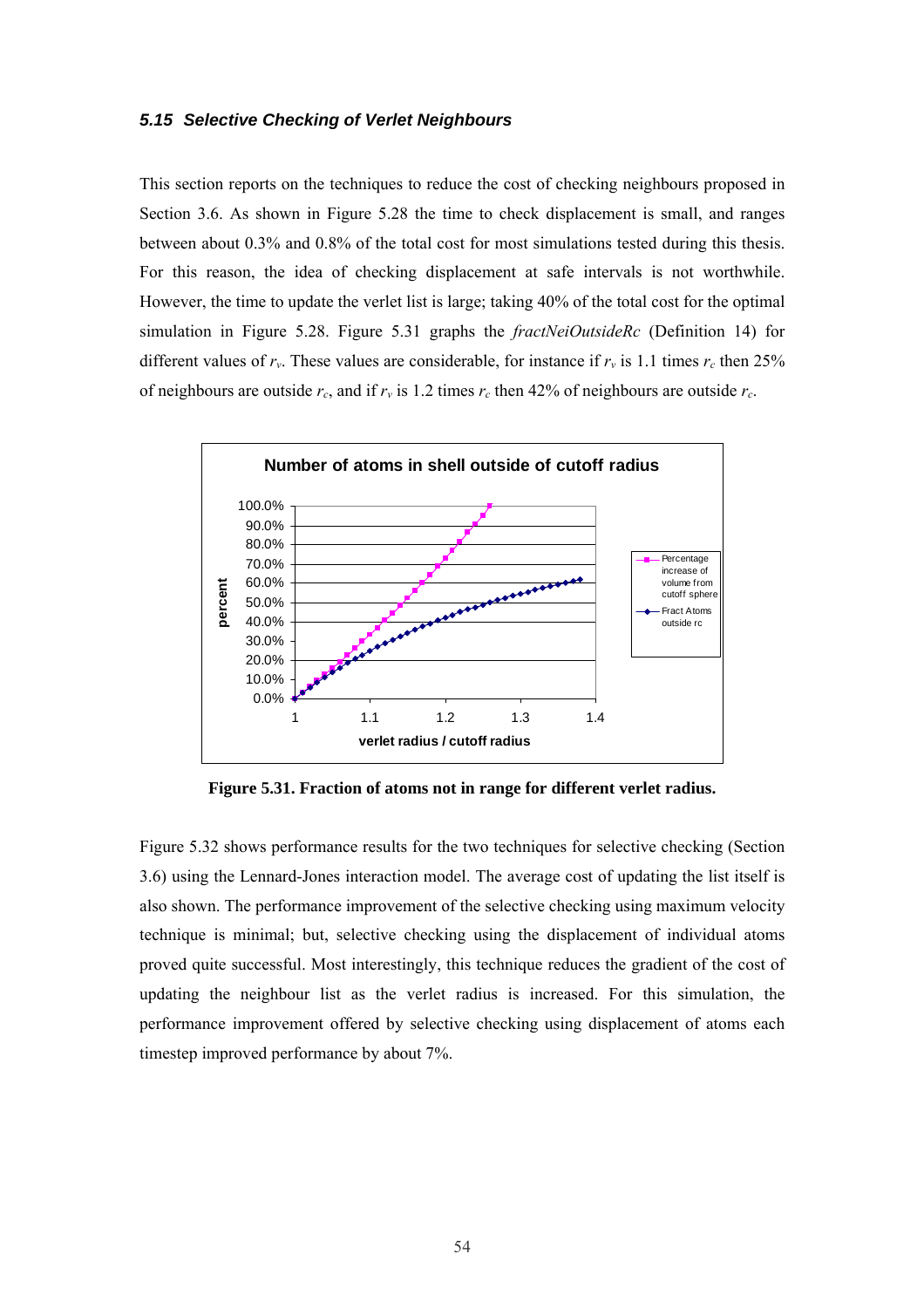### *5.15 Selective Checking of Verlet Neighbours*

This section reports on the techniques to reduce the cost of checking neighbours proposed in Section 3.6. As shown in Figure 5.28 the time to check displacement is small, and ranges between about 0.3% and 0.8% of the total cost for most simulations tested during this thesis. For this reason, the idea of checking displacement at safe intervals is not worthwhile. However, the time to update the verlet list is large; taking 40% of the total cost for the optimal simulation in Figure 5.28. Figure 5.31 graphs the *fractNeiOutsideRc* (Definition 14) for different values of $r_v$. These values are considerable, for instance if $r_v$ is 1.1 times $r_c$ then 25% of neighbours are outside $r_c$, and if $r_v$ is 1.2 times $r_c$ then 42% of neighbours are outside $r_c$.

**Figure 5.31. Fraction of atoms not in range for different verlet radius.**

Figure 5.32 shows performance results for the two techniques for selective checking (Section 3.6) using the Lennard-Jones interaction model. The average cost of updating the list itself is also shown. The performance improvement of the selective checking using maximum velocity technique is minimal; but, selective checking using the displacement of individual atoms proved quite successful. Most interestingly, this technique reduces the gradient of the cost of updating the neighbour list as the verlet radius is increased. For this simulation, the performance improvement offered by selective checking using displacement of atoms each timestep improved performance by about 7%.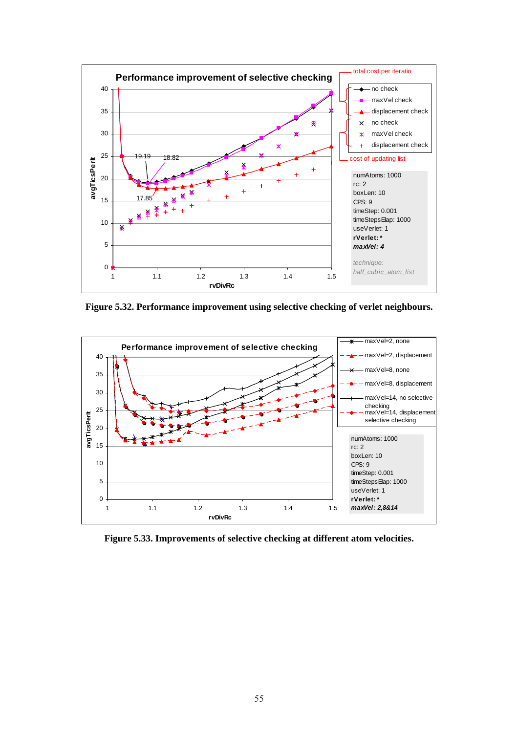Figure 5.32. Performance improvement using selective checking of verlet neighbours.

Figure 5.33. Improvements of selective checking at different atom velocities.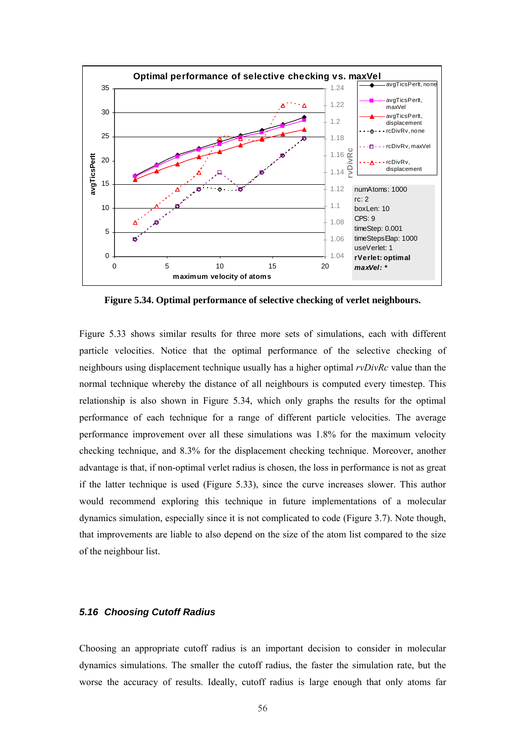Figure 5.34. Optimal performance of selective checking of verlet neighbours.

Figure 5.33 shows similar results for three more sets of simulations, each with different particle velocities. Notice that the optimal performance of the selective checking of neighbours using displacement technique usually has a higher optimal *rvDivRc* value than the normal technique whereby the distance of all neighbours is computed every timestep. This relationship is also shown in Figure 5.34, which only graphs the results for the optimal performance of each technique for a range of different particle velocities. The average performance improvement over all these simulations was 1.8% for the maximum velocity checking technique, and 8.3% for the displacement checking technique. Moreover, another advantage is that, if non-optimal verlet radius is chosen, the loss in performance is not as great if the latter technique is used (Figure 5.33), since the curve increases slower. This author would recommend exploring this technique in future implementations of a molecular dynamics simulation, especially since it is not complicated to code (Figure 3.7). Note though, that improvements are liable to also depend on the size of the atom list compared to the size of the neighbour list.

### *5.16 Choosing Cutoff Radius*

Choosing an appropriate cutoff radius is an important decision to consider in molecular dynamics simulations. The smaller the cutoff radius, the faster the simulation rate, but the worse the accuracy of results. Ideally, cutoff radius is large enough that only atoms far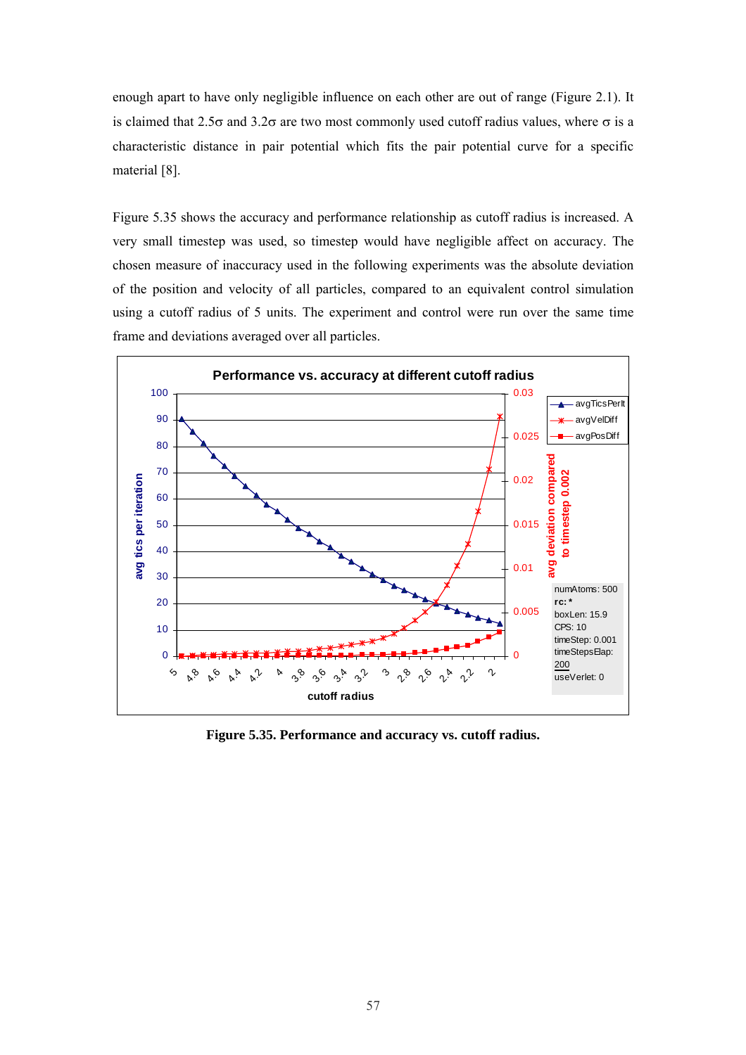enough apart to have only negligible influence on each other are out of range (Figure 2.1). It is claimed that 2.5σ and 3.2σ are two most commonly used cutoff radius values, where σ is a characteristic distance in pair potential which fits the pair potential curve for a specific material [8].

Figure 5.35 shows the accuracy and performance relationship as cutoff radius is increased. A very small timestep was used, so timestep would have negligible affect on accuracy. The chosen measure of inaccuracy used in the following experiments was the absolute deviation of the position and velocity of all particles, compared to an equivalent control simulation using a cutoff radius of 5 units. The experiment and control were run over the same time frame and deviations averaged over all particles.

**Figure 5.35. Performance and accuracy vs. cutoff radius.**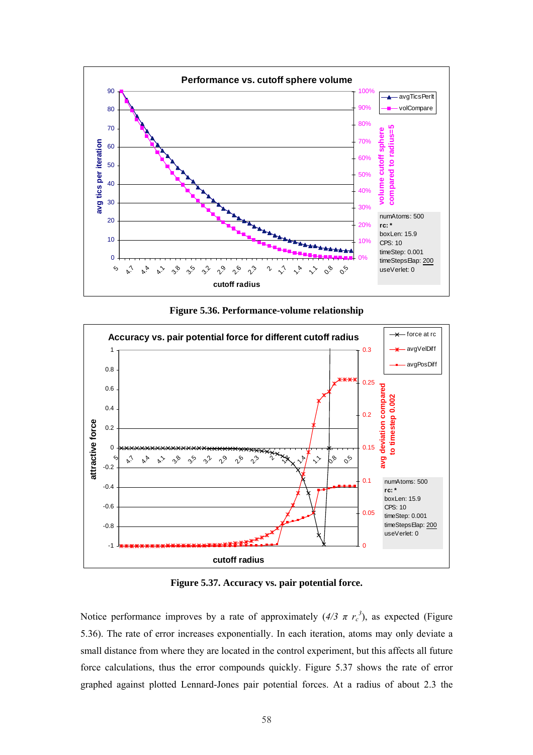Figure 5.36. Performance-volume relationship

Figure 5.37. Accuracy vs. pair potential force.

Notice performance improves by a rate of approximately ($4/3\ \pi\ r_c^3$), as expected (Figure 5.36). The rate of error increases exponentially. In each iteration, atoms may only deviate a small distance from where they are located in the control experiment, but this affects all future force calculations, thus the error compounds quickly. Figure 5.37 shows the rate of error graphed against plotted Lennard-Jones pair potential forces. At a radius of about 2.3 the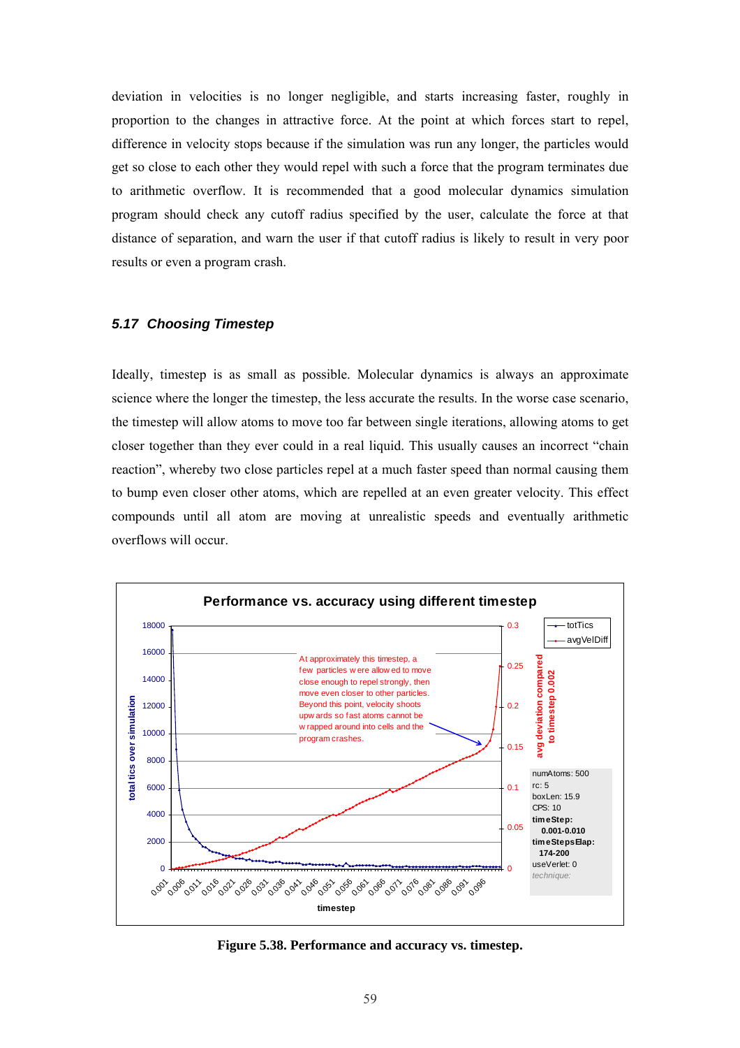deviation in velocities is no longer negligible, and starts increasing faster, roughly in proportion to the changes in attractive force. At the point at which forces start to repel, difference in velocity stops because if the simulation was run any longer, the particles would get so close to each other they would repel with such a force that the program terminates due to arithmetic overflow. It is recommended that a good molecular dynamics simulation program should check any cutoff radius specified by the user, calculate the force at that distance of separation, and warn the user if that cutoff radius is likely to result in very poor results or even a program crash.

### *5.17 Choosing Timestep*

Ideally, timestep is as small as possible. Molecular dynamics is always an approximate science where the longer the timestep, the less accurate the results. In the worse case scenario, the timestep will allow atoms to move too far between single iterations, allowing atoms to get closer together than they ever could in a real liquid. This usually causes an incorrect "chain reaction", whereby two close particles repel at a much faster speed than normal causing them to bump even closer other atoms, which are repelled at an even greater velocity. This effect compounds until all atom are moving at unrealistic speeds and eventually arithmetic overflows will occur.

**Figure 5.38. Performance and accuracy vs. timestep.**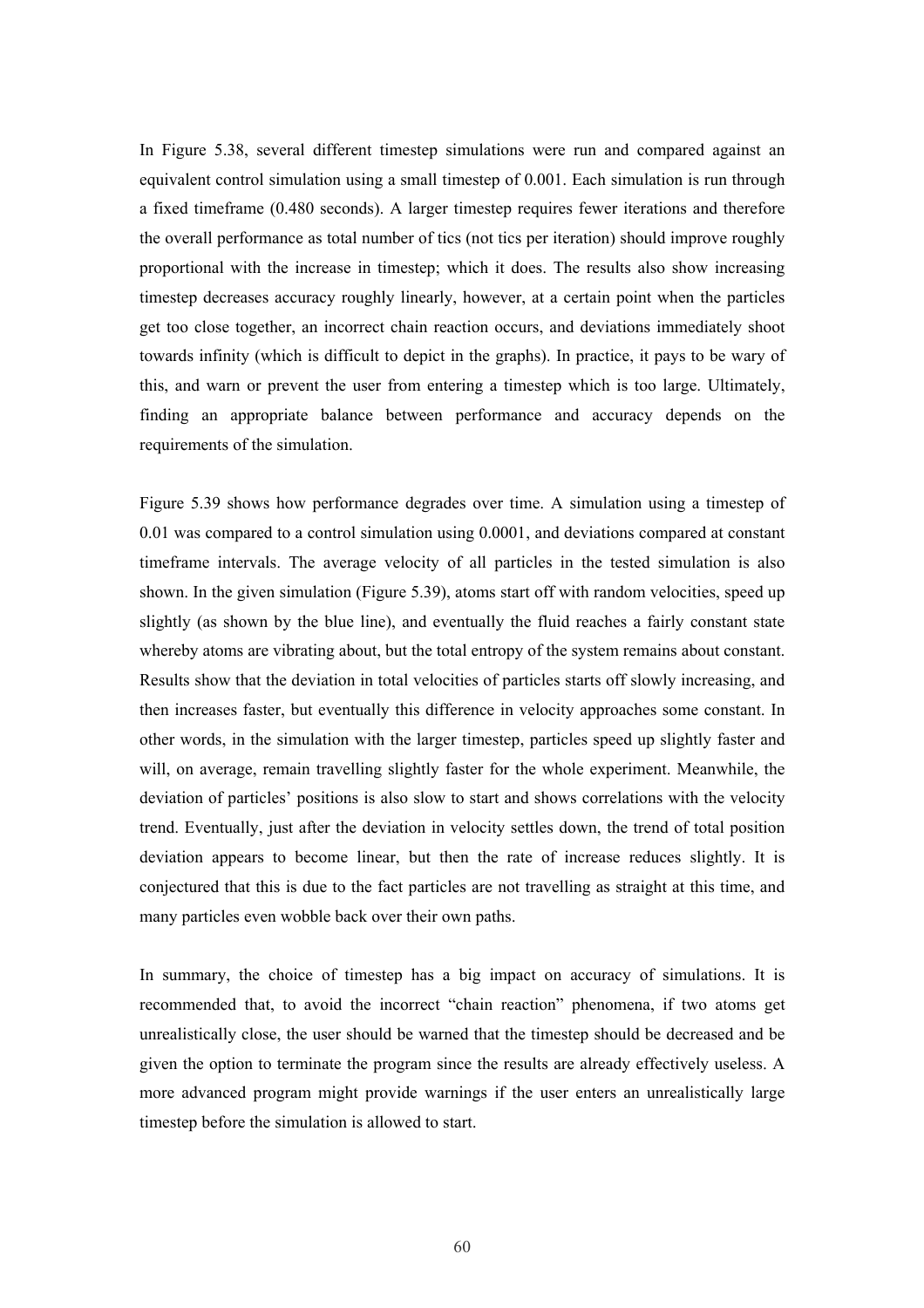In Figure 5.38, several different timestep simulations were run and compared against an equivalent control simulation using a small timestep of 0.001. Each simulation is run through a fixed timeframe (0.480 seconds). A larger timestep requires fewer iterations and therefore the overall performance as total number of tics (not tics per iteration) should improve roughly proportional with the increase in timestep; which it does. The results also show increasing timestep decreases accuracy roughly linearly, however, at a certain point when the particles get too close together, an incorrect chain reaction occurs, and deviations immediately shoot towards infinity (which is difficult to depict in the graphs). In practice, it pays to be wary of this, and warn or prevent the user from entering a timestep which is too large. Ultimately, finding an appropriate balance between performance and accuracy depends on the requirements of the simulation.

Figure 5.39 shows how performance degrades over time. A simulation using a timestep of 0.01 was compared to a control simulation using 0.0001, and deviations compared at constant timeframe intervals. The average velocity of all particles in the tested simulation is also shown. In the given simulation (Figure 5.39), atoms start off with random velocities, speed up slightly (as shown by the blue line), and eventually the fluid reaches a fairly constant state whereby atoms are vibrating about, but the total entropy of the system remains about constant. Results show that the deviation in total velocities of particles starts off slowly increasing, and then increases faster, but eventually this difference in velocity approaches some constant. In other words, in the simulation with the larger timestep, particles speed up slightly faster and will, on average, remain travelling slightly faster for the whole experiment. Meanwhile, the deviation of particles' positions is also slow to start and shows correlations with the velocity trend. Eventually, just after the deviation in velocity settles down, the trend of total position deviation appears to become linear, but then the rate of increase reduces slightly. It is conjectured that this is due to the fact particles are not travelling as straight at this time, and many particles even wobble back over their own paths.

In summary, the choice of timestep has a big impact on accuracy of simulations. It is recommended that, to avoid the incorrect "chain reaction" phenomena, if two atoms get unrealistically close, the user should be warned that the timestep should be decreased and be given the option to terminate the program since the results are already effectively useless. A more advanced program might provide warnings if the user enters an unrealistically large timestep before the simulation is allowed to start.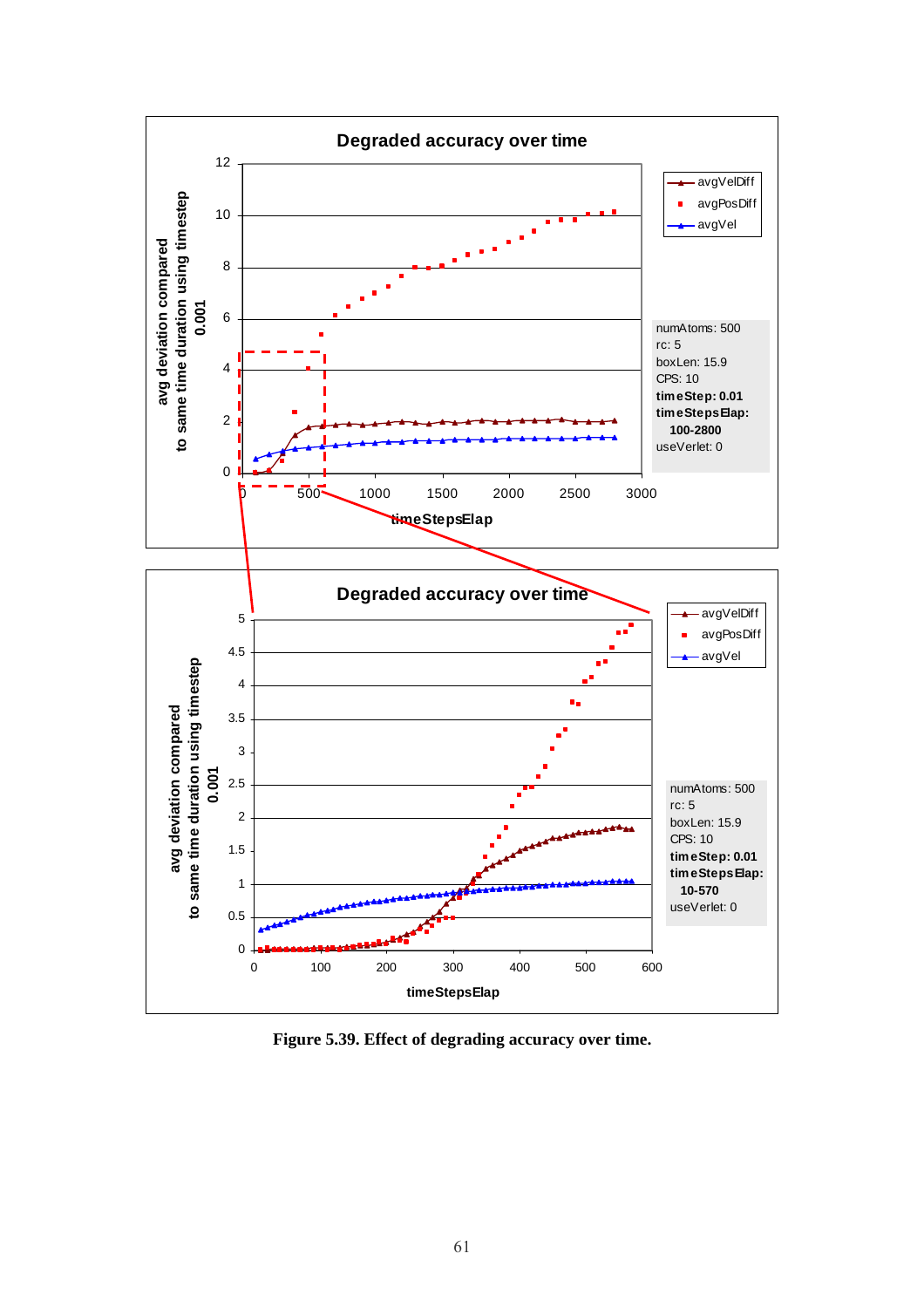**Figure 5.39. Effect of degrading accuracy over time.**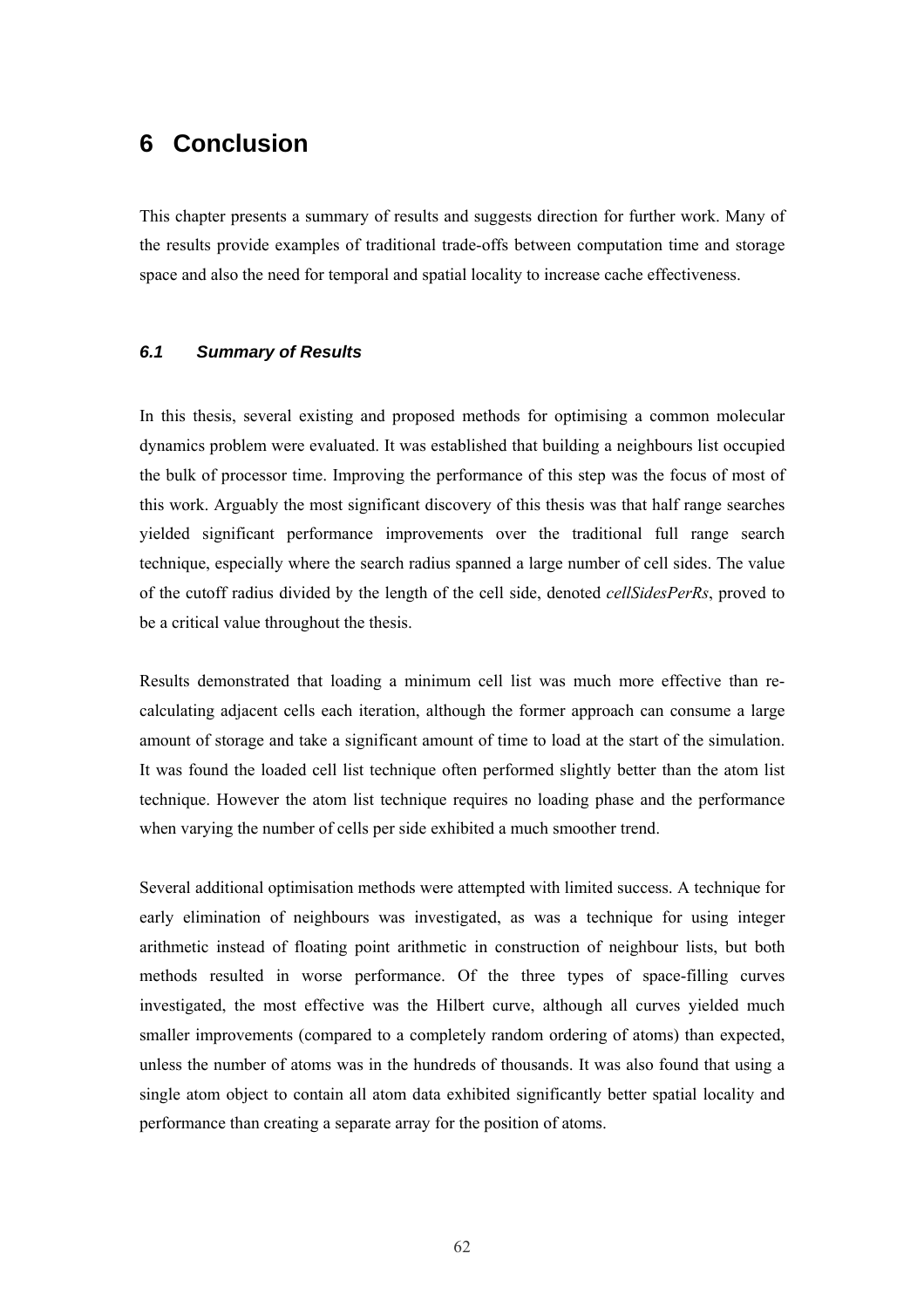# 6 Conclusion

This chapter presents a summary of results and suggests direction for further work. Many of the results provide examples of traditional trade-offs between computation time and storage space and also the need for temporal and spatial locality to increase cache effectiveness.

## *6.1 Summary of Results*

In this thesis, several existing and proposed methods for optimising a common molecular dynamics problem were evaluated. It was established that building a neighbours list occupied the bulk of processor time. Improving the performance of this step was the focus of most of this work. Arguably the most significant discovery of this thesis was that half range searches yielded significant performance improvements over the traditional full range search technique, especially where the search radius spanned a large number of cell sides. The value of the cutoff radius divided by the length of the cell side, denoted *cellSidesPerRs*, proved to be a critical value throughout the thesis.

Results demonstrated that loading a minimum cell list was much more effective than re-calculating adjacent cells each iteration, although the former approach can consume a large amount of storage and take a significant amount of time to load at the start of the simulation. It was found the loaded cell list technique often performed slightly better than the atom list technique. However the atom list technique requires no loading phase and the performance when varying the number of cells per side exhibited a much smoother trend.

Several additional optimisation methods were attempted with limited success. A technique for early elimination of neighbours was investigated, as was a technique for using integer arithmetic instead of floating point arithmetic in construction of neighbour lists, but both methods resulted in worse performance. Of the three types of space-filling curves investigated, the most effective was the Hilbert curve, although all curves yielded much smaller improvements (compared to a completely random ordering of atoms) than expected, unless the number of atoms was in the hundreds of thousands. It was also found that using a single atom object to contain all atom data exhibited significantly better spatial locality and performance than creating a separate array for the position of atoms.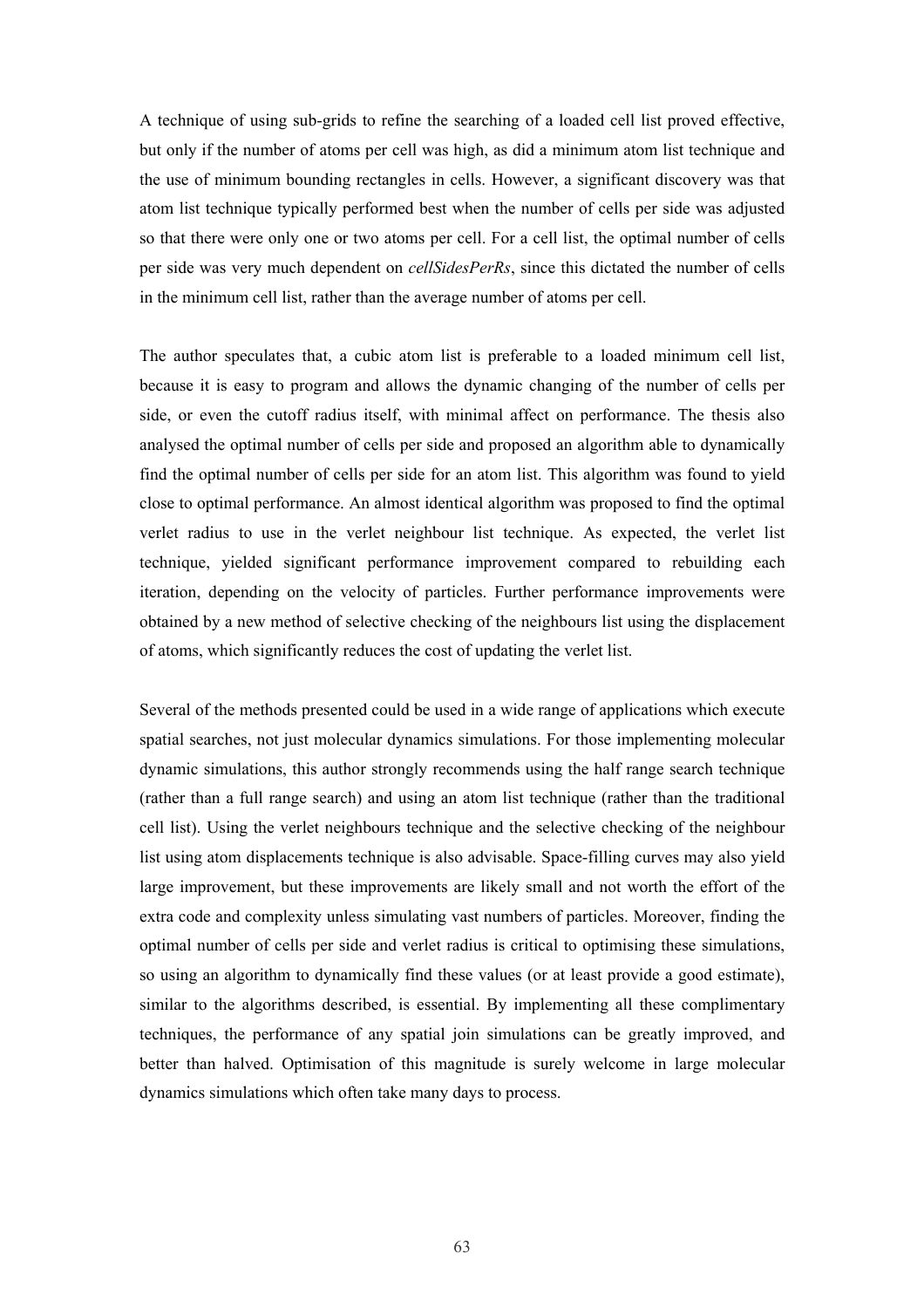A technique of using sub-grids to refine the searching of a loaded cell list proved effective, but only if the number of atoms per cell was high, as did a minimum atom list technique and the use of minimum bounding rectangles in cells. However, a significant discovery was that atom list technique typically performed best when the number of cells per side was adjusted so that there were only one or two atoms per cell. For a cell list, the optimal number of cells per side was very much dependent on *cellSidesPerRs*, since this dictated the number of cells in the minimum cell list, rather than the average number of atoms per cell.

The author speculates that, a cubic atom list is preferable to a loaded minimum cell list, because it is easy to program and allows the dynamic changing of the number of cells per side, or even the cutoff radius itself, with minimal affect on performance. The thesis also analysed the optimal number of cells per side and proposed an algorithm able to dynamically find the optimal number of cells per side for an atom list. This algorithm was found to yield close to optimal performance. An almost identical algorithm was proposed to find the optimal verlet radius to use in the verlet neighbour list technique. As expected, the verlet list technique, yielded significant performance improvement compared to rebuilding each iteration, depending on the velocity of particles. Further performance improvements were obtained by a new method of selective checking of the neighbours list using the displacement of atoms, which significantly reduces the cost of updating the verlet list.

Several of the methods presented could be used in a wide range of applications which execute spatial searches, not just molecular dynamics simulations. For those implementing molecular dynamic simulations, this author strongly recommends using the half range search technique (rather than a full range search) and using an atom list technique (rather than the traditional cell list). Using the verlet neighbours technique and the selective checking of the neighbour list using atom displacements technique is also advisable. Space-filling curves may also yield large improvement, but these improvements are likely small and not worth the effort of the extra code and complexity unless simulating vast numbers of particles. Moreover, finding the optimal number of cells per side and verlet radius is critical to optimising these simulations, so using an algorithm to dynamically find these values (or at least provide a good estimate), similar to the algorithms described, is essential. By implementing all these complimentary techniques, the performance of any spatial join simulations can be greatly improved, and better than halved. Optimisation of this magnitude is surely welcome in large molecular dynamics simulations which often take many days to process.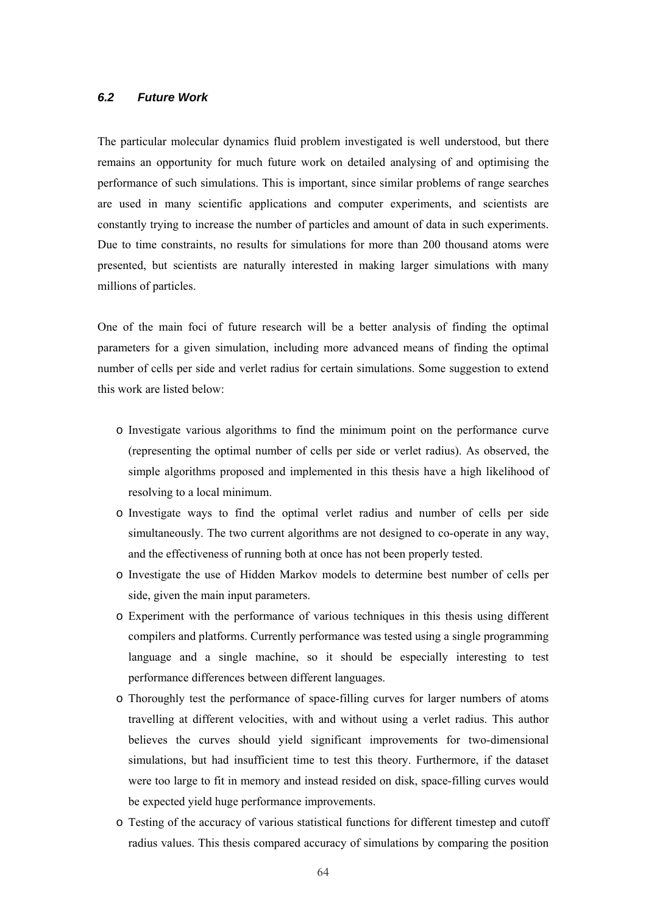### *6.2 Future Work*

The particular molecular dynamics fluid problem investigated is well understood, but there remains an opportunity for much future work on detailed analysing of and optimising the performance of such simulations. This is important, since similar problems of range searches are used in many scientific applications and computer experiments, and scientists are constantly trying to increase the number of particles and amount of data in such experiments. Due to time constraints, no results for simulations for more than 200 thousand atoms were presented, but scientists are naturally interested in making larger simulations with many millions of particles.

One of the main foci of future research will be a better analysis of finding the optimal parameters for a given simulation, including more advanced means of finding the optimal number of cells per side and verlet radius for certain simulations. Some suggestion to extend this work are listed below:

- Investigate various algorithms to find the minimum point on the performance curve (representing the optimal number of cells per side or verlet radius). As observed, the simple algorithms proposed and implemented in this thesis have a high likelihood of resolving to a local minimum.
- Investigate ways to find the optimal verlet radius and number of cells per side simultaneously. The two current algorithms are not designed to co-operate in any way, and the effectiveness of running both at once has not been properly tested.
- Investigate the use of Hidden Markov models to determine best number of cells per side, given the main input parameters.
- Experiment with the performance of various techniques in this thesis using different compilers and platforms. Currently performance was tested using a single programming language and a single machine, so it should be especially interesting to test performance differences between different languages.
- Thoroughly test the performance of space-filling curves for larger numbers of atoms travelling at different velocities, with and without using a verlet radius. This author believes the curves should yield significant improvements for two-dimensional simulations, but had insufficient time to test this theory. Furthermore, if the dataset were too large to fit in memory and instead resided on disk, space-filling curves would be expected yield huge performance improvements.
- Testing of the accuracy of various statistical functions for different timestep and cutoff radius values. This thesis compared accuracy of simulations by comparing the position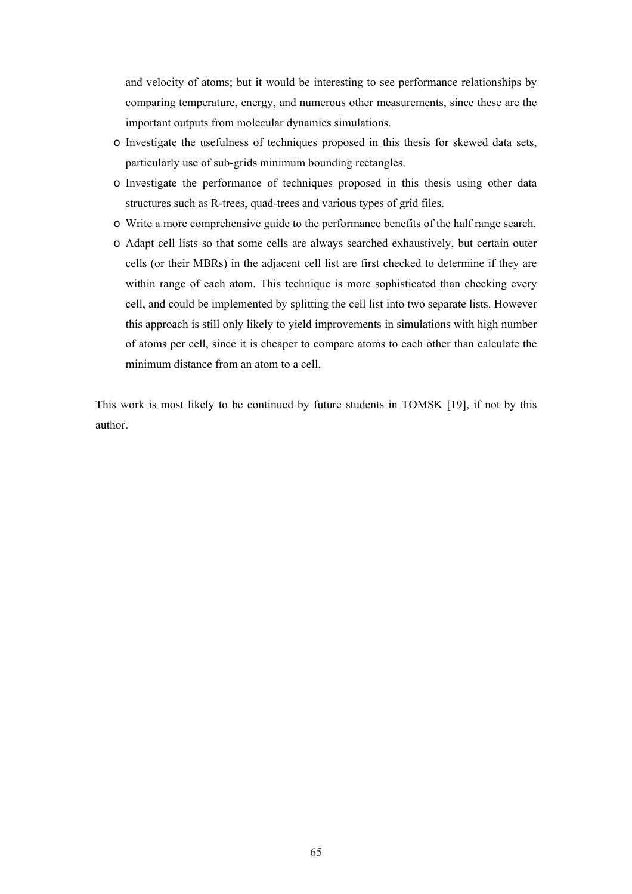and velocity of atoms; but it would be interesting to see performance relationships by comparing temperature, energy, and numerous other measurements, since these are the important outputs from molecular dynamics simulations.

- Investigate the usefulness of techniques proposed in this thesis for skewed data sets, particularly use of sub-grids minimum bounding rectangles.
- Investigate the performance of techniques proposed in this thesis using other data structures such as R-trees, quad-trees and various types of grid files.
- Write a more comprehensive guide to the performance benefits of the half range search.
- Adapt cell lists so that some cells are always searched exhaustively, but certain outer cells (or their MBRs) in the adjacent cell list are first checked to determine if they are within range of each atom. This technique is more sophisticated than checking every cell, and could be implemented by splitting the cell list into two separate lists. However this approach is still only likely to yield improvements in simulations with high number of atoms per cell, since it is cheaper to compare atoms to each other than calculate the minimum distance from an atom to a cell.

This work is most likely to be continued by future students in TOMSK [19], if not by this author.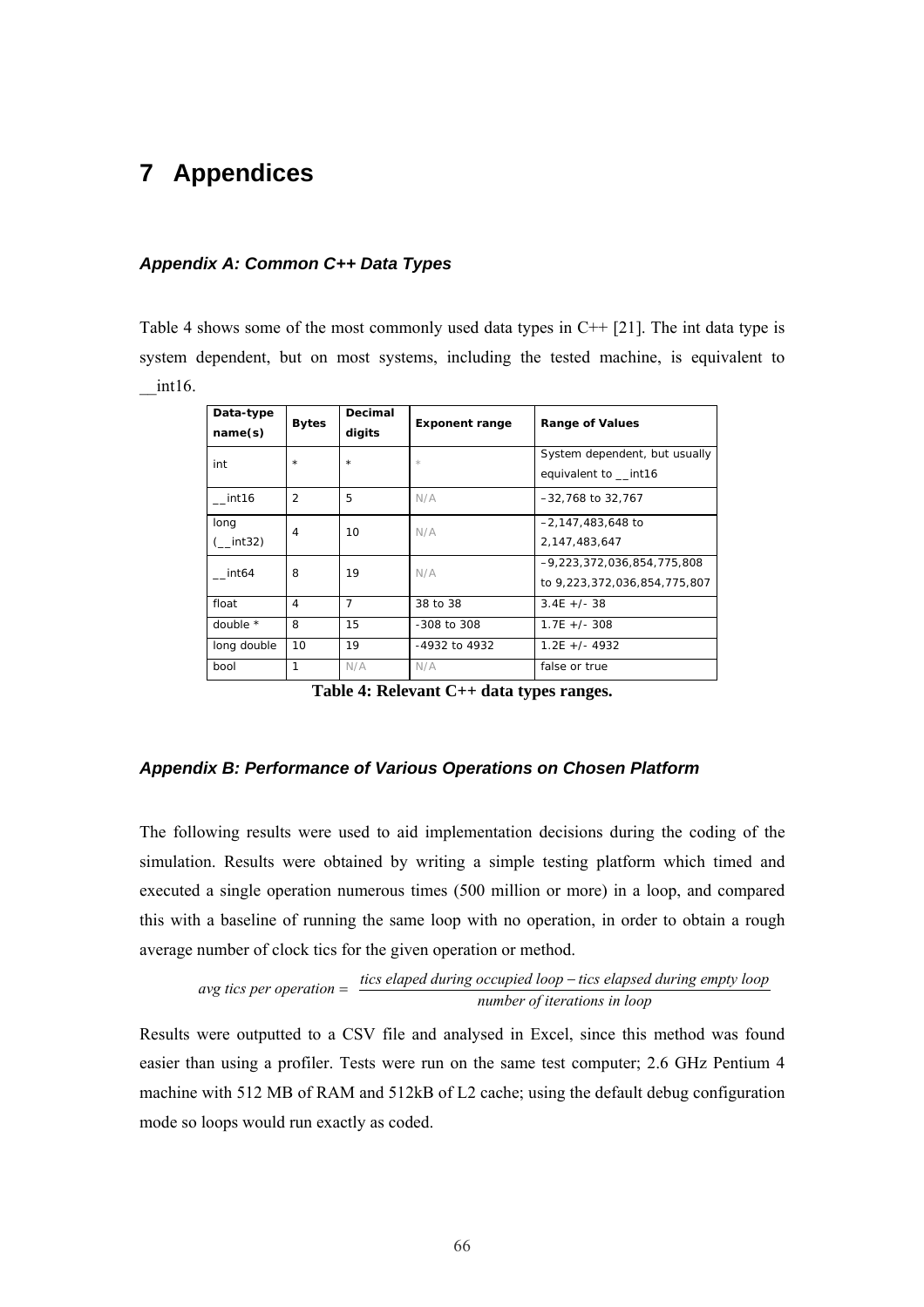# 7 Appendices

### *Appendix A: Common C++ Data Types*

Table 4 shows some of the most commonly used data types in C++ [21]. The int data type is system dependent, but on most systems, including the tested machine, is equivalent to __int16.

| Data-type name(s) | Bytes | Decimal digits | Exponent range | Range of Values |
|---|---|---|---|---|
| int | * | * | * | System dependent, but usually equivalent to __int16 |
| __int16 | 2 | 5 | N/A | –32,768 to 32,767 |
| long (__int32) | 4 | 10 | N/A | –2,147,483,648 to 2,147,483,647 |
| __int64 | 8 | 19 | N/A | –9,223,372,036,854,775,808 to 9,223,372,036,854,775,807 |
| float | 4 | 7 | 38 to 38 | 3.4E +/- 38 |
| double * | 8 | 15 | -308 to 308 | 1.7E +/- 308 |
| long double | 10 | 19 | -4932 to 4932 | 1.2E +/- 4932 |
| bool | 1 | N/A | N/A | false or true |

**Table 4: Relevant C++ data types ranges.**

### *Appendix B: Performance of Various Operations on Chosen Platform*

The following results were used to aid implementation decisions during the coding of the simulation. Results were obtained by writing a simple testing platform which timed and executed a single operation numerous times (500 million or more) in a loop, and compared this with a baseline of running the same loop with no operation, in order to obtain a rough average number of clock tics for the given operation or method.

$$avg\ tics\ per\ operation = \frac{tics\ elaped\ during\ occupied\ loop - tics\ elapsed\ during\ empty\ loop}{number\ of\ iterations\ in\ loop}$$

Results were outputted to a CSV file and analysed in Excel, since this method was found easier than using a profiler. Tests were run on the same test computer; 2.6 GHz Pentium 4 machine with 512 MB of RAM and 512kB of L2 cache; using the default debug configuration mode so loops would run exactly as coded.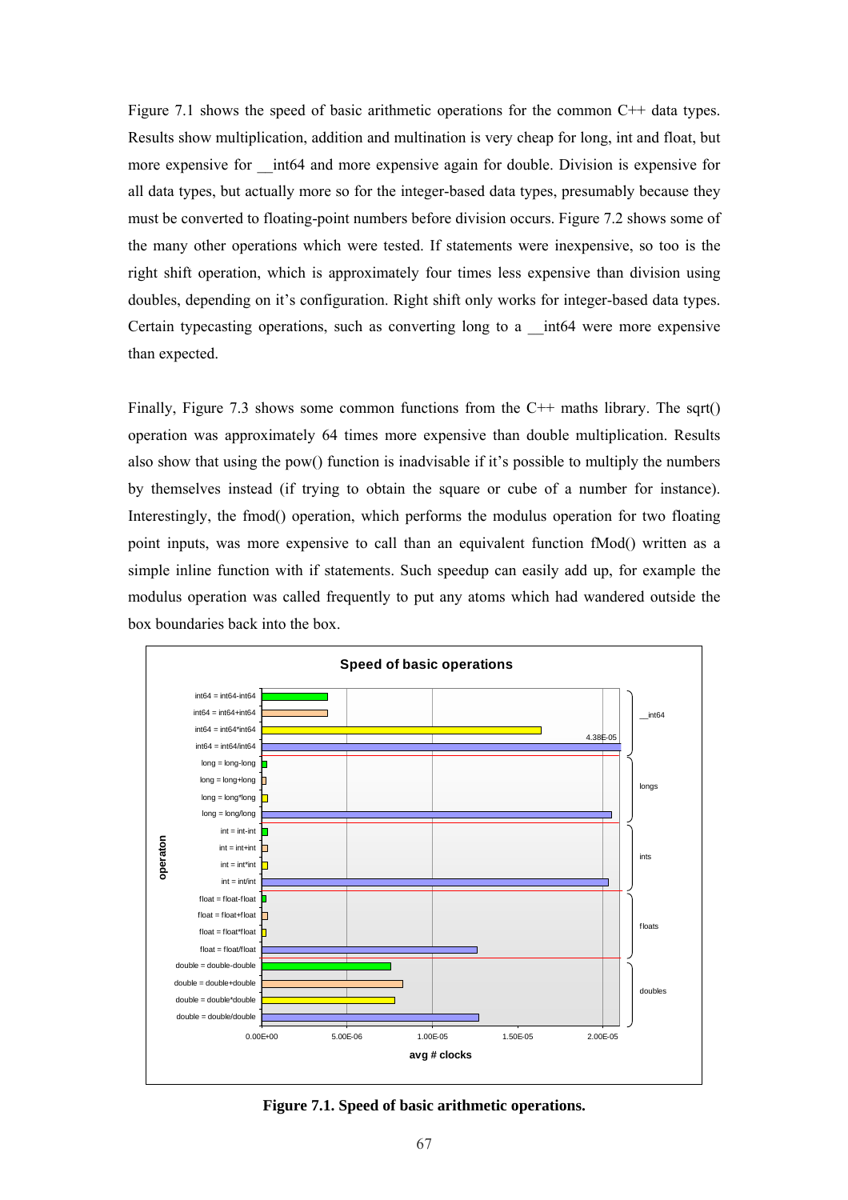Figure 7.1 shows the speed of basic arithmetic operations for the common C++ data types. Results show multiplication, addition and multination is very cheap for long, int and float, but more expensive for __int64 and more expensive again for double. Division is expensive for all data types, but actually more so for the integer-based data types, presumably because they must be converted to floating-point numbers before division occurs. Figure 7.2 shows some of the many other operations which were tested. If statements were inexpensive, so too is the right shift operation, which is approximately four times less expensive than division using doubles, depending on it's configuration. Right shift only works for integer-based data types. Certain typecasting operations, such as converting long to a __int64 were more expensive than expected.

Finally, Figure 7.3 shows some common functions from the C++ maths library. The sqrt() operation was approximately 64 times more expensive than double multiplication. Results also show that using the pow() function is inadvisable if it's possible to multiply the numbers by themselves instead (if trying to obtain the square or cube of a number for instance). Interestingly, the fmod() operation, which performs the modulus operation for two floating point inputs, was more expensive to call than an equivalent function fMod() written as a simple inline function with if statements. Such speedup can easily add up, for example the modulus operation was called frequently to put any atoms which had wandered outside the box boundaries back into the box.

**Figure 7.1. Speed of basic arithmetic operations.**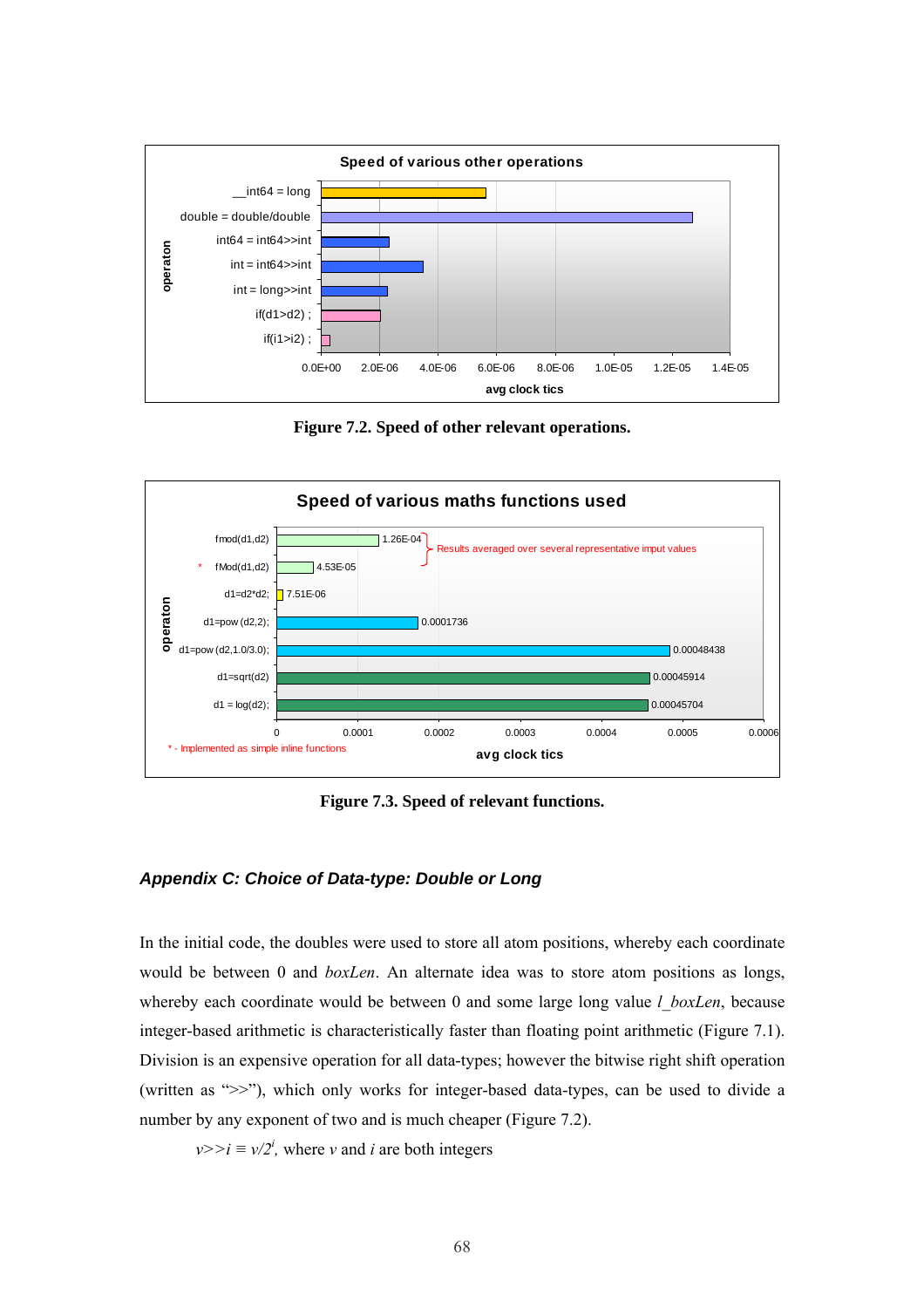Figure 7.2. Speed of other relevant operations.

Figure 7.3. Speed of relevant functions.

### *Appendix C: Choice of Data-type: Double or Long*

In the initial code, the doubles were used to store all atom positions, whereby each coordinate would be between 0 and *boxLen*. An alternate idea was to store atom positions as longs, whereby each coordinate would be between 0 and some large long value *l_boxLen*, because integer-based arithmetic is characteristically faster than floating point arithmetic (Figure 7.1). Division is an expensive operation for all data-types; however the bitwise right shift operation (written as ">>"), which only works for integer-based data-types, can be used to divide a number by any exponent of two and is much cheaper (Figure 7.2).

$v >> i \equiv v/2^i$, where $v$ and $i$ are both integers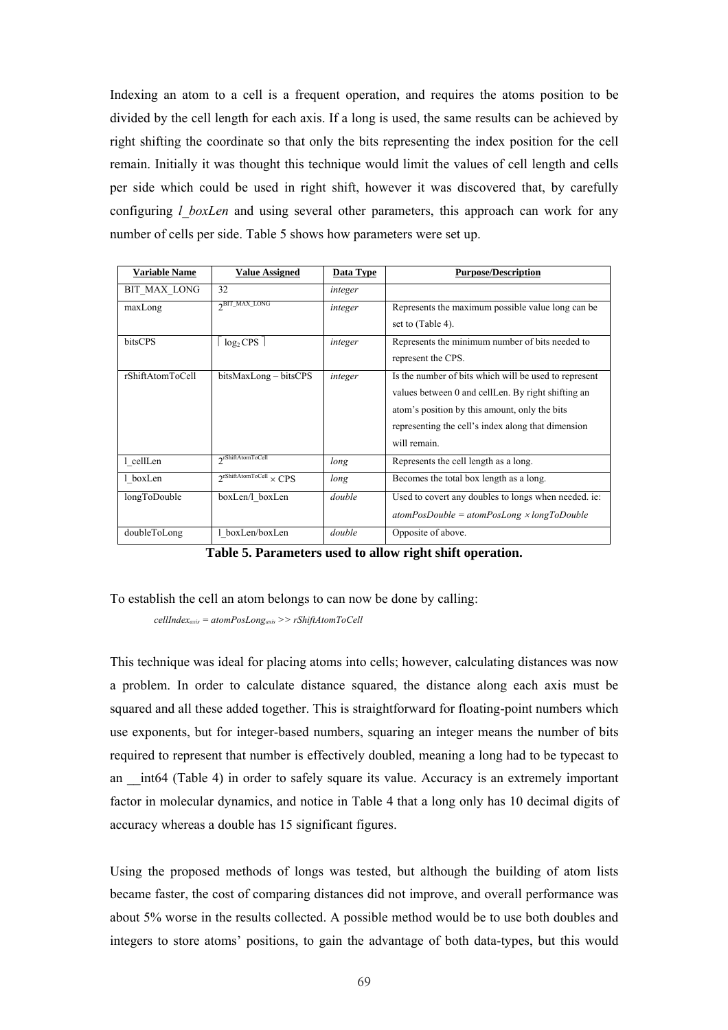Indexing an atom to a cell is a frequent operation, and requires the atoms position to be divided by the cell length for each axis. If a long is used, the same results can be achieved by right shifting the coordinate so that only the bits representing the index position for the cell remain. Initially it was thought this technique would limit the values of cell length and cells per side which could be used in right shift, however it was discovered that, by carefully configuring *l_boxLen* and using several other parameters, this approach can work for any number of cells per side. Table 5 shows how parameters were set up.

| **Variable Name** | **Value Assigned** | **Data Type** | **Purpose/Description** |
|---|---|---|---|
| BIT_MAX_LONG | 32 | *integer* | |
| maxLong | $2^{\text{BIT\_MAX\_LONG}}$ | *integer* | Represents the maximum possible value long can be set to (Table 4). |
| bitsCPS | $\lceil \log_2 \text{CPS} \rceil$ | *integer* | Represents the minimum number of bits needed to represent the CPS. |
| rShiftAtomToCell | bitsMaxLong – bitsCPS | *integer* | Is the number of bits which will be used to represent values between 0 and cellLen. By right shifting an atom's position by this amount, only the bits representing the cell's index along that dimension will remain. |
| l_cellLen | $2^{\text{rShiftAtomToCell}}$ | *long* | Represents the cell length as a long. |
| l_boxLen | $2^{\text{rShiftAtomToCell}} \times \text{CPS}$ | *long* | Becomes the total box length as a long. |
| longToDouble | boxLen/l_boxLen | *double* | Used to covert any doubles to longs when needed. ie: $atomPosDouble = atomPosLong \times longToDouble$ |
| doubleToLong | l_boxLen/boxLen | *double* | Opposite of above. |

**Table 5. Parameters used to allow right shift operation.**

To establish the cell an atom belongs to can now be done by calling:

$cellIndex_{axis} = atomPosLong_{axis} >> rShiftAtomToCell$

This technique was ideal for placing atoms into cells; however, calculating distances was now a problem. In order to calculate distance squared, the distance along each axis must be squared and all these added together. This is straightforward for floating-point numbers which use exponents, but for integer-based numbers, squaring an integer means the number of bits required to represent that number is effectively doubled, meaning a long had to be typecast to an __int64 (Table 4) in order to safely square its value. Accuracy is an extremely important factor in molecular dynamics, and notice in Table 4 that a long only has 10 decimal digits of accuracy whereas a double has 15 significant figures.

Using the proposed methods of longs was tested, but although the building of atom lists became faster, the cost of comparing distances did not improve, and overall performance was about 5% worse in the results collected. A possible method would be to use both doubles and integers to store atoms' positions, to gain the advantage of both data-types, but this would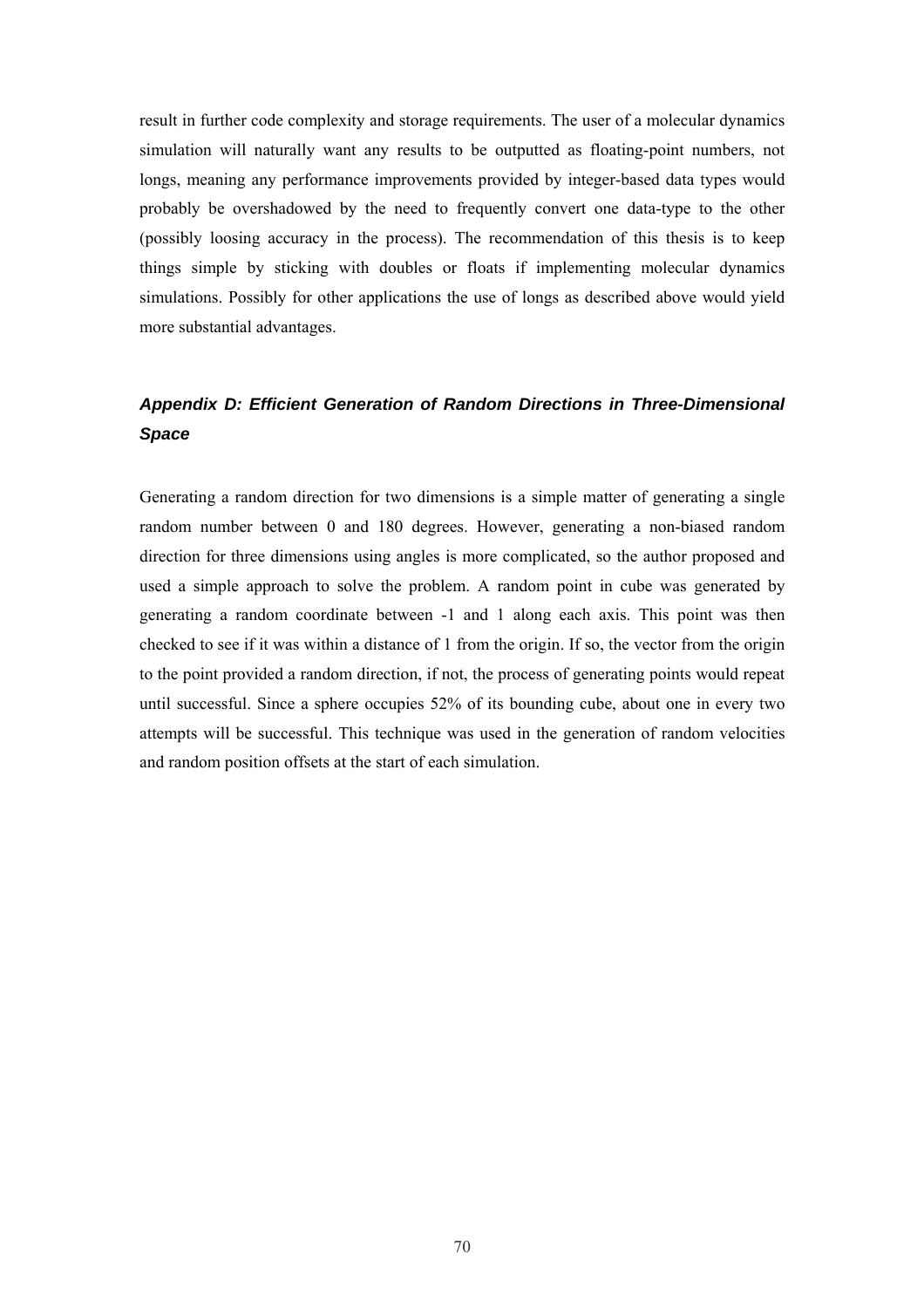result in further code complexity and storage requirements. The user of a molecular dynamics simulation will naturally want any results to be outputted as floating-point numbers, not longs, meaning any performance improvements provided by integer-based data types would probably be overshadowed by the need to frequently convert one data-type to the other (possibly loosing accuracy in the process). The recommendation of this thesis is to keep things simple by sticking with doubles or floats if implementing molecular dynamics simulations. Possibly for other applications the use of longs as described above would yield more substantial advantages.

## *Appendix D: Efficient Generation of Random Directions in Three-Dimensional Space*

Generating a random direction for two dimensions is a simple matter of generating a single random number between 0 and 180 degrees. However, generating a non-biased random direction for three dimensions using angles is more complicated, so the author proposed and used a simple approach to solve the problem. A random point in cube was generated by generating a random coordinate between -1 and 1 along each axis. This point was then checked to see if it was within a distance of 1 from the origin. If so, the vector from the origin to the point provided a random direction, if not, the process of generating points would repeat until successful. Since a sphere occupies 52% of its bounding cube, about one in every two attempts will be successful. This technique was used in the generation of random velocities and random position offsets at the start of each simulation.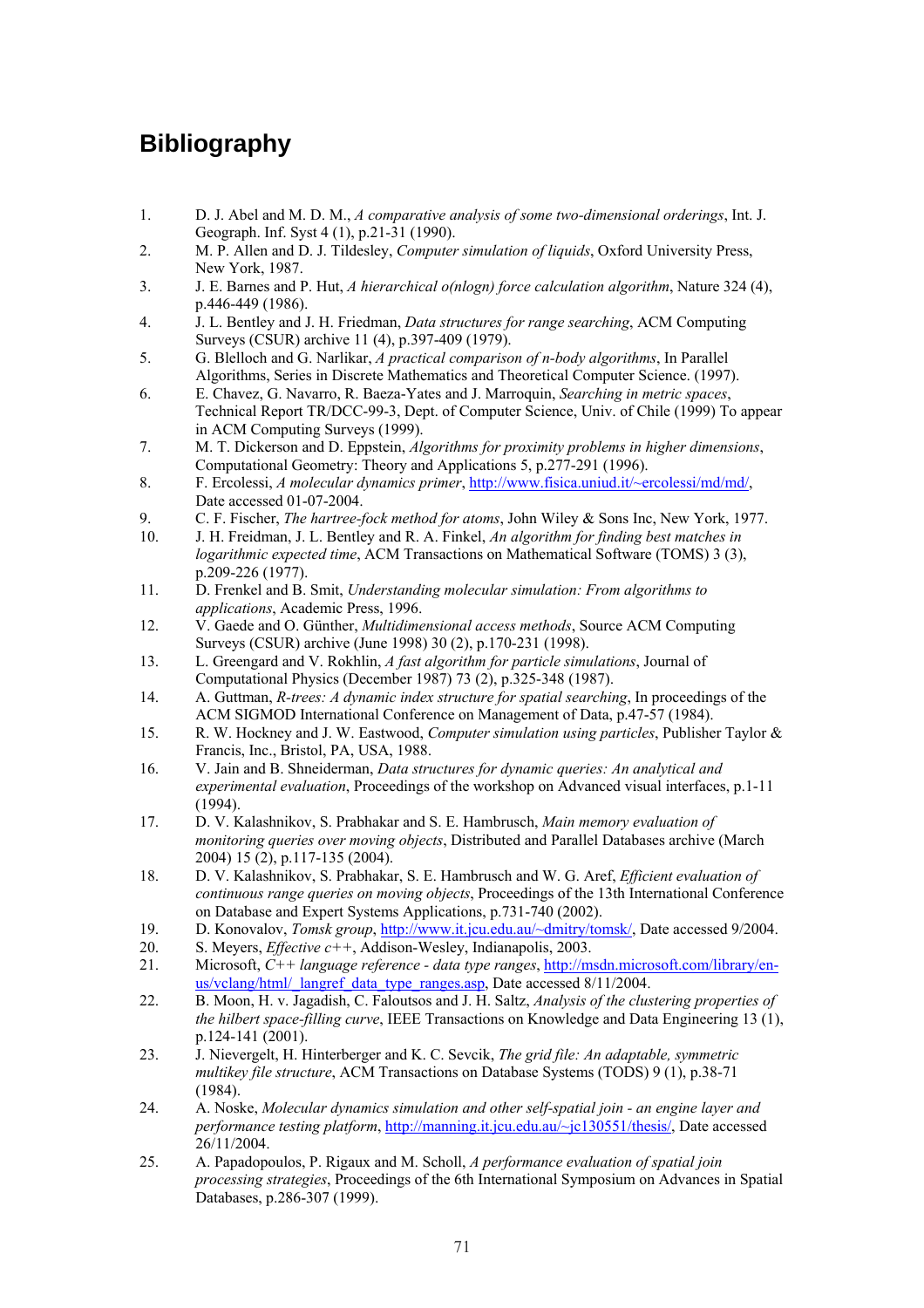# Bibliography

1. D. J. Abel and M. D. M., *A comparative analysis of some two-dimensional orderings*, Int. J. Geograph. Inf. Syst 4 (1), p.21-31 (1990).
2. M. P. Allen and D. J. Tildesley, *Computer simulation of liquids*, Oxford University Press, New York, 1987.
3. J. E. Barnes and P. Hut, *A hierarchical o(nlogn) force calculation algorithm*, Nature 324 (4), p.446-449 (1986).
4. J. L. Bentley and J. H. Friedman, *Data structures for range searching*, ACM Computing Surveys (CSUR) archive 11 (4), p.397-409 (1979).
5. G. Blelloch and G. Narlikar, *A practical comparison of n-body algorithms*, In Parallel Algorithms, Series in Discrete Mathematics and Theoretical Computer Science. (1997).
6. E. Chavez, G. Navarro, R. Baeza-Yates and J. Marroquin, *Searching in metric spaces*, Technical Report TR/DCC-99-3, Dept. of Computer Science, Univ. of Chile (1999) To appear in ACM Computing Surveys (1999).
7. M. T. Dickerson and D. Eppstein, *Algorithms for proximity problems in higher dimensions*, Computational Geometry: Theory and Applications 5, p.277-291 (1996).
8. F. Ercolessi, *A molecular dynamics primer*, http://www.fisica.uniud.it/~ercolessi/md/md/, Date accessed 01-07-2004.
9. C. F. Fischer, *The hartree-fock method for atoms*, John Wiley & Sons Inc, New York, 1977.
10. J. H. Freidman, J. L. Bentley and R. A. Finkel, *An algorithm for finding best matches in logarithmic expected time*, ACM Transactions on Mathematical Software (TOMS) 3 (3), p.209-226 (1977).
11. D. Frenkel and B. Smit, *Understanding molecular simulation: From algorithms to applications*, Academic Press, 1996.
12. V. Gaede and O. Günther, *Multidimensional access methods*, Source ACM Computing Surveys (CSUR) archive (June 1998) 30 (2), p.170-231 (1998).
13. L. Greengard and V. Rokhlin, *A fast algorithm for particle simulations*, Journal of Computational Physics (December 1987) 73 (2), p.325-348 (1987).
14. A. Guttman, *R-trees: A dynamic index structure for spatial searching*, In proceedings of the ACM SIGMOD International Conference on Management of Data, p.47-57 (1984).
15. R. W. Hockney and J. W. Eastwood, *Computer simulation using particles*, Publisher Taylor & Francis, Inc., Bristol, PA, USA, 1988.
16. V. Jain and B. Shneiderman, *Data structures for dynamic queries: An analytical and experimental evaluation*, Proceedings of the workshop on Advanced visual interfaces, p.1-11 (1994).
17. D. V. Kalashnikov, S. Prabhakar and S. E. Hambrusch, *Main memory evaluation of monitoring queries over moving objects*, Distributed and Parallel Databases archive (March 2004) 15 (2), p.117-135 (2004).
18. D. V. Kalashnikov, S. Prabhakar, S. E. Hambrusch and W. G. Aref, *Efficient evaluation of continuous range queries on moving objects*, Proceedings of the 13th International Conference on Database and Expert Systems Applications, p.731-740 (2002).
19. D. Konovalov, *Tomsk group*, http://www.it.jcu.edu.au/~dmitry/tomsk/, Date accessed 9/2004.
20. S. Meyers, *Effective c++*, Addison-Wesley, Indianapolis, 2003.
21. Microsoft, *C++ language reference - data type ranges*, http://msdn.microsoft.com/library/en-us/vclang/html/_langref_data_type_ranges.asp, Date accessed 8/11/2004.
22. B. Moon, H. v. Jagadish, C. Faloutsos and J. H. Saltz, *Analysis of the clustering properties of the hilbert space-filling curve*, IEEE Transactions on Knowledge and Data Engineering 13 (1), p.124-141 (2001).
23. J. Nievergelt, H. Hinterberger and K. C. Sevcik, *The grid file: An adaptable, symmetric multikey file structure*, ACM Transactions on Database Systems (TODS) 9 (1), p.38-71 (1984).
24. A. Noske, *Molecular dynamics simulation and other self-spatial join - an engine layer and performance testing platform*, http://manning.it.jcu.edu.au/~jc130551/thesis/, Date accessed 26/11/2004.
25. A. Papadopoulos, P. Rigaux and M. Scholl, *A performance evaluation of spatial join processing strategies*, Proceedings of the 6th International Symposium on Advances in Spatial Databases, p.286-307 (1999).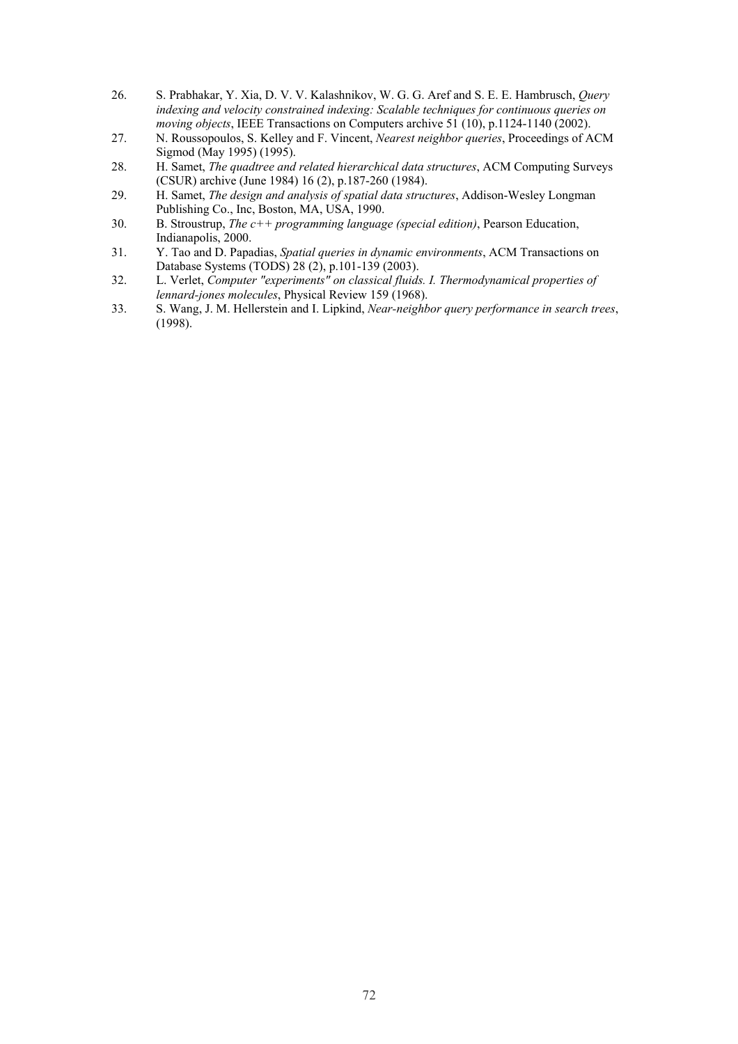26. S. Prabhakar, Y. Xia, D. V. V. Kalashnikov, W. G. G. Aref and S. E. E. Hambrusch, *Query indexing and velocity constrained indexing: Scalable techniques for continuous queries on moving objects*, IEEE Transactions on Computers archive 51 (10), p.1124-1140 (2002).
27. N. Roussopoulos, S. Kelley and F. Vincent, *Nearest neighbor queries*, Proceedings of ACM Sigmod (May 1995) (1995).
28. H. Samet, *The quadtree and related hierarchical data structures*, ACM Computing Surveys (CSUR) archive (June 1984) 16 (2), p.187-260 (1984).
29. H. Samet, *The design and analysis of spatial data structures*, Addison-Wesley Longman Publishing Co., Inc, Boston, MA, USA, 1990.
30. B. Stroustrup, *The c++ programming language (special edition)*, Pearson Education, Indianapolis, 2000.
31. Y. Tao and D. Papadias, *Spatial queries in dynamic environments*, ACM Transactions on Database Systems (TODS) 28 (2), p.101-139 (2003).
32. L. Verlet, *Computer "experiments" on classical fluids. I. Thermodynamical properties of lennard-jones molecules*, Physical Review 159 (1968).
33. S. Wang, J. M. Hellerstein and I. Lipkind, *Near-neighbor query performance in search trees*, (1998).